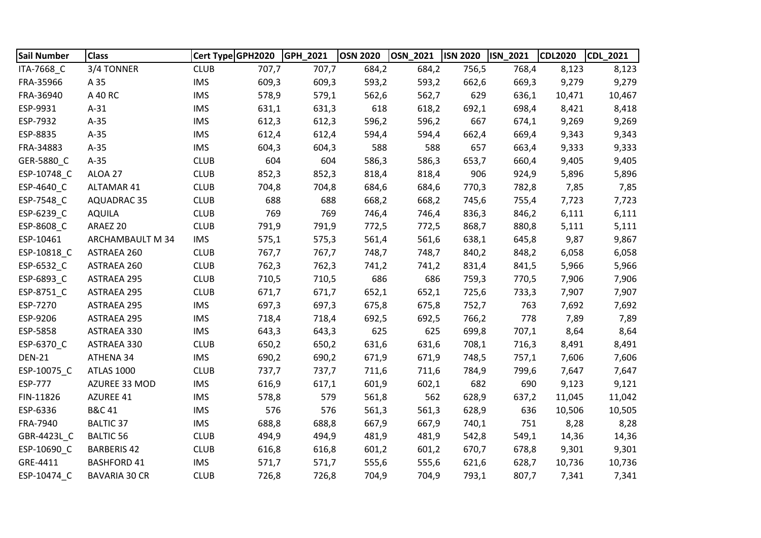| Sail Number | Class | Cert Type | GPH2020 | GPH_2021 | OSN 2020 | OSN_2021 | ISN 2020 | ISN_2021 | CDL2020 | CDL_2021 |
|---|---|---|---|---|---|---|---|---|---|---|
| ITA-7668_C | 3/4 TONNER | CLUB | 707,7 | 707,7 | 684,2 | 684,2 | 756,5 | 768,4 | 8,123 | 8,123 |
| FRA-35966 | A 35 | IMS | 609,3 | 609,3 | 593,2 | 593,2 | 662,6 | 669,3 | 9,279 | 9,279 |
| FRA-36940 | A 40 RC | IMS | 578,9 | 579,1 | 562,6 | 562,7 | 629 | 636,1 | 10,471 | 10,467 |
| ESP-9931 | A-31 | IMS | 631,1 | 631,3 | 618 | 618,2 | 692,1 | 698,4 | 8,421 | 8,418 |
| ESP-7932 | A-35 | IMS | 612,3 | 612,3 | 596,2 | 596,2 | 667 | 674,1 | 9,269 | 9,269 |
| ESP-8835 | A-35 | IMS | 612,4 | 612,4 | 594,4 | 594,4 | 662,4 | 669,4 | 9,343 | 9,343 |
| FRA-34883 | A-35 | IMS | 604,3 | 604,3 | 588 | 588 | 657 | 663,4 | 9,333 | 9,333 |
| GER-5880_C | A-35 | CLUB | 604 | 604 | 586,3 | 586,3 | 653,7 | 660,4 | 9,405 | 9,405 |
| ESP-10748_C | ALOA 27 | CLUB | 852,3 | 852,3 | 818,4 | 818,4 | 906 | 924,9 | 5,896 | 5,896 |
| ESP-4640_C | ALTAMAR 41 | CLUB | 704,8 | 704,8 | 684,6 | 684,6 | 770,3 | 782,8 | 7,85 | 7,85 |
| ESP-7548_C | AQUADRAC 35 | CLUB | 688 | 688 | 668,2 | 668,2 | 745,6 | 755,4 | 7,723 | 7,723 |
| ESP-6239_C | AQUILA | CLUB | 769 | 769 | 746,4 | 746,4 | 836,3 | 846,2 | 6,111 | 6,111 |
| ESP-8608_C | ARAEZ 20 | CLUB | 791,9 | 791,9 | 772,5 | 772,5 | 868,7 | 880,8 | 5,111 | 5,111 |
| ESP-10461 | ARCHAMBAULT M 34 | IMS | 575,1 | 575,3 | 561,4 | 561,6 | 638,1 | 645,8 | 9,87 | 9,867 |
| ESP-10818_C | ASTRAEA 260 | CLUB | 767,7 | 767,7 | 748,7 | 748,7 | 840,2 | 848,2 | 6,058 | 6,058 |
| ESP-6532_C | ASTRAEA 260 | CLUB | 762,3 | 762,3 | 741,2 | 741,2 | 831,4 | 841,5 | 5,966 | 5,966 |
| ESP-6893_C | ASTRAEA 295 | CLUB | 710,5 | 710,5 | 686 | 686 | 759,3 | 770,5 | 7,906 | 7,906 |
| ESP-8751_C | ASTRAEA 295 | CLUB | 671,7 | 671,7 | 652,1 | 652,1 | 725,6 | 733,3 | 7,907 | 7,907 |
| ESP-7270 | ASTRAEA 295 | IMS | 697,3 | 697,3 | 675,8 | 675,8 | 752,7 | 763 | 7,692 | 7,692 |
| ESP-9206 | ASTRAEA 295 | IMS | 718,4 | 718,4 | 692,5 | 692,5 | 766,2 | 778 | 7,89 | 7,89 |
| ESP-5858 | ASTRAEA 330 | IMS | 643,3 | 643,3 | 625 | 625 | 699,8 | 707,1 | 8,64 | 8,64 |
| ESP-6370_C | ASTRAEA 330 | CLUB | 650,2 | 650,2 | 631,6 | 631,6 | 708,1 | 716,3 | 8,491 | 8,491 |
| DEN-21 | ATHENA 34 | IMS | 690,2 | 690,2 | 671,9 | 671,9 | 748,5 | 757,1 | 7,606 | 7,606 |
| ESP-10075_C | ATLAS 1000 | CLUB | 737,7 | 737,7 | 711,6 | 711,6 | 784,9 | 799,6 | 7,647 | 7,647 |
| ESP-777 | AZUREE 33 MOD | IMS | 616,9 | 617,1 | 601,9 | 602,1 | 682 | 690 | 9,123 | 9,121 |
| FIN-11826 | AZUREE 41 | IMS | 578,8 | 579 | 561,8 | 562 | 628,9 | 637,2 | 11,045 | 11,042 |
| ESP-6336 | B&C 41 | IMS | 576 | 576 | 561,3 | 561,3 | 628,9 | 636 | 10,506 | 10,505 |
| FRA-7940 | BALTIC 37 | IMS | 688,8 | 688,8 | 667,9 | 667,9 | 740,1 | 751 | 8,28 | 8,28 |
| GBR-4423L_C | BALTIC 56 | CLUB | 494,9 | 494,9 | 481,9 | 481,9 | 542,8 | 549,1 | 14,36 | 14,36 |
| ESP-10690_C | BARBERIS 42 | CLUB | 616,8 | 616,8 | 601,2 | 601,2 | 670,7 | 678,8 | 9,301 | 9,301 |
| GRE-4411 | BASHFORD 41 | IMS | 571,7 | 571,7 | 555,6 | 555,6 | 621,6 | 628,7 | 10,736 | 10,736 |
| ESP-10474_C | BAVARIA 30 CR | CLUB | 726,8 | 726,8 | 704,9 | 704,9 | 793,1 | 807,7 | 7,341 | 7,341 |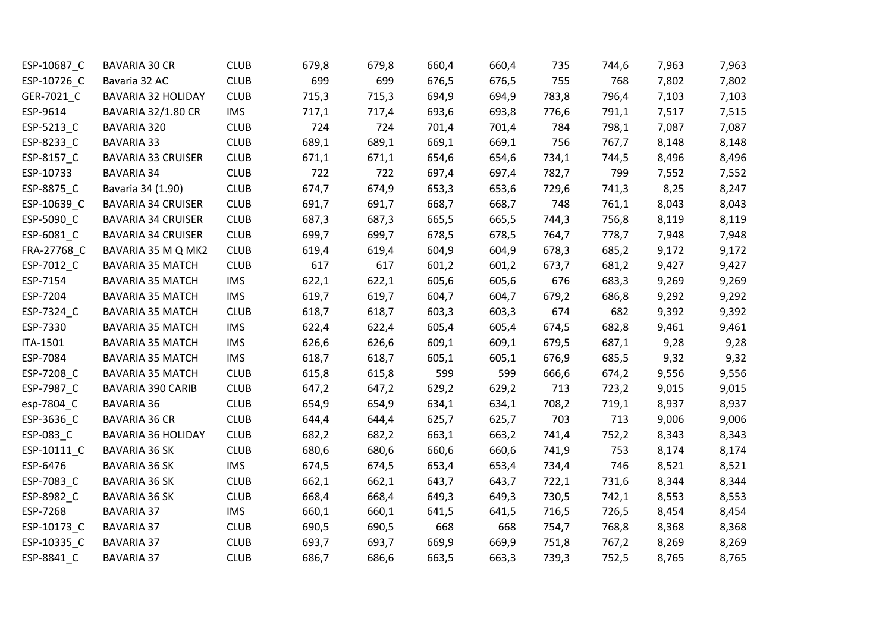| | | | | | | | | | | |
|---|---|---|---|---|---|---|---|---|---|---|
| ESP-10687_C | BAVARIA 30 CR | CLUB | 679,8 | 679,8 | 660,4 | 660,4 | 735 | 744,6 | 7,963 | 7,963 |
| ESP-10726_C | Bavaria 32 AC | CLUB | 699 | 699 | 676,5 | 676,5 | 755 | 768 | 7,802 | 7,802 |
| GER-7021_C | BAVARIA 32 HOLIDAY | CLUB | 715,3 | 715,3 | 694,9 | 694,9 | 783,8 | 796,4 | 7,103 | 7,103 |
| ESP-9614 | BAVARIA 32/1.80 CR | IMS | 717,1 | 717,4 | 693,6 | 693,8 | 776,6 | 791,1 | 7,517 | 7,515 |
| ESP-5213_C | BAVARIA 320 | CLUB | 724 | 724 | 701,4 | 701,4 | 784 | 798,1 | 7,087 | 7,087 |
| ESP-8233_C | BAVARIA 33 | CLUB | 689,1 | 689,1 | 669,1 | 669,1 | 756 | 767,7 | 8,148 | 8,148 |
| ESP-8157_C | BAVARIA 33 CRUISER | CLUB | 671,1 | 671,1 | 654,6 | 654,6 | 734,1 | 744,5 | 8,496 | 8,496 |
| ESP-10733 | BAVARIA 34 | CLUB | 722 | 722 | 697,4 | 697,4 | 782,7 | 799 | 7,552 | 7,552 |
| ESP-8875_C | Bavaria 34 (1.90) | CLUB | 674,7 | 674,9 | 653,3 | 653,6 | 729,6 | 741,3 | 8,25 | 8,247 |
| ESP-10639_C | BAVARIA 34 CRUISER | CLUB | 691,7 | 691,7 | 668,7 | 668,7 | 748 | 761,1 | 8,043 | 8,043 |
| ESP-5090_C | BAVARIA 34 CRUISER | CLUB | 687,3 | 687,3 | 665,5 | 665,5 | 744,3 | 756,8 | 8,119 | 8,119 |
| ESP-6081_C | BAVARIA 34 CRUISER | CLUB | 699,7 | 699,7 | 678,5 | 678,5 | 764,7 | 778,7 | 7,948 | 7,948 |
| FRA-27768_C | BAVARIA 35 M Q MK2 | CLUB | 619,4 | 619,4 | 604,9 | 604,9 | 678,3 | 685,2 | 9,172 | 9,172 |
| ESP-7012_C | BAVARIA 35 MATCH | CLUB | 617 | 617 | 601,2 | 601,2 | 673,7 | 681,2 | 9,427 | 9,427 |
| ESP-7154 | BAVARIA 35 MATCH | IMS | 622,1 | 622,1 | 605,6 | 605,6 | 676 | 683,3 | 9,269 | 9,269 |
| ESP-7204 | BAVARIA 35 MATCH | IMS | 619,7 | 619,7 | 604,7 | 604,7 | 679,2 | 686,8 | 9,292 | 9,292 |
| ESP-7324_C | BAVARIA 35 MATCH | CLUB | 618,7 | 618,7 | 603,3 | 603,3 | 674 | 682 | 9,392 | 9,392 |
| ESP-7330 | BAVARIA 35 MATCH | IMS | 622,4 | 622,4 | 605,4 | 605,4 | 674,5 | 682,8 | 9,461 | 9,461 |
| ITA-1501 | BAVARIA 35 MATCH | IMS | 626,6 | 626,6 | 609,1 | 609,1 | 679,5 | 687,1 | 9,28 | 9,28 |
| ESP-7084 | BAVARIA 35 MATCH | IMS | 618,7 | 618,7 | 605,1 | 605,1 | 676,9 | 685,5 | 9,32 | 9,32 |
| ESP-7208_C | BAVARIA 35 MATCH | CLUB | 615,8 | 615,8 | 599 | 599 | 666,6 | 674,2 | 9,556 | 9,556 |
| ESP-7987_C | BAVARIA 390 CARIB | CLUB | 647,2 | 647,2 | 629,2 | 629,2 | 713 | 723,2 | 9,015 | 9,015 |
| esp-7804_C | BAVARIA 36 | CLUB | 654,9 | 654,9 | 634,1 | 634,1 | 708,2 | 719,1 | 8,937 | 8,937 |
| ESP-3636_C | BAVARIA 36 CR | CLUB | 644,4 | 644,4 | 625,7 | 625,7 | 703 | 713 | 9,006 | 9,006 |
| ESP-083_C | BAVARIA 36 HOLIDAY | CLUB | 682,2 | 682,2 | 663,1 | 663,2 | 741,4 | 752,2 | 8,343 | 8,343 |
| ESP-10111_C | BAVARIA 36 SK | CLUB | 680,6 | 680,6 | 660,6 | 660,6 | 741,9 | 753 | 8,174 | 8,174 |
| ESP-6476 | BAVARIA 36 SK | IMS | 674,5 | 674,5 | 653,4 | 653,4 | 734,4 | 746 | 8,521 | 8,521 |
| ESP-7083_C | BAVARIA 36 SK | CLUB | 662,1 | 662,1 | 643,7 | 643,7 | 722,1 | 731,6 | 8,344 | 8,344 |
| ESP-8982_C | BAVARIA 36 SK | CLUB | 668,4 | 668,4 | 649,3 | 649,3 | 730,5 | 742,1 | 8,553 | 8,553 |
| ESP-7268 | BAVARIA 37 | IMS | 660,1 | 660,1 | 641,5 | 641,5 | 716,5 | 726,5 | 8,454 | 8,454 |
| ESP-10173_C | BAVARIA 37 | CLUB | 690,5 | 690,5 | 668 | 668 | 754,7 | 768,8 | 8,368 | 8,368 |
| ESP-10335_C | BAVARIA 37 | CLUB | 693,7 | 693,7 | 669,9 | 669,9 | 751,8 | 767,2 | 8,269 | 8,269 |
| ESP-8841_C | BAVARIA 37 | CLUB | 686,7 | 686,6 | 663,5 | 663,3 | 739,3 | 752,5 | 8,765 | 8,765 |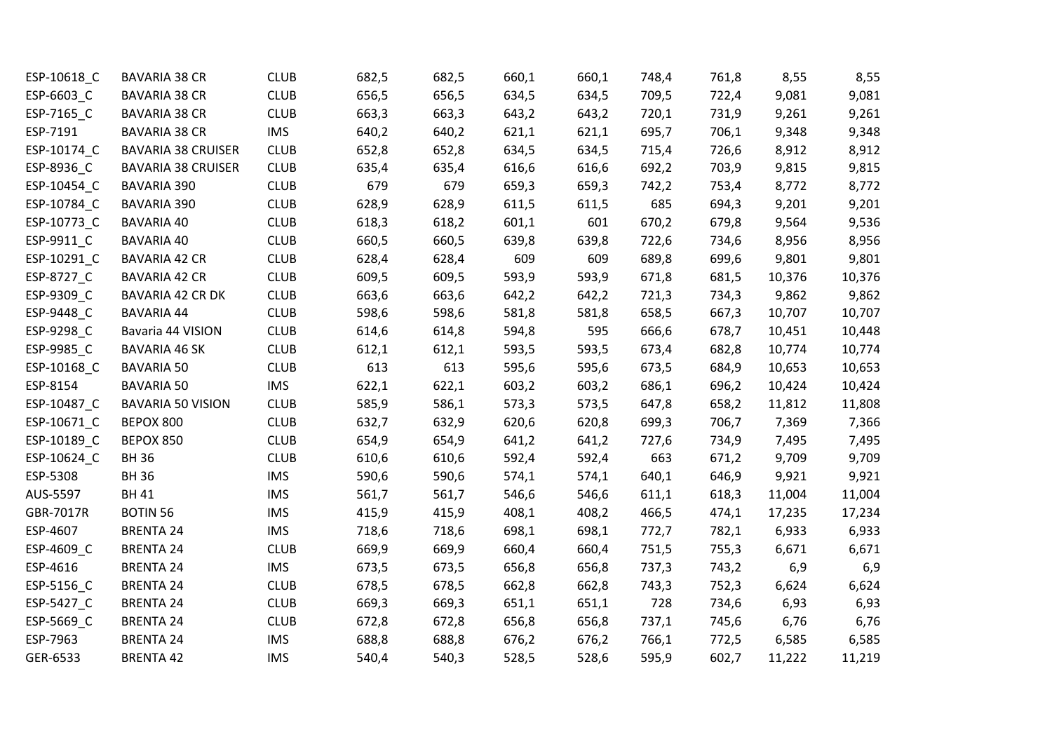| | | | | | | | | | | |
|---|---|---|---|---|---|---|---|---|---|---|
| ESP-10618_C | BAVARIA 38 CR | CLUB | 682,5 | 682,5 | 660,1 | 660,1 | 748,4 | 761,8 | 8,55 | 8,55 |
| ESP-6603_C | BAVARIA 38 CR | CLUB | 656,5 | 656,5 | 634,5 | 634,5 | 709,5 | 722,4 | 9,081 | 9,081 |
| ESP-7165_C | BAVARIA 38 CR | CLUB | 663,3 | 663,3 | 643,2 | 643,2 | 720,1 | 731,9 | 9,261 | 9,261 |
| ESP-7191 | BAVARIA 38 CR | IMS | 640,2 | 640,2 | 621,1 | 621,1 | 695,7 | 706,1 | 9,348 | 9,348 |
| ESP-10174_C | BAVARIA 38 CRUISER | CLUB | 652,8 | 652,8 | 634,5 | 634,5 | 715,4 | 726,6 | 8,912 | 8,912 |
| ESP-8936_C | BAVARIA 38 CRUISER | CLUB | 635,4 | 635,4 | 616,6 | 616,6 | 692,2 | 703,9 | 9,815 | 9,815 |
| ESP-10454_C | BAVARIA 390 | CLUB | 679 | 679 | 659,3 | 659,3 | 742,2 | 753,4 | 8,772 | 8,772 |
| ESP-10784_C | BAVARIA 390 | CLUB | 628,9 | 628,9 | 611,5 | 611,5 | 685 | 694,3 | 9,201 | 9,201 |
| ESP-10773_C | BAVARIA 40 | CLUB | 618,3 | 618,2 | 601,1 | 601 | 670,2 | 679,8 | 9,564 | 9,536 |
| ESP-9911_C | BAVARIA 40 | CLUB | 660,5 | 660,5 | 639,8 | 639,8 | 722,6 | 734,6 | 8,956 | 8,956 |
| ESP-10291_C | BAVARIA 42 CR | CLUB | 628,4 | 628,4 | 609 | 609 | 689,8 | 699,6 | 9,801 | 9,801 |
| ESP-8727_C | BAVARIA 42 CR | CLUB | 609,5 | 609,5 | 593,9 | 593,9 | 671,8 | 681,5 | 10,376 | 10,376 |
| ESP-9309_C | BAVARIA 42 CR DK | CLUB | 663,6 | 663,6 | 642,2 | 642,2 | 721,3 | 734,3 | 9,862 | 9,862 |
| ESP-9448_C | BAVARIA 44 | CLUB | 598,6 | 598,6 | 581,8 | 581,8 | 658,5 | 667,3 | 10,707 | 10,707 |
| ESP-9298_C | Bavaria 44 VISION | CLUB | 614,6 | 614,8 | 594,8 | 595 | 666,6 | 678,7 | 10,451 | 10,448 |
| ESP-9985_C | BAVARIA 46 SK | CLUB | 612,1 | 612,1 | 593,5 | 593,5 | 673,4 | 682,8 | 10,774 | 10,774 |
| ESP-10168_C | BAVARIA 50 | CLUB | 613 | 613 | 595,6 | 595,6 | 673,5 | 684,9 | 10,653 | 10,653 |
| ESP-8154 | BAVARIA 50 | IMS | 622,1 | 622,1 | 603,2 | 603,2 | 686,1 | 696,2 | 10,424 | 10,424 |
| ESP-10487_C | BAVARIA 50 VISION | CLUB | 585,9 | 586,1 | 573,3 | 573,5 | 647,8 | 658,2 | 11,812 | 11,808 |
| ESP-10671_C | BEPOX 800 | CLUB | 632,7 | 632,9 | 620,6 | 620,8 | 699,3 | 706,7 | 7,369 | 7,366 |
| ESP-10189_C | BEPOX 850 | CLUB | 654,9 | 654,9 | 641,2 | 641,2 | 727,6 | 734,9 | 7,495 | 7,495 |
| ESP-10624_C | BH 36 | CLUB | 610,6 | 610,6 | 592,4 | 592,4 | 663 | 671,2 | 9,709 | 9,709 |
| ESP-5308 | BH 36 | IMS | 590,6 | 590,6 | 574,1 | 574,1 | 640,1 | 646,9 | 9,921 | 9,921 |
| AUS-5597 | BH 41 | IMS | 561,7 | 561,7 | 546,6 | 546,6 | 611,1 | 618,3 | 11,004 | 11,004 |
| GBR-7017R | BOTIN 56 | IMS | 415,9 | 415,9 | 408,1 | 408,2 | 466,5 | 474,1 | 17,235 | 17,234 |
| ESP-4607 | BRENTA 24 | IMS | 718,6 | 718,6 | 698,1 | 698,1 | 772,7 | 782,1 | 6,933 | 6,933 |
| ESP-4609_C | BRENTA 24 | CLUB | 669,9 | 669,9 | 660,4 | 660,4 | 751,5 | 755,3 | 6,671 | 6,671 |
| ESP-4616 | BRENTA 24 | IMS | 673,5 | 673,5 | 656,8 | 656,8 | 737,3 | 743,2 | 6,9 | 6,9 |
| ESP-5156_C | BRENTA 24 | CLUB | 678,5 | 678,5 | 662,8 | 662,8 | 743,3 | 752,3 | 6,624 | 6,624 |
| ESP-5427_C | BRENTA 24 | CLUB | 669,3 | 669,3 | 651,1 | 651,1 | 728 | 734,6 | 6,93 | 6,93 |
| ESP-5669_C | BRENTA 24 | CLUB | 672,8 | 672,8 | 656,8 | 656,8 | 737,1 | 745,6 | 6,76 | 6,76 |
| ESP-7963 | BRENTA 24 | IMS | 688,8 | 688,8 | 676,2 | 676,2 | 766,1 | 772,5 | 6,585 | 6,585 |
| GER-6533 | BRENTA 42 | IMS | 540,4 | 540,3 | 528,5 | 528,6 | 595,9 | 602,7 | 11,222 | 11,219 |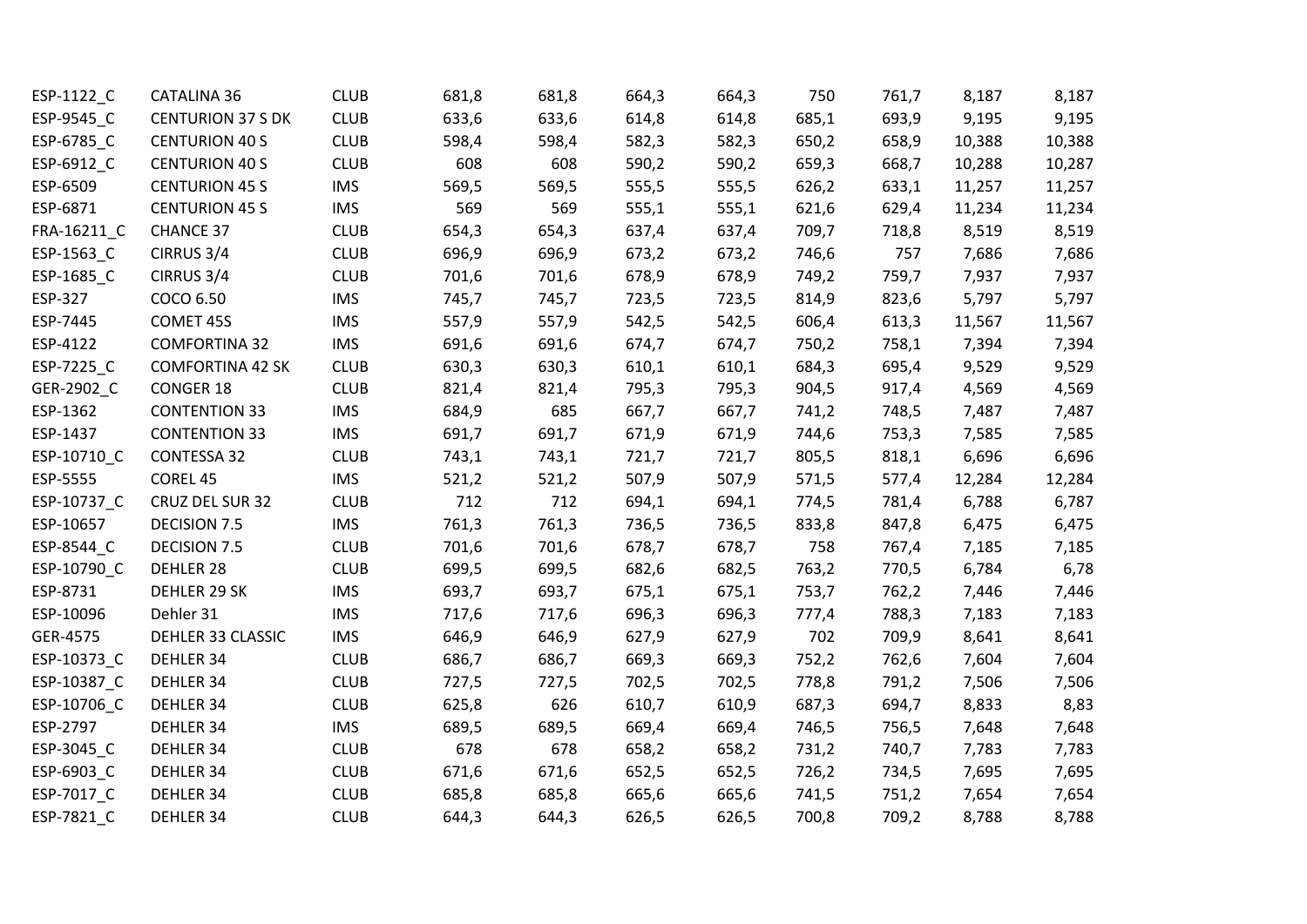| | | | | | | | | | | |
|---|---|---|---|---|---|---|---|---|---|---|
| ESP-1122_C | CATALINA 36 | CLUB | 681,8 | 681,8 | 664,3 | 664,3 | 750 | 761,7 | 8,187 | 8,187 |
| ESP-9545_C | CENTURION 37 S DK | CLUB | 633,6 | 633,6 | 614,8 | 614,8 | 685,1 | 693,9 | 9,195 | 9,195 |
| ESP-6785_C | CENTURION 40 S | CLUB | 598,4 | 598,4 | 582,3 | 582,3 | 650,2 | 658,9 | 10,388 | 10,388 |
| ESP-6912_C | CENTURION 40 S | CLUB | 608 | 608 | 590,2 | 590,2 | 659,3 | 668,7 | 10,288 | 10,287 |
| ESP-6509 | CENTURION 45 S | IMS | 569,5 | 569,5 | 555,5 | 555,5 | 626,2 | 633,1 | 11,257 | 11,257 |
| ESP-6871 | CENTURION 45 S | IMS | 569 | 569 | 555,1 | 555,1 | 621,6 | 629,4 | 11,234 | 11,234 |
| FRA-16211_C | CHANCE 37 | CLUB | 654,3 | 654,3 | 637,4 | 637,4 | 709,7 | 718,8 | 8,519 | 8,519 |
| ESP-1563_C | CIRRUS 3/4 | CLUB | 696,9 | 696,9 | 673,2 | 673,2 | 746,6 | 757 | 7,686 | 7,686 |
| ESP-1685_C | CIRRUS 3/4 | CLUB | 701,6 | 701,6 | 678,9 | 678,9 | 749,2 | 759,7 | 7,937 | 7,937 |
| ESP-327 | COCO 6.50 | IMS | 745,7 | 745,7 | 723,5 | 723,5 | 814,9 | 823,6 | 5,797 | 5,797 |
| ESP-7445 | COMET 45S | IMS | 557,9 | 557,9 | 542,5 | 542,5 | 606,4 | 613,3 | 11,567 | 11,567 |
| ESP-4122 | COMFORTINA 32 | IMS | 691,6 | 691,6 | 674,7 | 674,7 | 750,2 | 758,1 | 7,394 | 7,394 |
| ESP-7225_C | COMFORTINA 42 SK | CLUB | 630,3 | 630,3 | 610,1 | 610,1 | 684,3 | 695,4 | 9,529 | 9,529 |
| GER-2902_C | CONGER 18 | CLUB | 821,4 | 821,4 | 795,3 | 795,3 | 904,5 | 917,4 | 4,569 | 4,569 |
| ESP-1362 | CONTENTION 33 | IMS | 684,9 | 685 | 667,7 | 667,7 | 741,2 | 748,5 | 7,487 | 7,487 |
| ESP-1437 | CONTENTION 33 | IMS | 691,7 | 691,7 | 671,9 | 671,9 | 744,6 | 753,3 | 7,585 | 7,585 |
| ESP-10710_C | CONTESSA 32 | CLUB | 743,1 | 743,1 | 721,7 | 721,7 | 805,5 | 818,1 | 6,696 | 6,696 |
| ESP-5555 | COREL 45 | IMS | 521,2 | 521,2 | 507,9 | 507,9 | 571,5 | 577,4 | 12,284 | 12,284 |
| ESP-10737_C | CRUZ DEL SUR 32 | CLUB | 712 | 712 | 694,1 | 694,1 | 774,5 | 781,4 | 6,788 | 6,787 |
| ESP-10657 | DECISION 7.5 | IMS | 761,3 | 761,3 | 736,5 | 736,5 | 833,8 | 847,8 | 6,475 | 6,475 |
| ESP-8544_C | DECISION 7.5 | CLUB | 701,6 | 701,6 | 678,7 | 678,7 | 758 | 767,4 | 7,185 | 7,185 |
| ESP-10790_C | DEHLER 28 | CLUB | 699,5 | 699,5 | 682,6 | 682,5 | 763,2 | 770,5 | 6,784 | 6,78 |
| ESP-8731 | DEHLER 29 SK | IMS | 693,7 | 693,7 | 675,1 | 675,1 | 753,7 | 762,2 | 7,446 | 7,446 |
| ESP-10096 | Dehler 31 | IMS | 717,6 | 717,6 | 696,3 | 696,3 | 777,4 | 788,3 | 7,183 | 7,183 |
| GER-4575 | DEHLER 33 CLASSIC | IMS | 646,9 | 646,9 | 627,9 | 627,9 | 702 | 709,9 | 8,641 | 8,641 |
| ESP-10373_C | DEHLER 34 | CLUB | 686,7 | 686,7 | 669,3 | 669,3 | 752,2 | 762,6 | 7,604 | 7,604 |
| ESP-10387_C | DEHLER 34 | CLUB | 727,5 | 727,5 | 702,5 | 702,5 | 778,8 | 791,2 | 7,506 | 7,506 |
| ESP-10706_C | DEHLER 34 | CLUB | 625,8 | 626 | 610,7 | 610,9 | 687,3 | 694,7 | 8,833 | 8,83 |
| ESP-2797 | DEHLER 34 | IMS | 689,5 | 689,5 | 669,4 | 669,4 | 746,5 | 756,5 | 7,648 | 7,648 |
| ESP-3045_C | DEHLER 34 | CLUB | 678 | 678 | 658,2 | 658,2 | 731,2 | 740,7 | 7,783 | 7,783 |
| ESP-6903_C | DEHLER 34 | CLUB | 671,6 | 671,6 | 652,5 | 652,5 | 726,2 | 734,5 | 7,695 | 7,695 |
| ESP-7017_C | DEHLER 34 | CLUB | 685,8 | 685,8 | 665,6 | 665,6 | 741,5 | 751,2 | 7,654 | 7,654 |
| ESP-7821_C | DEHLER 34 | CLUB | 644,3 | 644,3 | 626,5 | 626,5 | 700,8 | 709,2 | 8,788 | 8,788 |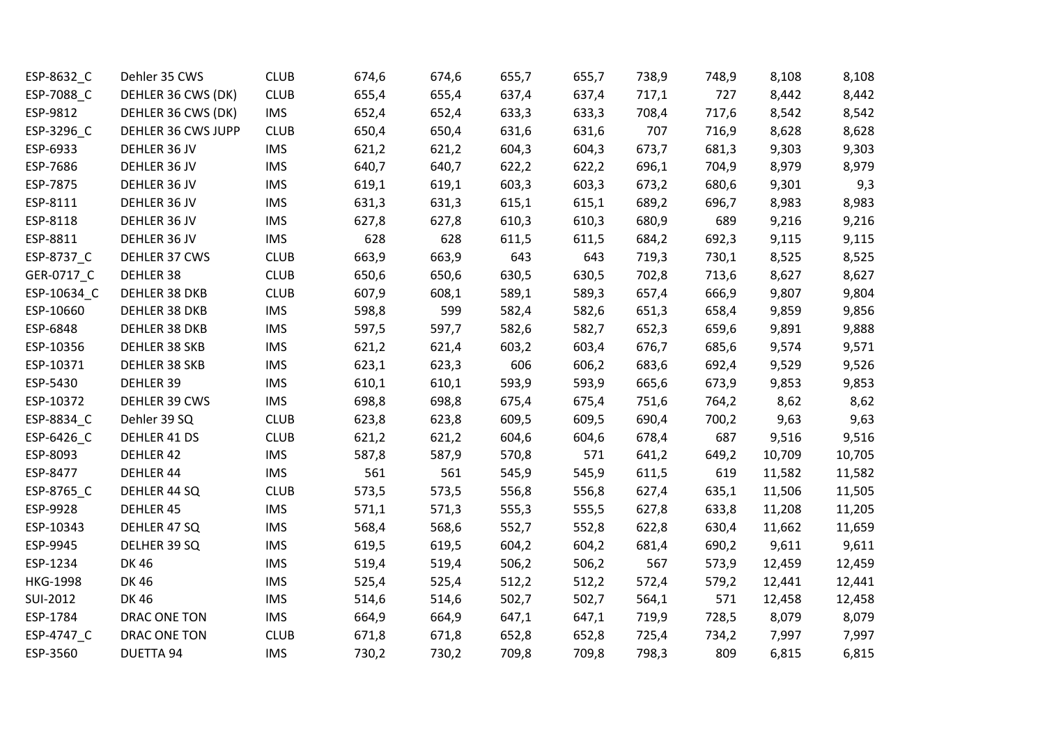| | | | | | | | | | | |
|---|---|---|---|---|---|---|---|---|---|---|
| ESP-8632_C | Dehler 35 CWS | CLUB | 674,6 | 674,6 | 655,7 | 655,7 | 738,9 | 748,9 | 8,108 | 8,108 |
| ESP-7088_C | DEHLER 36 CWS (DK) | CLUB | 655,4 | 655,4 | 637,4 | 637,4 | 717,1 | 727 | 8,442 | 8,442 |
| ESP-9812 | DEHLER 36 CWS (DK) | IMS | 652,4 | 652,4 | 633,3 | 633,3 | 708,4 | 717,6 | 8,542 | 8,542 |
| ESP-3296_C | DEHLER 36 CWS JUPP | CLUB | 650,4 | 650,4 | 631,6 | 631,6 | 707 | 716,9 | 8,628 | 8,628 |
| ESP-6933 | DEHLER 36 JV | IMS | 621,2 | 621,2 | 604,3 | 604,3 | 673,7 | 681,3 | 9,303 | 9,303 |
| ESP-7686 | DEHLER 36 JV | IMS | 640,7 | 640,7 | 622,2 | 622,2 | 696,1 | 704,9 | 8,979 | 8,979 |
| ESP-7875 | DEHLER 36 JV | IMS | 619,1 | 619,1 | 603,3 | 603,3 | 673,2 | 680,6 | 9,301 | 9,3 |
| ESP-8111 | DEHLER 36 JV | IMS | 631,3 | 631,3 | 615,1 | 615,1 | 689,2 | 696,7 | 8,983 | 8,983 |
| ESP-8118 | DEHLER 36 JV | IMS | 627,8 | 627,8 | 610,3 | 610,3 | 680,9 | 689 | 9,216 | 9,216 |
| ESP-8811 | DEHLER 36 JV | IMS | 628 | 628 | 611,5 | 611,5 | 684,2 | 692,3 | 9,115 | 9,115 |
| ESP-8737_C | DEHLER 37 CWS | CLUB | 663,9 | 663,9 | 643 | 643 | 719,3 | 730,1 | 8,525 | 8,525 |
| GER-0717_C | DEHLER 38 | CLUB | 650,6 | 650,6 | 630,5 | 630,5 | 702,8 | 713,6 | 8,627 | 8,627 |
| ESP-10634_C | DEHLER 38 DKB | CLUB | 607,9 | 608,1 | 589,1 | 589,3 | 657,4 | 666,9 | 9,807 | 9,804 |
| ESP-10660 | DEHLER 38 DKB | IMS | 598,8 | 599 | 582,4 | 582,6 | 651,3 | 658,4 | 9,859 | 9,856 |
| ESP-6848 | DEHLER 38 DKB | IMS | 597,5 | 597,7 | 582,6 | 582,7 | 652,3 | 659,6 | 9,891 | 9,888 |
| ESP-10356 | DEHLER 38 SKB | IMS | 621,2 | 621,4 | 603,2 | 603,4 | 676,7 | 685,6 | 9,574 | 9,571 |
| ESP-10371 | DEHLER 38 SKB | IMS | 623,1 | 623,3 | 606 | 606,2 | 683,6 | 692,4 | 9,529 | 9,526 |
| ESP-5430 | DEHLER 39 | IMS | 610,1 | 610,1 | 593,9 | 593,9 | 665,6 | 673,9 | 9,853 | 9,853 |
| ESP-10372 | DEHLER 39 CWS | IMS | 698,8 | 698,8 | 675,4 | 675,4 | 751,6 | 764,2 | 8,62 | 8,62 |
| ESP-8834_C | Dehler 39 SQ | CLUB | 623,8 | 623,8 | 609,5 | 609,5 | 690,4 | 700,2 | 9,63 | 9,63 |
| ESP-6426_C | DEHLER 41 DS | CLUB | 621,2 | 621,2 | 604,6 | 604,6 | 678,4 | 687 | 9,516 | 9,516 |
| ESP-8093 | DEHLER 42 | IMS | 587,8 | 587,9 | 570,8 | 571 | 641,2 | 649,2 | 10,709 | 10,705 |
| ESP-8477 | DEHLER 44 | IMS | 561 | 561 | 545,9 | 545,9 | 611,5 | 619 | 11,582 | 11,582 |
| ESP-8765_C | DEHLER 44 SQ | CLUB | 573,5 | 573,5 | 556,8 | 556,8 | 627,4 | 635,1 | 11,506 | 11,505 |
| ESP-9928 | DEHLER 45 | IMS | 571,1 | 571,3 | 555,3 | 555,5 | 627,8 | 633,8 | 11,208 | 11,205 |
| ESP-10343 | DEHLER 47 SQ | IMS | 568,4 | 568,6 | 552,7 | 552,8 | 622,8 | 630,4 | 11,662 | 11,659 |
| ESP-9945 | DELHER 39 SQ | IMS | 619,5 | 619,5 | 604,2 | 604,2 | 681,4 | 690,2 | 9,611 | 9,611 |
| ESP-1234 | DK 46 | IMS | 519,4 | 519,4 | 506,2 | 506,2 | 567 | 573,9 | 12,459 | 12,459 |
| HKG-1998 | DK 46 | IMS | 525,4 | 525,4 | 512,2 | 512,2 | 572,4 | 579,2 | 12,441 | 12,441 |
| SUI-2012 | DK 46 | IMS | 514,6 | 514,6 | 502,7 | 502,7 | 564,1 | 571 | 12,458 | 12,458 |
| ESP-1784 | DRAC ONE TON | IMS | 664,9 | 664,9 | 647,1 | 647,1 | 719,9 | 728,5 | 8,079 | 8,079 |
| ESP-4747_C | DRAC ONE TON | CLUB | 671,8 | 671,8 | 652,8 | 652,8 | 725,4 | 734,2 | 7,997 | 7,997 |
| ESP-3560 | DUETTA 94 | IMS | 730,2 | 730,2 | 709,8 | 709,8 | 798,3 | 809 | 6,815 | 6,815 |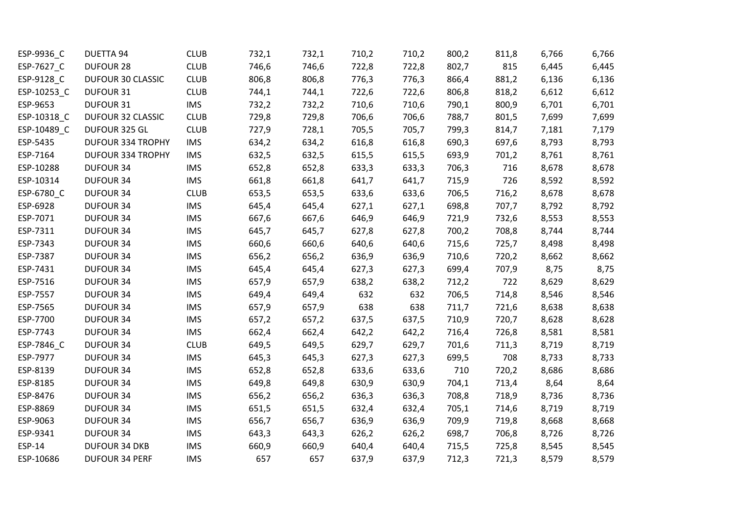| | | | | | | | | | | |
|---|---|---|---|---|---|---|---|---|---|---|
| ESP-9936_C | DUETTA 94 | CLUB | 732,1 | 732,1 | 710,2 | 710,2 | 800,2 | 811,8 | 6,766 | 6,766 |
| ESP-7627_C | DUFOUR 28 | CLUB | 746,6 | 746,6 | 722,8 | 722,8 | 802,7 | 815 | 6,445 | 6,445 |
| ESP-9128_C | DUFOUR 30 CLASSIC | CLUB | 806,8 | 806,8 | 776,3 | 776,3 | 866,4 | 881,2 | 6,136 | 6,136 |
| ESP-10253_C | DUFOUR 31 | CLUB | 744,1 | 744,1 | 722,6 | 722,6 | 806,8 | 818,2 | 6,612 | 6,612 |
| ESP-9653 | DUFOUR 31 | IMS | 732,2 | 732,2 | 710,6 | 710,6 | 790,1 | 800,9 | 6,701 | 6,701 |
| ESP-10318_C | DUFOUR 32 CLASSIC | CLUB | 729,8 | 729,8 | 706,6 | 706,6 | 788,7 | 801,5 | 7,699 | 7,699 |
| ESP-10489_C | DUFOUR 325 GL | CLUB | 727,9 | 728,1 | 705,5 | 705,7 | 799,3 | 814,7 | 7,181 | 7,179 |
| ESP-5435 | DUFOUR 334 TROPHY | IMS | 634,2 | 634,2 | 616,8 | 616,8 | 690,3 | 697,6 | 8,793 | 8,793 |
| ESP-7164 | DUFOUR 334 TROPHY | IMS | 632,5 | 632,5 | 615,5 | 615,5 | 693,9 | 701,2 | 8,761 | 8,761 |
| ESP-10288 | DUFOUR 34 | IMS | 652,8 | 652,8 | 633,3 | 633,3 | 706,3 | 716 | 8,678 | 8,678 |
| ESP-10314 | DUFOUR 34 | IMS | 661,8 | 661,8 | 641,7 | 641,7 | 715,9 | 726 | 8,592 | 8,592 |
| ESP-6780_C | DUFOUR 34 | CLUB | 653,5 | 653,5 | 633,6 | 633,6 | 706,5 | 716,2 | 8,678 | 8,678 |
| ESP-6928 | DUFOUR 34 | IMS | 645,4 | 645,4 | 627,1 | 627,1 | 698,8 | 707,7 | 8,792 | 8,792 |
| ESP-7071 | DUFOUR 34 | IMS | 667,6 | 667,6 | 646,9 | 646,9 | 721,9 | 732,6 | 8,553 | 8,553 |
| ESP-7311 | DUFOUR 34 | IMS | 645,7 | 645,7 | 627,8 | 627,8 | 700,2 | 708,8 | 8,744 | 8,744 |
| ESP-7343 | DUFOUR 34 | IMS | 660,6 | 660,6 | 640,6 | 640,6 | 715,6 | 725,7 | 8,498 | 8,498 |
| ESP-7387 | DUFOUR 34 | IMS | 656,2 | 656,2 | 636,9 | 636,9 | 710,6 | 720,2 | 8,662 | 8,662 |
| ESP-7431 | DUFOUR 34 | IMS | 645,4 | 645,4 | 627,3 | 627,3 | 699,4 | 707,9 | 8,75 | 8,75 |
| ESP-7516 | DUFOUR 34 | IMS | 657,9 | 657,9 | 638,2 | 638,2 | 712,2 | 722 | 8,629 | 8,629 |
| ESP-7557 | DUFOUR 34 | IMS | 649,4 | 649,4 | 632 | 632 | 706,5 | 714,8 | 8,546 | 8,546 |
| ESP-7565 | DUFOUR 34 | IMS | 657,9 | 657,9 | 638 | 638 | 711,7 | 721,6 | 8,638 | 8,638 |
| ESP-7700 | DUFOUR 34 | IMS | 657,2 | 657,2 | 637,5 | 637,5 | 710,9 | 720,7 | 8,628 | 8,628 |
| ESP-7743 | DUFOUR 34 | IMS | 662,4 | 662,4 | 642,2 | 642,2 | 716,4 | 726,8 | 8,581 | 8,581 |
| ESP-7846_C | DUFOUR 34 | CLUB | 649,5 | 649,5 | 629,7 | 629,7 | 701,6 | 711,3 | 8,719 | 8,719 |
| ESP-7977 | DUFOUR 34 | IMS | 645,3 | 645,3 | 627,3 | 627,3 | 699,5 | 708 | 8,733 | 8,733 |
| ESP-8139 | DUFOUR 34 | IMS | 652,8 | 652,8 | 633,6 | 633,6 | 710 | 720,2 | 8,686 | 8,686 |
| ESP-8185 | DUFOUR 34 | IMS | 649,8 | 649,8 | 630,9 | 630,9 | 704,1 | 713,4 | 8,64 | 8,64 |
| ESP-8476 | DUFOUR 34 | IMS | 656,2 | 656,2 | 636,3 | 636,3 | 708,8 | 718,9 | 8,736 | 8,736 |
| ESP-8869 | DUFOUR 34 | IMS | 651,5 | 651,5 | 632,4 | 632,4 | 705,1 | 714,6 | 8,719 | 8,719 |
| ESP-9063 | DUFOUR 34 | IMS | 656,7 | 656,7 | 636,9 | 636,9 | 709,9 | 719,8 | 8,668 | 8,668 |
| ESP-9341 | DUFOUR 34 | IMS | 643,3 | 643,3 | 626,2 | 626,2 | 698,7 | 706,8 | 8,726 | 8,726 |
| ESP-14 | DUFOUR 34 DKB | IMS | 660,9 | 660,9 | 640,4 | 640,4 | 715,5 | 725,8 | 8,545 | 8,545 |
| ESP-10686 | DUFOUR 34 PERF | IMS | 657 | 657 | 637,9 | 637,9 | 712,3 | 721,3 | 8,579 | 8,579 |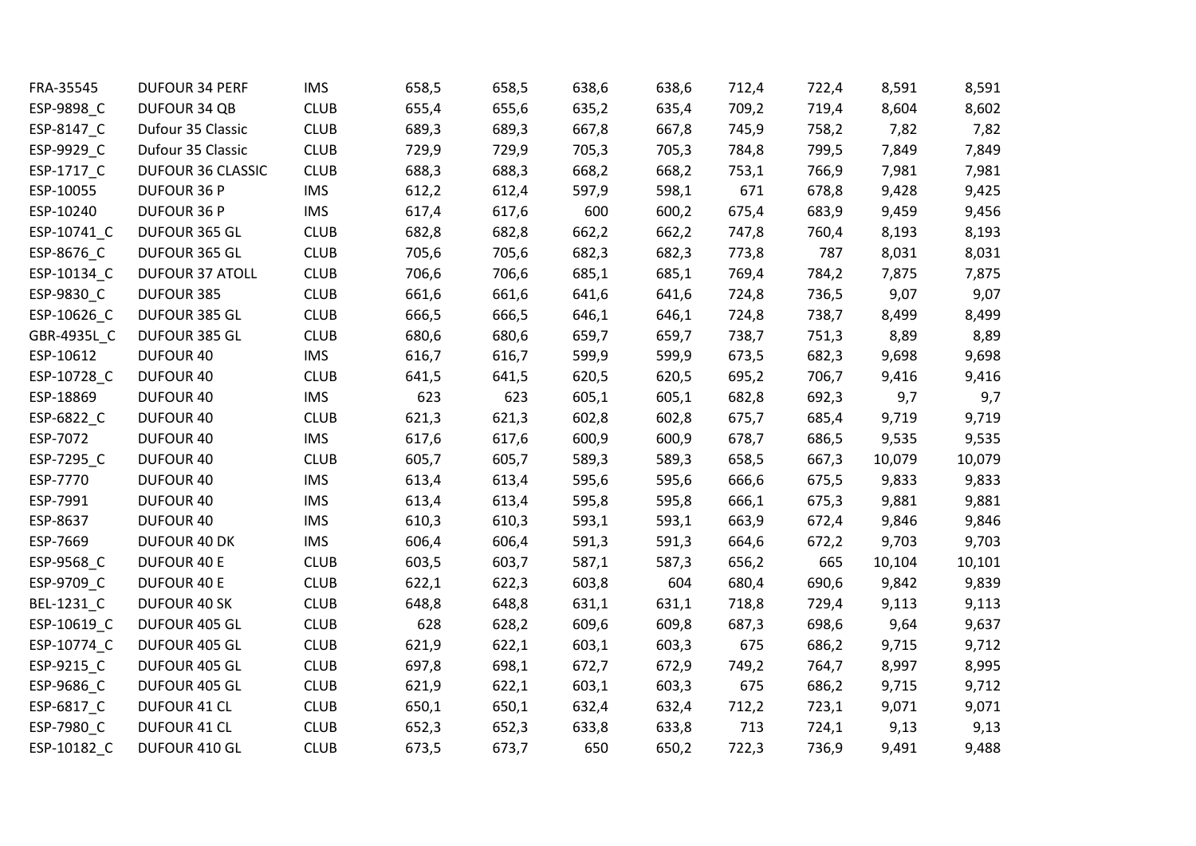| | | | | | | | | | | |
|---|---|---|---|---|---|---|---|---|---|---|
| FRA-35545 | DUFOUR 34 PERF | IMS | 658,5 | 658,5 | 638,6 | 638,6 | 712,4 | 722,4 | 8,591 | 8,591 |
| ESP-9898_C | DUFOUR 34 QB | CLUB | 655,4 | 655,6 | 635,2 | 635,4 | 709,2 | 719,4 | 8,604 | 8,602 |
| ESP-8147_C | Dufour 35 Classic | CLUB | 689,3 | 689,3 | 667,8 | 667,8 | 745,9 | 758,2 | 7,82 | 7,82 |
| ESP-9929_C | Dufour 35 Classic | CLUB | 729,9 | 729,9 | 705,3 | 705,3 | 784,8 | 799,5 | 7,849 | 7,849 |
| ESP-1717_C | DUFOUR 36 CLASSIC | CLUB | 688,3 | 688,3 | 668,2 | 668,2 | 753,1 | 766,9 | 7,981 | 7,981 |
| ESP-10055 | DUFOUR 36 P | IMS | 612,2 | 612,4 | 597,9 | 598,1 | 671 | 678,8 | 9,428 | 9,425 |
| ESP-10240 | DUFOUR 36 P | IMS | 617,4 | 617,6 | 600 | 600,2 | 675,4 | 683,9 | 9,459 | 9,456 |
| ESP-10741_C | DUFOUR 365 GL | CLUB | 682,8 | 682,8 | 662,2 | 662,2 | 747,8 | 760,4 | 8,193 | 8,193 |
| ESP-8676_C | DUFOUR 365 GL | CLUB | 705,6 | 705,6 | 682,3 | 682,3 | 773,8 | 787 | 8,031 | 8,031 |
| ESP-10134_C | DUFOUR 37 ATOLL | CLUB | 706,6 | 706,6 | 685,1 | 685,1 | 769,4 | 784,2 | 7,875 | 7,875 |
| ESP-9830_C | DUFOUR 385 | CLUB | 661,6 | 661,6 | 641,6 | 641,6 | 724,8 | 736,5 | 9,07 | 9,07 |
| ESP-10626_C | DUFOUR 385 GL | CLUB | 666,5 | 666,5 | 646,1 | 646,1 | 724,8 | 738,7 | 8,499 | 8,499 |
| GBR-4935L_C | DUFOUR 385 GL | CLUB | 680,6 | 680,6 | 659,7 | 659,7 | 738,7 | 751,3 | 8,89 | 8,89 |
| ESP-10612 | DUFOUR 40 | IMS | 616,7 | 616,7 | 599,9 | 599,9 | 673,5 | 682,3 | 9,698 | 9,698 |
| ESP-10728_C | DUFOUR 40 | CLUB | 641,5 | 641,5 | 620,5 | 620,5 | 695,2 | 706,7 | 9,416 | 9,416 |
| ESP-18869 | DUFOUR 40 | IMS | 623 | 623 | 605,1 | 605,1 | 682,8 | 692,3 | 9,7 | 9,7 |
| ESP-6822_C | DUFOUR 40 | CLUB | 621,3 | 621,3 | 602,8 | 602,8 | 675,7 | 685,4 | 9,719 | 9,719 |
| ESP-7072 | DUFOUR 40 | IMS | 617,6 | 617,6 | 600,9 | 600,9 | 678,7 | 686,5 | 9,535 | 9,535 |
| ESP-7295_C | DUFOUR 40 | CLUB | 605,7 | 605,7 | 589,3 | 589,3 | 658,5 | 667,3 | 10,079 | 10,079 |
| ESP-7770 | DUFOUR 40 | IMS | 613,4 | 613,4 | 595,6 | 595,6 | 666,6 | 675,5 | 9,833 | 9,833 |
| ESP-7991 | DUFOUR 40 | IMS | 613,4 | 613,4 | 595,8 | 595,8 | 666,1 | 675,3 | 9,881 | 9,881 |
| ESP-8637 | DUFOUR 40 | IMS | 610,3 | 610,3 | 593,1 | 593,1 | 663,9 | 672,4 | 9,846 | 9,846 |
| ESP-7669 | DUFOUR 40 DK | IMS | 606,4 | 606,4 | 591,3 | 591,3 | 664,6 | 672,2 | 9,703 | 9,703 |
| ESP-9568_C | DUFOUR 40 E | CLUB | 603,5 | 603,7 | 587,1 | 587,3 | 656,2 | 665 | 10,104 | 10,101 |
| ESP-9709_C | DUFOUR 40 E | CLUB | 622,1 | 622,3 | 603,8 | 604 | 680,4 | 690,6 | 9,842 | 9,839 |
| BEL-1231_C | DUFOUR 40 SK | CLUB | 648,8 | 648,8 | 631,1 | 631,1 | 718,8 | 729,4 | 9,113 | 9,113 |
| ESP-10619_C | DUFOUR 405 GL | CLUB | 628 | 628,2 | 609,6 | 609,8 | 687,3 | 698,6 | 9,64 | 9,637 |
| ESP-10774_C | DUFOUR 405 GL | CLUB | 621,9 | 622,1 | 603,1 | 603,3 | 675 | 686,2 | 9,715 | 9,712 |
| ESP-9215_C | DUFOUR 405 GL | CLUB | 697,8 | 698,1 | 672,7 | 672,9 | 749,2 | 764,7 | 8,997 | 8,995 |
| ESP-9686_C | DUFOUR 405 GL | CLUB | 621,9 | 622,1 | 603,1 | 603,3 | 675 | 686,2 | 9,715 | 9,712 |
| ESP-6817_C | DUFOUR 41 CL | CLUB | 650,1 | 650,1 | 632,4 | 632,4 | 712,2 | 723,1 | 9,071 | 9,071 |
| ESP-7980_C | DUFOUR 41 CL | CLUB | 652,3 | 652,3 | 633,8 | 633,8 | 713 | 724,1 | 9,13 | 9,13 |
| ESP-10182_C | DUFOUR 410 GL | CLUB | 673,5 | 673,7 | 650 | 650,2 | 722,3 | 736,9 | 9,491 | 9,488 |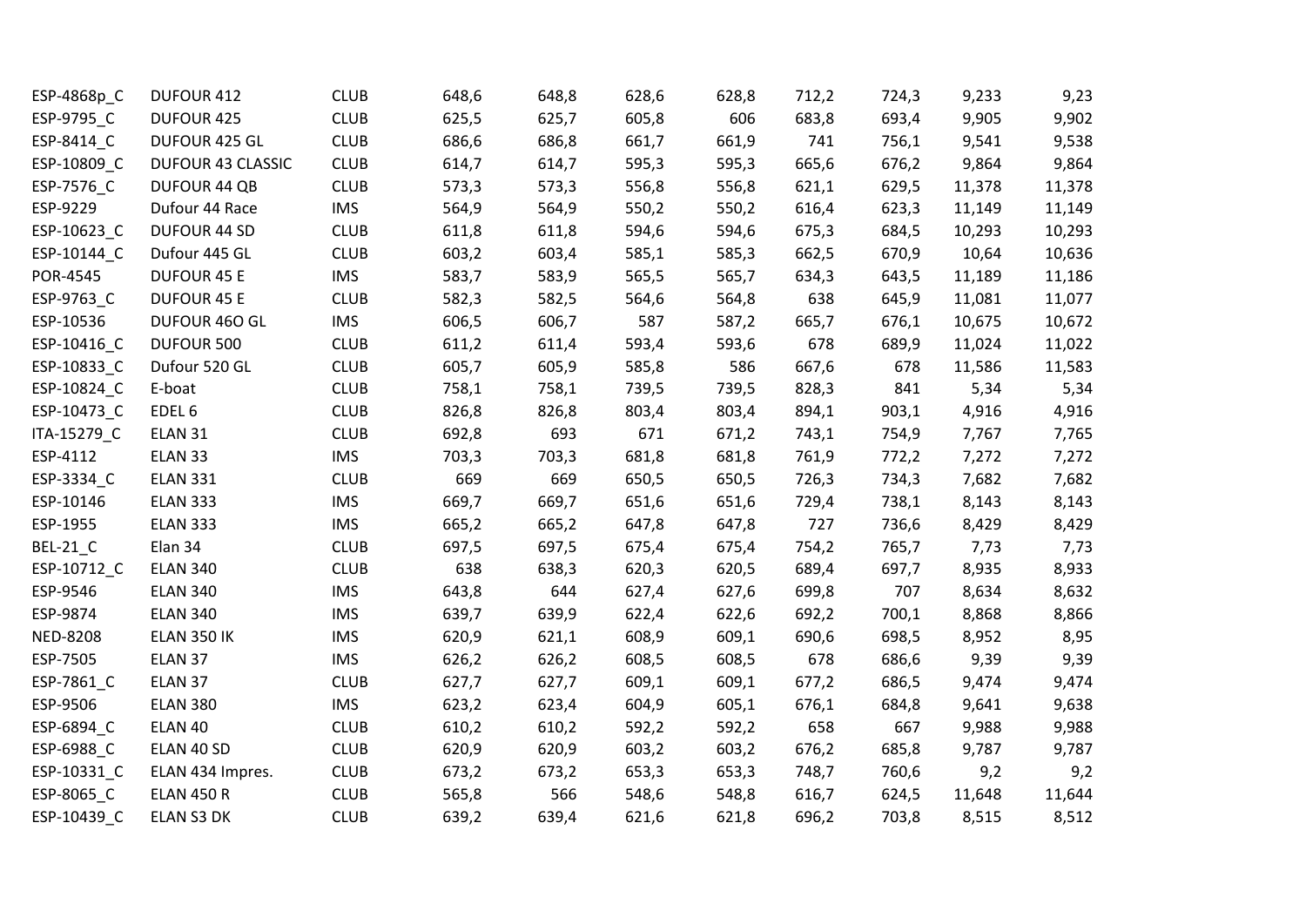| | | | | | | | | | | |
|---|---|---|---|---|---|---|---|---|---|---|
| ESP-4868p_C | DUFOUR 412 | CLUB | 648,6 | 648,8 | 628,6 | 628,8 | 712,2 | 724,3 | 9,233 | 9,23 |
| ESP-9795_C | DUFOUR 425 | CLUB | 625,5 | 625,7 | 605,8 | 606 | 683,8 | 693,4 | 9,905 | 9,902 |
| ESP-8414_C | DUFOUR 425 GL | CLUB | 686,6 | 686,8 | 661,7 | 661,9 | 741 | 756,1 | 9,541 | 9,538 |
| ESP-10809_C | DUFOUR 43 CLASSIC | CLUB | 614,7 | 614,7 | 595,3 | 595,3 | 665,6 | 676,2 | 9,864 | 9,864 |
| ESP-7576_C | DUFOUR 44 QB | CLUB | 573,3 | 573,3 | 556,8 | 556,8 | 621,1 | 629,5 | 11,378 | 11,378 |
| ESP-9229 | Dufour 44 Race | IMS | 564,9 | 564,9 | 550,2 | 550,2 | 616,4 | 623,3 | 11,149 | 11,149 |
| ESP-10623_C | DUFOUR 44 SD | CLUB | 611,8 | 611,8 | 594,6 | 594,6 | 675,3 | 684,5 | 10,293 | 10,293 |
| ESP-10144_C | Dufour 445 GL | CLUB | 603,2 | 603,4 | 585,1 | 585,3 | 662,5 | 670,9 | 10,64 | 10,636 |
| POR-4545 | DUFOUR 45 E | IMS | 583,7 | 583,9 | 565,5 | 565,7 | 634,3 | 643,5 | 11,189 | 11,186 |
| ESP-9763_C | DUFOUR 45 E | CLUB | 582,3 | 582,5 | 564,6 | 564,8 | 638 | 645,9 | 11,081 | 11,077 |
| ESP-10536 | DUFOUR 46O GL | IMS | 606,5 | 606,7 | 587 | 587,2 | 665,7 | 676,1 | 10,675 | 10,672 |
| ESP-10416_C | DUFOUR 500 | CLUB | 611,2 | 611,4 | 593,4 | 593,6 | 678 | 689,9 | 11,024 | 11,022 |
| ESP-10833_C | Dufour 520 GL | CLUB | 605,7 | 605,9 | 585,8 | 586 | 667,6 | 678 | 11,586 | 11,583 |
| ESP-10824_C | E-boat | CLUB | 758,1 | 758,1 | 739,5 | 739,5 | 828,3 | 841 | 5,34 | 5,34 |
| ESP-10473_C | EDEL 6 | CLUB | 826,8 | 826,8 | 803,4 | 803,4 | 894,1 | 903,1 | 4,916 | 4,916 |
| ITA-15279_C | ELAN 31 | CLUB | 692,8 | 693 | 671 | 671,2 | 743,1 | 754,9 | 7,767 | 7,765 |
| ESP-4112 | ELAN 33 | IMS | 703,3 | 703,3 | 681,8 | 681,8 | 761,9 | 772,2 | 7,272 | 7,272 |
| ESP-3334_C | ELAN 331 | CLUB | 669 | 669 | 650,5 | 650,5 | 726,3 | 734,3 | 7,682 | 7,682 |
| ESP-10146 | ELAN 333 | IMS | 669,7 | 669,7 | 651,6 | 651,6 | 729,4 | 738,1 | 8,143 | 8,143 |
| ESP-1955 | ELAN 333 | IMS | 665,2 | 665,2 | 647,8 | 647,8 | 727 | 736,6 | 8,429 | 8,429 |
| BEL-21_C | Elan 34 | CLUB | 697,5 | 697,5 | 675,4 | 675,4 | 754,2 | 765,7 | 7,73 | 7,73 |
| ESP-10712_C | ELAN 340 | CLUB | 638 | 638,3 | 620,3 | 620,5 | 689,4 | 697,7 | 8,935 | 8,933 |
| ESP-9546 | ELAN 340 | IMS | 643,8 | 644 | 627,4 | 627,6 | 699,8 | 707 | 8,634 | 8,632 |
| ESP-9874 | ELAN 340 | IMS | 639,7 | 639,9 | 622,4 | 622,6 | 692,2 | 700,1 | 8,868 | 8,866 |
| NED-8208 | ELAN 350 IK | IMS | 620,9 | 621,1 | 608,9 | 609,1 | 690,6 | 698,5 | 8,952 | 8,95 |
| ESP-7505 | ELAN 37 | IMS | 626,2 | 626,2 | 608,5 | 608,5 | 678 | 686,6 | 9,39 | 9,39 |
| ESP-7861_C | ELAN 37 | CLUB | 627,7 | 627,7 | 609,1 | 609,1 | 677,2 | 686,5 | 9,474 | 9,474 |
| ESP-9506 | ELAN 380 | IMS | 623,2 | 623,4 | 604,9 | 605,1 | 676,1 | 684,8 | 9,641 | 9,638 |
| ESP-6894_C | ELAN 40 | CLUB | 610,2 | 610,2 | 592,2 | 592,2 | 658 | 667 | 9,988 | 9,988 |
| ESP-6988_C | ELAN 40 SD | CLUB | 620,9 | 620,9 | 603,2 | 603,2 | 676,2 | 685,8 | 9,787 | 9,787 |
| ESP-10331_C | ELAN 434 Impres. | CLUB | 673,2 | 673,2 | 653,3 | 653,3 | 748,7 | 760,6 | 9,2 | 9,2 |
| ESP-8065_C | ELAN 450 R | CLUB | 565,8 | 566 | 548,6 | 548,8 | 616,7 | 624,5 | 11,648 | 11,644 |
| ESP-10439_C | ELAN S3 DK | CLUB | 639,2 | 639,4 | 621,6 | 621,8 | 696,2 | 703,8 | 8,515 | 8,512 |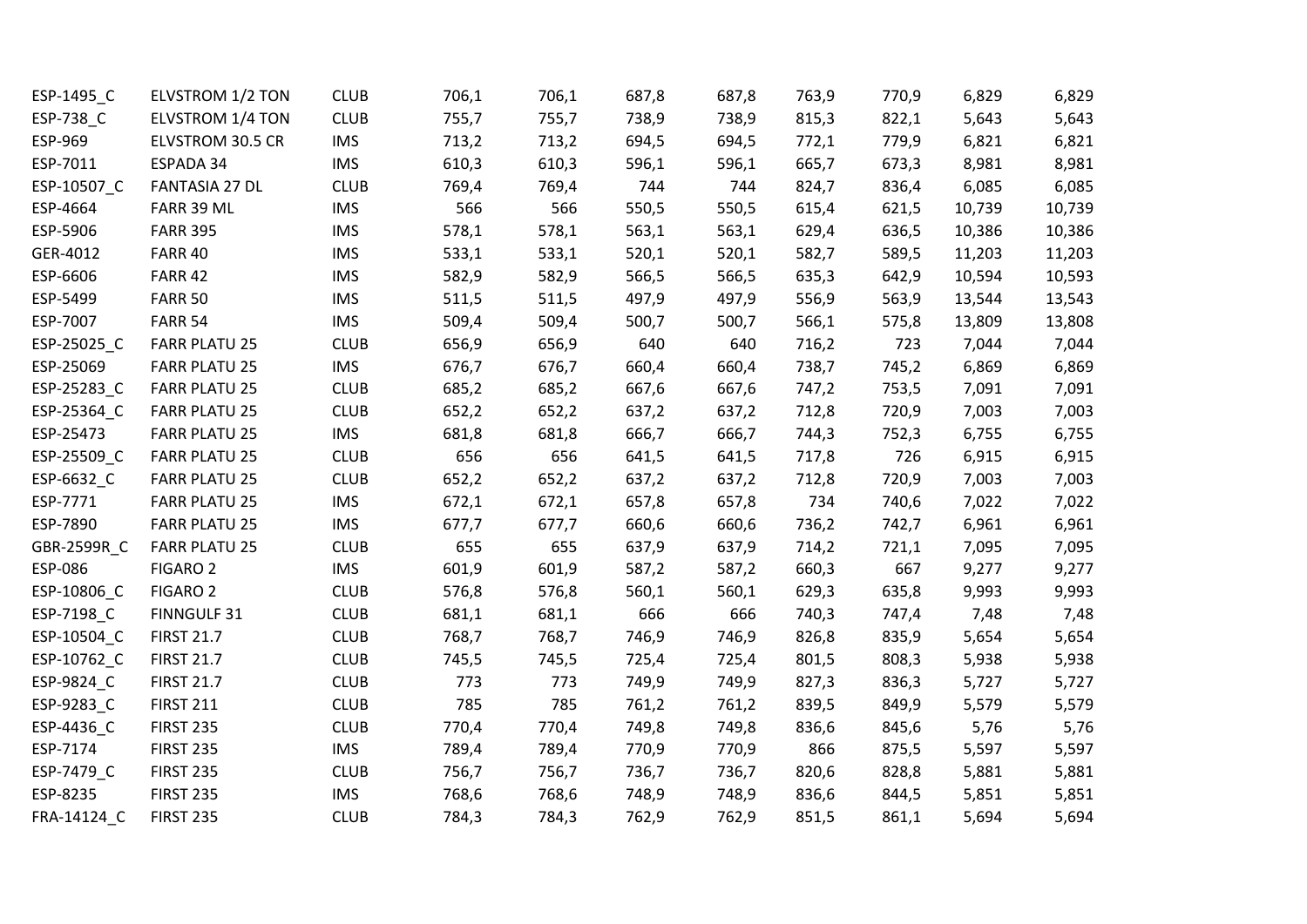| | | | | | | | | | | |
|---|---|---|---|---|---|---|---|---|---|---|
| ESP-1495_C | ELVSTROM 1/2 TON | CLUB | 706,1 | 706,1 | 687,8 | 687,8 | 763,9 | 770,9 | 6,829 | 6,829 |
| ESP-738_C | ELVSTROM 1/4 TON | CLUB | 755,7 | 755,7 | 738,9 | 738,9 | 815,3 | 822,1 | 5,643 | 5,643 |
| ESP-969 | ELVSTROM 30.5 CR | IMS | 713,2 | 713,2 | 694,5 | 694,5 | 772,1 | 779,9 | 6,821 | 6,821 |
| ESP-7011 | ESPADA 34 | IMS | 610,3 | 610,3 | 596,1 | 596,1 | 665,7 | 673,3 | 8,981 | 8,981 |
| ESP-10507_C | FANTASIA 27 DL | CLUB | 769,4 | 769,4 | 744 | 744 | 824,7 | 836,4 | 6,085 | 6,085 |
| ESP-4664 | FARR 39 ML | IMS | 566 | 566 | 550,5 | 550,5 | 615,4 | 621,5 | 10,739 | 10,739 |
| ESP-5906 | FARR 395 | IMS | 578,1 | 578,1 | 563,1 | 563,1 | 629,4 | 636,5 | 10,386 | 10,386 |
| GER-4012 | FARR 40 | IMS | 533,1 | 533,1 | 520,1 | 520,1 | 582,7 | 589,5 | 11,203 | 11,203 |
| ESP-6606 | FARR 42 | IMS | 582,9 | 582,9 | 566,5 | 566,5 | 635,3 | 642,9 | 10,594 | 10,593 |
| ESP-5499 | FARR 50 | IMS | 511,5 | 511,5 | 497,9 | 497,9 | 556,9 | 563,9 | 13,544 | 13,543 |
| ESP-7007 | FARR 54 | IMS | 509,4 | 509,4 | 500,7 | 500,7 | 566,1 | 575,8 | 13,809 | 13,808 |
| ESP-25025_C | FARR PLATU 25 | CLUB | 656,9 | 656,9 | 640 | 640 | 716,2 | 723 | 7,044 | 7,044 |
| ESP-25069 | FARR PLATU 25 | IMS | 676,7 | 676,7 | 660,4 | 660,4 | 738,7 | 745,2 | 6,869 | 6,869 |
| ESP-25283_C | FARR PLATU 25 | CLUB | 685,2 | 685,2 | 667,6 | 667,6 | 747,2 | 753,5 | 7,091 | 7,091 |
| ESP-25364_C | FARR PLATU 25 | CLUB | 652,2 | 652,2 | 637,2 | 637,2 | 712,8 | 720,9 | 7,003 | 7,003 |
| ESP-25473 | FARR PLATU 25 | IMS | 681,8 | 681,8 | 666,7 | 666,7 | 744,3 | 752,3 | 6,755 | 6,755 |
| ESP-25509_C | FARR PLATU 25 | CLUB | 656 | 656 | 641,5 | 641,5 | 717,8 | 726 | 6,915 | 6,915 |
| ESP-6632_C | FARR PLATU 25 | CLUB | 652,2 | 652,2 | 637,2 | 637,2 | 712,8 | 720,9 | 7,003 | 7,003 |
| ESP-7771 | FARR PLATU 25 | IMS | 672,1 | 672,1 | 657,8 | 657,8 | 734 | 740,6 | 7,022 | 7,022 |
| ESP-7890 | FARR PLATU 25 | IMS | 677,7 | 677,7 | 660,6 | 660,6 | 736,2 | 742,7 | 6,961 | 6,961 |
| GBR-2599R_C | FARR PLATU 25 | CLUB | 655 | 655 | 637,9 | 637,9 | 714,2 | 721,1 | 7,095 | 7,095 |
| ESP-086 | FIGARO 2 | IMS | 601,9 | 601,9 | 587,2 | 587,2 | 660,3 | 667 | 9,277 | 9,277 |
| ESP-10806_C | FIGARO 2 | CLUB | 576,8 | 576,8 | 560,1 | 560,1 | 629,3 | 635,8 | 9,993 | 9,993 |
| ESP-7198_C | FINNGULF 31 | CLUB | 681,1 | 681,1 | 666 | 666 | 740,3 | 747,4 | 7,48 | 7,48 |
| ESP-10504_C | FIRST 21.7 | CLUB | 768,7 | 768,7 | 746,9 | 746,9 | 826,8 | 835,9 | 5,654 | 5,654 |
| ESP-10762_C | FIRST 21.7 | CLUB | 745,5 | 745,5 | 725,4 | 725,4 | 801,5 | 808,3 | 5,938 | 5,938 |
| ESP-9824_C | FIRST 21.7 | CLUB | 773 | 773 | 749,9 | 749,9 | 827,3 | 836,3 | 5,727 | 5,727 |
| ESP-9283_C | FIRST 211 | CLUB | 785 | 785 | 761,2 | 761,2 | 839,5 | 849,9 | 5,579 | 5,579 |
| ESP-4436_C | FIRST 235 | CLUB | 770,4 | 770,4 | 749,8 | 749,8 | 836,6 | 845,6 | 5,76 | 5,76 |
| ESP-7174 | FIRST 235 | IMS | 789,4 | 789,4 | 770,9 | 770,9 | 866 | 875,5 | 5,597 | 5,597 |
| ESP-7479_C | FIRST 235 | CLUB | 756,7 | 756,7 | 736,7 | 736,7 | 820,6 | 828,8 | 5,881 | 5,881 |
| ESP-8235 | FIRST 235 | IMS | 768,6 | 768,6 | 748,9 | 748,9 | 836,6 | 844,5 | 5,851 | 5,851 |
| FRA-14124_C | FIRST 235 | CLUB | 784,3 | 784,3 | 762,9 | 762,9 | 851,5 | 861,1 | 5,694 | 5,694 |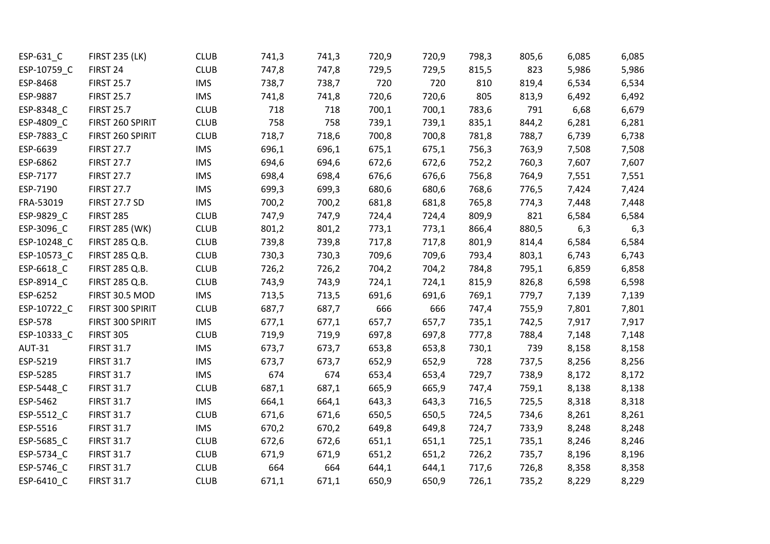| | | | | | | | | | | |
|---|---|---|---|---|---|---|---|---|---|---|
| ESP-631_C | FIRST 235 (LK) | CLUB | 741,3 | 741,3 | 720,9 | 720,9 | 798,3 | 805,6 | 6,085 | 6,085 |
| ESP-10759_C | FIRST 24 | CLUB | 747,8 | 747,8 | 729,5 | 729,5 | 815,5 | 823 | 5,986 | 5,986 |
| ESP-8468 | FIRST 25.7 | IMS | 738,7 | 738,7 | 720 | 720 | 810 | 819,4 | 6,534 | 6,534 |
| ESP-9887 | FIRST 25.7 | IMS | 741,8 | 741,8 | 720,6 | 720,6 | 805 | 813,9 | 6,492 | 6,492 |
| ESP-8348_C | FIRST 25.7 | CLUB | 718 | 718 | 700,1 | 700,1 | 783,6 | 791 | 6,68 | 6,679 |
| ESP-4809_C | FIRST 260 SPIRIT | CLUB | 758 | 758 | 739,1 | 739,1 | 835,1 | 844,2 | 6,281 | 6,281 |
| ESP-7883_C | FIRST 260 SPIRIT | CLUB | 718,7 | 718,6 | 700,8 | 700,8 | 781,8 | 788,7 | 6,739 | 6,738 |
| ESP-6639 | FIRST 27.7 | IMS | 696,1 | 696,1 | 675,1 | 675,1 | 756,3 | 763,9 | 7,508 | 7,508 |
| ESP-6862 | FIRST 27.7 | IMS | 694,6 | 694,6 | 672,6 | 672,6 | 752,2 | 760,3 | 7,607 | 7,607 |
| ESP-7177 | FIRST 27.7 | IMS | 698,4 | 698,4 | 676,6 | 676,6 | 756,8 | 764,9 | 7,551 | 7,551 |
| ESP-7190 | FIRST 27.7 | IMS | 699,3 | 699,3 | 680,6 | 680,6 | 768,6 | 776,5 | 7,424 | 7,424 |
| FRA-53019 | FIRST 27.7 SD | IMS | 700,2 | 700,2 | 681,8 | 681,8 | 765,8 | 774,3 | 7,448 | 7,448 |
| ESP-9829_C | FIRST 285 | CLUB | 747,9 | 747,9 | 724,4 | 724,4 | 809,9 | 821 | 6,584 | 6,584 |
| ESP-3096_C | FIRST 285 (WK) | CLUB | 801,2 | 801,2 | 773,1 | 773,1 | 866,4 | 880,5 | 6,3 | 6,3 |
| ESP-10248_C | FIRST 285 Q.B. | CLUB | 739,8 | 739,8 | 717,8 | 717,8 | 801,9 | 814,4 | 6,584 | 6,584 |
| ESP-10573_C | FIRST 285 Q.B. | CLUB | 730,3 | 730,3 | 709,6 | 709,6 | 793,4 | 803,1 | 6,743 | 6,743 |
| ESP-6618_C | FIRST 285 Q.B. | CLUB | 726,2 | 726,2 | 704,2 | 704,2 | 784,8 | 795,1 | 6,859 | 6,858 |
| ESP-8914_C | FIRST 285 Q.B. | CLUB | 743,9 | 743,9 | 724,1 | 724,1 | 815,9 | 826,8 | 6,598 | 6,598 |
| ESP-6252 | FIRST 30.5 MOD | IMS | 713,5 | 713,5 | 691,6 | 691,6 | 769,1 | 779,7 | 7,139 | 7,139 |
| ESP-10722_C | FIRST 300 SPIRIT | CLUB | 687,7 | 687,7 | 666 | 666 | 747,4 | 755,9 | 7,801 | 7,801 |
| ESP-578 | FIRST 300 SPIRIT | IMS | 677,1 | 677,1 | 657,7 | 657,7 | 735,1 | 742,5 | 7,917 | 7,917 |
| ESP-10333_C | FIRST 305 | CLUB | 719,9 | 719,9 | 697,8 | 697,8 | 777,8 | 788,4 | 7,148 | 7,148 |
| AUT-31 | FIRST 31.7 | IMS | 673,7 | 673,7 | 653,8 | 653,8 | 730,1 | 739 | 8,158 | 8,158 |
| ESP-5219 | FIRST 31.7 | IMS | 673,7 | 673,7 | 652,9 | 652,9 | 728 | 737,5 | 8,256 | 8,256 |
| ESP-5285 | FIRST 31.7 | IMS | 674 | 674 | 653,4 | 653,4 | 729,7 | 738,9 | 8,172 | 8,172 |
| ESP-5448_C | FIRST 31.7 | CLUB | 687,1 | 687,1 | 665,9 | 665,9 | 747,4 | 759,1 | 8,138 | 8,138 |
| ESP-5462 | FIRST 31.7 | IMS | 664,1 | 664,1 | 643,3 | 643,3 | 716,5 | 725,5 | 8,318 | 8,318 |
| ESP-5512_C | FIRST 31.7 | CLUB | 671,6 | 671,6 | 650,5 | 650,5 | 724,5 | 734,6 | 8,261 | 8,261 |
| ESP-5516 | FIRST 31.7 | IMS | 670,2 | 670,2 | 649,8 | 649,8 | 724,7 | 733,9 | 8,248 | 8,248 |
| ESP-5685_C | FIRST 31.7 | CLUB | 672,6 | 672,6 | 651,1 | 651,1 | 725,1 | 735,1 | 8,246 | 8,246 |
| ESP-5734_C | FIRST 31.7 | CLUB | 671,9 | 671,9 | 651,2 | 651,2 | 726,2 | 735,7 | 8,196 | 8,196 |
| ESP-5746_C | FIRST 31.7 | CLUB | 664 | 664 | 644,1 | 644,1 | 717,6 | 726,8 | 8,358 | 8,358 |
| ESP-6410_C | FIRST 31.7 | CLUB | 671,1 | 671,1 | 650,9 | 650,9 | 726,1 | 735,2 | 8,229 | 8,229 |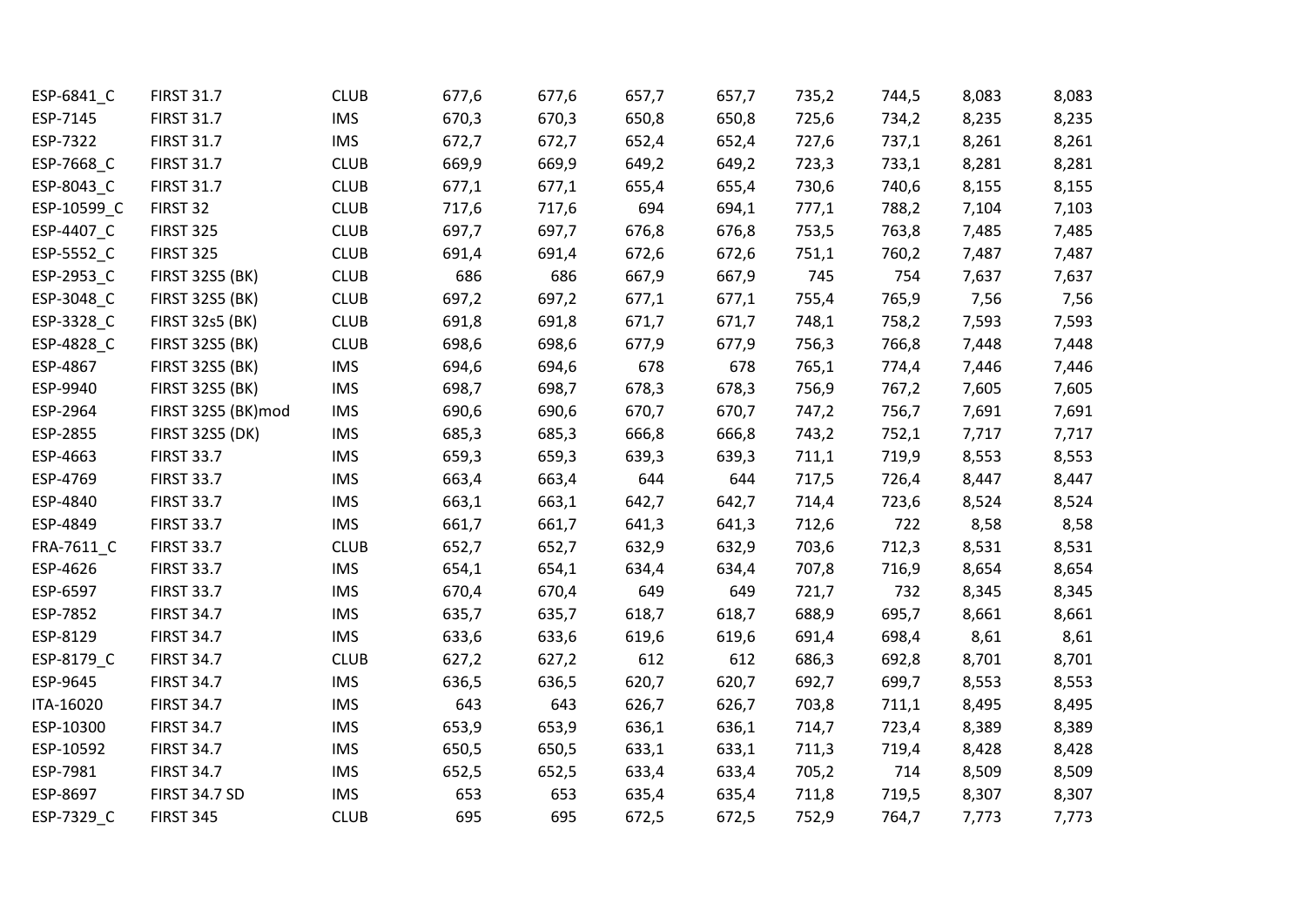| | | | | | | | | | | |
|---|---|---|---|---|---|---|---|---|---|---|
| ESP-6841_C | FIRST 31.7 | CLUB | 677,6 | 677,6 | 657,7 | 657,7 | 735,2 | 744,5 | 8,083 | 8,083 |
| ESP-7145 | FIRST 31.7 | IMS | 670,3 | 670,3 | 650,8 | 650,8 | 725,6 | 734,2 | 8,235 | 8,235 |
| ESP-7322 | FIRST 31.7 | IMS | 672,7 | 672,7 | 652,4 | 652,4 | 727,6 | 737,1 | 8,261 | 8,261 |
| ESP-7668_C | FIRST 31.7 | CLUB | 669,9 | 669,9 | 649,2 | 649,2 | 723,3 | 733,1 | 8,281 | 8,281 |
| ESP-8043_C | FIRST 31.7 | CLUB | 677,1 | 677,1 | 655,4 | 655,4 | 730,6 | 740,6 | 8,155 | 8,155 |
| ESP-10599_C | FIRST 32 | CLUB | 717,6 | 717,6 | 694 | 694,1 | 777,1 | 788,2 | 7,104 | 7,103 |
| ESP-4407_C | FIRST 325 | CLUB | 697,7 | 697,7 | 676,8 | 676,8 | 753,5 | 763,8 | 7,485 | 7,485 |
| ESP-5552_C | FIRST 325 | CLUB | 691,4 | 691,4 | 672,6 | 672,6 | 751,1 | 760,2 | 7,487 | 7,487 |
| ESP-2953_C | FIRST 32S5 (BK) | CLUB | 686 | 686 | 667,9 | 667,9 | 745 | 754 | 7,637 | 7,637 |
| ESP-3048_C | FIRST 32S5 (BK) | CLUB | 697,2 | 697,2 | 677,1 | 677,1 | 755,4 | 765,9 | 7,56 | 7,56 |
| ESP-3328_C | FIRST 32s5 (BK) | CLUB | 691,8 | 691,8 | 671,7 | 671,7 | 748,1 | 758,2 | 7,593 | 7,593 |
| ESP-4828_C | FIRST 32S5 (BK) | CLUB | 698,6 | 698,6 | 677,9 | 677,9 | 756,3 | 766,8 | 7,448 | 7,448 |
| ESP-4867 | FIRST 32S5 (BK) | IMS | 694,6 | 694,6 | 678 | 678 | 765,1 | 774,4 | 7,446 | 7,446 |
| ESP-9940 | FIRST 32S5 (BK) | IMS | 698,7 | 698,7 | 678,3 | 678,3 | 756,9 | 767,2 | 7,605 | 7,605 |
| ESP-2964 | FIRST 32S5 (BK)mod | IMS | 690,6 | 690,6 | 670,7 | 670,7 | 747,2 | 756,7 | 7,691 | 7,691 |
| ESP-2855 | FIRST 32S5 (DK) | IMS | 685,3 | 685,3 | 666,8 | 666,8 | 743,2 | 752,1 | 7,717 | 7,717 |
| ESP-4663 | FIRST 33.7 | IMS | 659,3 | 659,3 | 639,3 | 639,3 | 711,1 | 719,9 | 8,553 | 8,553 |
| ESP-4769 | FIRST 33.7 | IMS | 663,4 | 663,4 | 644 | 644 | 717,5 | 726,4 | 8,447 | 8,447 |
| ESP-4840 | FIRST 33.7 | IMS | 663,1 | 663,1 | 642,7 | 642,7 | 714,4 | 723,6 | 8,524 | 8,524 |
| ESP-4849 | FIRST 33.7 | IMS | 661,7 | 661,7 | 641,3 | 641,3 | 712,6 | 722 | 8,58 | 8,58 |
| FRA-7611_C | FIRST 33.7 | CLUB | 652,7 | 652,7 | 632,9 | 632,9 | 703,6 | 712,3 | 8,531 | 8,531 |
| ESP-4626 | FIRST 33.7 | IMS | 654,1 | 654,1 | 634,4 | 634,4 | 707,8 | 716,9 | 8,654 | 8,654 |
| ESP-6597 | FIRST 33.7 | IMS | 670,4 | 670,4 | 649 | 649 | 721,7 | 732 | 8,345 | 8,345 |
| ESP-7852 | FIRST 34.7 | IMS | 635,7 | 635,7 | 618,7 | 618,7 | 688,9 | 695,7 | 8,661 | 8,661 |
| ESP-8129 | FIRST 34.7 | IMS | 633,6 | 633,6 | 619,6 | 619,6 | 691,4 | 698,4 | 8,61 | 8,61 |
| ESP-8179_C | FIRST 34.7 | CLUB | 627,2 | 627,2 | 612 | 612 | 686,3 | 692,8 | 8,701 | 8,701 |
| ESP-9645 | FIRST 34.7 | IMS | 636,5 | 636,5 | 620,7 | 620,7 | 692,7 | 699,7 | 8,553 | 8,553 |
| ITA-16020 | FIRST 34.7 | IMS | 643 | 643 | 626,7 | 626,7 | 703,8 | 711,1 | 8,495 | 8,495 |
| ESP-10300 | FIRST 34.7 | IMS | 653,9 | 653,9 | 636,1 | 636,1 | 714,7 | 723,4 | 8,389 | 8,389 |
| ESP-10592 | FIRST 34.7 | IMS | 650,5 | 650,5 | 633,1 | 633,1 | 711,3 | 719,4 | 8,428 | 8,428 |
| ESP-7981 | FIRST 34.7 | IMS | 652,5 | 652,5 | 633,4 | 633,4 | 705,2 | 714 | 8,509 | 8,509 |
| ESP-8697 | FIRST 34.7 SD | IMS | 653 | 653 | 635,4 | 635,4 | 711,8 | 719,5 | 8,307 | 8,307 |
| ESP-7329_C | FIRST 345 | CLUB | 695 | 695 | 672,5 | 672,5 | 752,9 | 764,7 | 7,773 | 7,773 |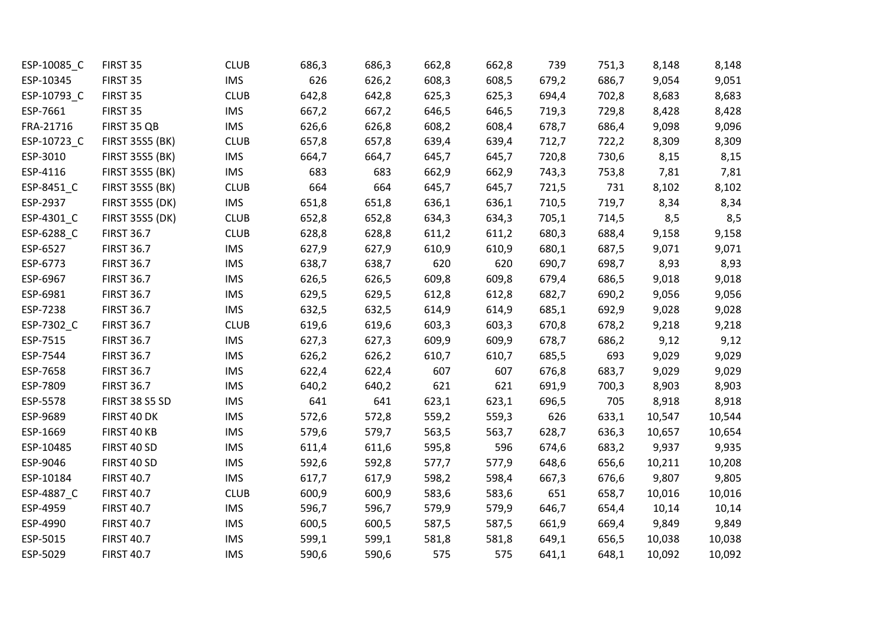| | | | | | | | | | | |
|---|---|---|---|---|---|---|---|---|---|---|
| ESP-10085_C | FIRST 35 | CLUB | 686,3 | 686,3 | 662,8 | 662,8 | 739 | 751,3 | 8,148 | 8,148 |
| ESP-10345 | FIRST 35 | IMS | 626 | 626,2 | 608,3 | 608,5 | 679,2 | 686,7 | 9,054 | 9,051 |
| ESP-10793_C | FIRST 35 | CLUB | 642,8 | 642,8 | 625,3 | 625,3 | 694,4 | 702,8 | 8,683 | 8,683 |
| ESP-7661 | FIRST 35 | IMS | 667,2 | 667,2 | 646,5 | 646,5 | 719,3 | 729,8 | 8,428 | 8,428 |
| FRA-21716 | FIRST 35 QB | IMS | 626,6 | 626,8 | 608,2 | 608,4 | 678,7 | 686,4 | 9,098 | 9,096 |
| ESP-10723_C | FIRST 35S5 (BK) | CLUB | 657,8 | 657,8 | 639,4 | 639,4 | 712,7 | 722,2 | 8,309 | 8,309 |
| ESP-3010 | FIRST 35S5 (BK) | IMS | 664,7 | 664,7 | 645,7 | 645,7 | 720,8 | 730,6 | 8,15 | 8,15 |
| ESP-4116 | FIRST 35S5 (BK) | IMS | 683 | 683 | 662,9 | 662,9 | 743,3 | 753,8 | 7,81 | 7,81 |
| ESP-8451_C | FIRST 35S5 (BK) | CLUB | 664 | 664 | 645,7 | 645,7 | 721,5 | 731 | 8,102 | 8,102 |
| ESP-2937 | FIRST 35S5 (DK) | IMS | 651,8 | 651,8 | 636,1 | 636,1 | 710,5 | 719,7 | 8,34 | 8,34 |
| ESP-4301_C | FIRST 35S5 (DK) | CLUB | 652,8 | 652,8 | 634,3 | 634,3 | 705,1 | 714,5 | 8,5 | 8,5 |
| ESP-6288_C | FIRST 36.7 | CLUB | 628,8 | 628,8 | 611,2 | 611,2 | 680,3 | 688,4 | 9,158 | 9,158 |
| ESP-6527 | FIRST 36.7 | IMS | 627,9 | 627,9 | 610,9 | 610,9 | 680,1 | 687,5 | 9,071 | 9,071 |
| ESP-6773 | FIRST 36.7 | IMS | 638,7 | 638,7 | 620 | 620 | 690,7 | 698,7 | 8,93 | 8,93 |
| ESP-6967 | FIRST 36.7 | IMS | 626,5 | 626,5 | 609,8 | 609,8 | 679,4 | 686,5 | 9,018 | 9,018 |
| ESP-6981 | FIRST 36.7 | IMS | 629,5 | 629,5 | 612,8 | 612,8 | 682,7 | 690,2 | 9,056 | 9,056 |
| ESP-7238 | FIRST 36.7 | IMS | 632,5 | 632,5 | 614,9 | 614,9 | 685,1 | 692,9 | 9,028 | 9,028 |
| ESP-7302_C | FIRST 36.7 | CLUB | 619,6 | 619,6 | 603,3 | 603,3 | 670,8 | 678,2 | 9,218 | 9,218 |
| ESP-7515 | FIRST 36.7 | IMS | 627,3 | 627,3 | 609,9 | 609,9 | 678,7 | 686,2 | 9,12 | 9,12 |
| ESP-7544 | FIRST 36.7 | IMS | 626,2 | 626,2 | 610,7 | 610,7 | 685,5 | 693 | 9,029 | 9,029 |
| ESP-7658 | FIRST 36.7 | IMS | 622,4 | 622,4 | 607 | 607 | 676,8 | 683,7 | 9,029 | 9,029 |
| ESP-7809 | FIRST 36.7 | IMS | 640,2 | 640,2 | 621 | 621 | 691,9 | 700,3 | 8,903 | 8,903 |
| ESP-5578 | FIRST 38 S5 SD | IMS | 641 | 641 | 623,1 | 623,1 | 696,5 | 705 | 8,918 | 8,918 |
| ESP-9689 | FIRST 40 DK | IMS | 572,6 | 572,8 | 559,2 | 559,3 | 626 | 633,1 | 10,547 | 10,544 |
| ESP-1669 | FIRST 40 KB | IMS | 579,6 | 579,7 | 563,5 | 563,7 | 628,7 | 636,3 | 10,657 | 10,654 |
| ESP-10485 | FIRST 40 SD | IMS | 611,4 | 611,6 | 595,8 | 596 | 674,6 | 683,2 | 9,937 | 9,935 |
| ESP-9046 | FIRST 40 SD | IMS | 592,6 | 592,8 | 577,7 | 577,9 | 648,6 | 656,6 | 10,211 | 10,208 |
| ESP-10184 | FIRST 40.7 | IMS | 617,7 | 617,9 | 598,2 | 598,4 | 667,3 | 676,6 | 9,807 | 9,805 |
| ESP-4887_C | FIRST 40.7 | CLUB | 600,9 | 600,9 | 583,6 | 583,6 | 651 | 658,7 | 10,016 | 10,016 |
| ESP-4959 | FIRST 40.7 | IMS | 596,7 | 596,7 | 579,9 | 579,9 | 646,7 | 654,4 | 10,14 | 10,14 |
| ESP-4990 | FIRST 40.7 | IMS | 600,5 | 600,5 | 587,5 | 587,5 | 661,9 | 669,4 | 9,849 | 9,849 |
| ESP-5015 | FIRST 40.7 | IMS | 599,1 | 599,1 | 581,8 | 581,8 | 649,1 | 656,5 | 10,038 | 10,038 |
| ESP-5029 | FIRST 40.7 | IMS | 590,6 | 590,6 | 575 | 575 | 641,1 | 648,1 | 10,092 | 10,092 |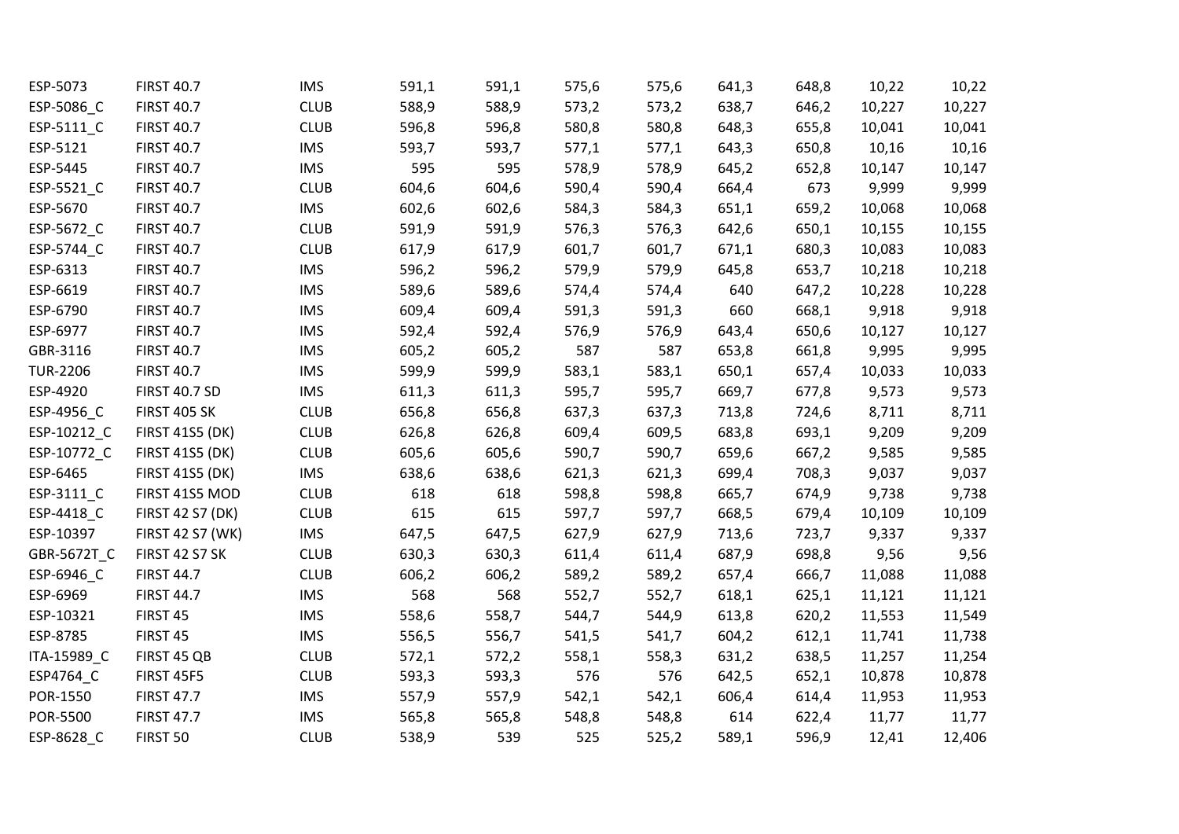| | | | | | | | | | | |
|---|---|---|---|---|---|---|---|---|---|---|
| ESP-5073 | FIRST 40.7 | IMS | 591,1 | 591,1 | 575,6 | 575,6 | 641,3 | 648,8 | 10,22 | 10,22 |
| ESP-5086_C | FIRST 40.7 | CLUB | 588,9 | 588,9 | 573,2 | 573,2 | 638,7 | 646,2 | 10,227 | 10,227 |
| ESP-5111_C | FIRST 40.7 | CLUB | 596,8 | 596,8 | 580,8 | 580,8 | 648,3 | 655,8 | 10,041 | 10,041 |
| ESP-5121 | FIRST 40.7 | IMS | 593,7 | 593,7 | 577,1 | 577,1 | 643,3 | 650,8 | 10,16 | 10,16 |
| ESP-5445 | FIRST 40.7 | IMS | 595 | 595 | 578,9 | 578,9 | 645,2 | 652,8 | 10,147 | 10,147 |
| ESP-5521_C | FIRST 40.7 | CLUB | 604,6 | 604,6 | 590,4 | 590,4 | 664,4 | 673 | 9,999 | 9,999 |
| ESP-5670 | FIRST 40.7 | IMS | 602,6 | 602,6 | 584,3 | 584,3 | 651,1 | 659,2 | 10,068 | 10,068 |
| ESP-5672_C | FIRST 40.7 | CLUB | 591,9 | 591,9 | 576,3 | 576,3 | 642,6 | 650,1 | 10,155 | 10,155 |
| ESP-5744_C | FIRST 40.7 | CLUB | 617,9 | 617,9 | 601,7 | 601,7 | 671,1 | 680,3 | 10,083 | 10,083 |
| ESP-6313 | FIRST 40.7 | IMS | 596,2 | 596,2 | 579,9 | 579,9 | 645,8 | 653,7 | 10,218 | 10,218 |
| ESP-6619 | FIRST 40.7 | IMS | 589,6 | 589,6 | 574,4 | 574,4 | 640 | 647,2 | 10,228 | 10,228 |
| ESP-6790 | FIRST 40.7 | IMS | 609,4 | 609,4 | 591,3 | 591,3 | 660 | 668,1 | 9,918 | 9,918 |
| ESP-6977 | FIRST 40.7 | IMS | 592,4 | 592,4 | 576,9 | 576,9 | 643,4 | 650,6 | 10,127 | 10,127 |
| GBR-3116 | FIRST 40.7 | IMS | 605,2 | 605,2 | 587 | 587 | 653,8 | 661,8 | 9,995 | 9,995 |
| TUR-2206 | FIRST 40.7 | IMS | 599,9 | 599,9 | 583,1 | 583,1 | 650,1 | 657,4 | 10,033 | 10,033 |
| ESP-4920 | FIRST 40.7 SD | IMS | 611,3 | 611,3 | 595,7 | 595,7 | 669,7 | 677,8 | 9,573 | 9,573 |
| ESP-4956_C | FIRST 405 SK | CLUB | 656,8 | 656,8 | 637,3 | 637,3 | 713,8 | 724,6 | 8,711 | 8,711 |
| ESP-10212_C | FIRST 41S5 (DK) | CLUB | 626,8 | 626,8 | 609,4 | 609,5 | 683,8 | 693,1 | 9,209 | 9,209 |
| ESP-10772_C | FIRST 41S5 (DK) | CLUB | 605,6 | 605,6 | 590,7 | 590,7 | 659,6 | 667,2 | 9,585 | 9,585 |
| ESP-6465 | FIRST 41S5 (DK) | IMS | 638,6 | 638,6 | 621,3 | 621,3 | 699,4 | 708,3 | 9,037 | 9,037 |
| ESP-3111_C | FIRST 41S5 MOD | CLUB | 618 | 618 | 598,8 | 598,8 | 665,7 | 674,9 | 9,738 | 9,738 |
| ESP-4418_C | FIRST 42 S7 (DK) | CLUB | 615 | 615 | 597,7 | 597,7 | 668,5 | 679,4 | 10,109 | 10,109 |
| ESP-10397 | FIRST 42 S7 (WK) | IMS | 647,5 | 647,5 | 627,9 | 627,9 | 713,6 | 723,7 | 9,337 | 9,337 |
| GBR-5672T_C | FIRST 42 S7 SK | CLUB | 630,3 | 630,3 | 611,4 | 611,4 | 687,9 | 698,8 | 9,56 | 9,56 |
| ESP-6946_C | FIRST 44.7 | CLUB | 606,2 | 606,2 | 589,2 | 589,2 | 657,4 | 666,7 | 11,088 | 11,088 |
| ESP-6969 | FIRST 44.7 | IMS | 568 | 568 | 552,7 | 552,7 | 618,1 | 625,1 | 11,121 | 11,121 |
| ESP-10321 | FIRST 45 | IMS | 558,6 | 558,7 | 544,7 | 544,9 | 613,8 | 620,2 | 11,553 | 11,549 |
| ESP-8785 | FIRST 45 | IMS | 556,5 | 556,7 | 541,5 | 541,7 | 604,2 | 612,1 | 11,741 | 11,738 |
| ITA-15989_C | FIRST 45 QB | CLUB | 572,1 | 572,2 | 558,1 | 558,3 | 631,2 | 638,5 | 11,257 | 11,254 |
| ESP4764_C | FIRST 45F5 | CLUB | 593,3 | 593,3 | 576 | 576 | 642,5 | 652,1 | 10,878 | 10,878 |
| POR-1550 | FIRST 47.7 | IMS | 557,9 | 557,9 | 542,1 | 542,1 | 606,4 | 614,4 | 11,953 | 11,953 |
| POR-5500 | FIRST 47.7 | IMS | 565,8 | 565,8 | 548,8 | 548,8 | 614 | 622,4 | 11,77 | 11,77 |
| ESP-8628_C | FIRST 50 | CLUB | 538,9 | 539 | 525 | 525,2 | 589,1 | 596,9 | 12,41 | 12,406 |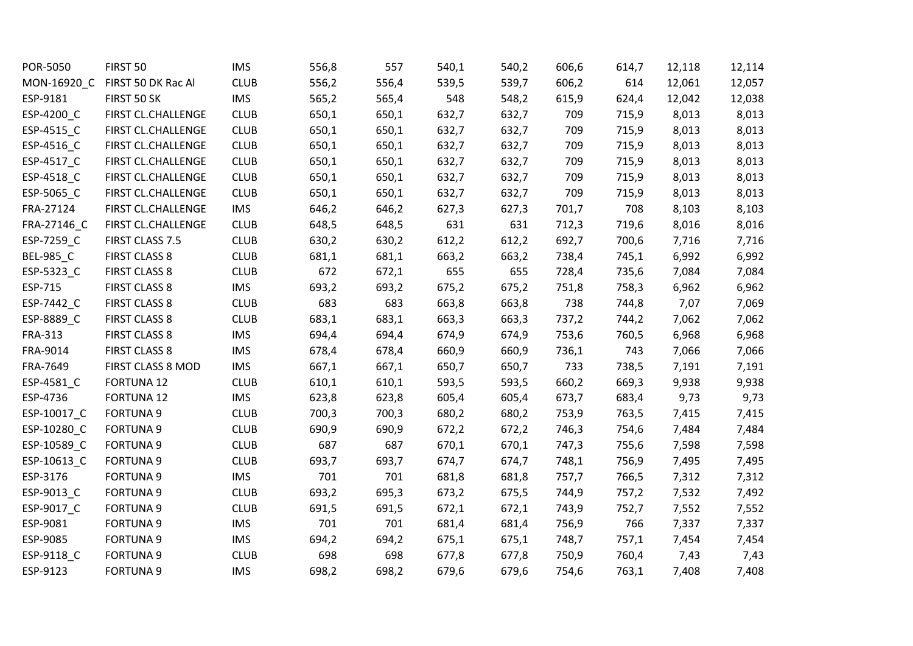| | | | | | | | | | | |
|---|---|---|---|---|---|---|---|---|---|---|
| POR-5050 | FIRST 50 | IMS | 556,8 | 557 | 540,1 | 540,2 | 606,6 | 614,7 | 12,118 | 12,114 |
| MON-16920_C | FIRST 50 DK Rac Al | CLUB | 556,2 | 556,4 | 539,5 | 539,7 | 606,2 | 614 | 12,061 | 12,057 |
| ESP-9181 | FIRST 50 SK | IMS | 565,2 | 565,4 | 548 | 548,2 | 615,9 | 624,4 | 12,042 | 12,038 |
| ESP-4200_C | FIRST CL.CHALLENGE | CLUB | 650,1 | 650,1 | 632,7 | 632,7 | 709 | 715,9 | 8,013 | 8,013 |
| ESP-4515_C | FIRST CL.CHALLENGE | CLUB | 650,1 | 650,1 | 632,7 | 632,7 | 709 | 715,9 | 8,013 | 8,013 |
| ESP-4516_C | FIRST CL.CHALLENGE | CLUB | 650,1 | 650,1 | 632,7 | 632,7 | 709 | 715,9 | 8,013 | 8,013 |
| ESP-4517_C | FIRST CL.CHALLENGE | CLUB | 650,1 | 650,1 | 632,7 | 632,7 | 709 | 715,9 | 8,013 | 8,013 |
| ESP-4518_C | FIRST CL.CHALLENGE | CLUB | 650,1 | 650,1 | 632,7 | 632,7 | 709 | 715,9 | 8,013 | 8,013 |
| ESP-5065_C | FIRST CL.CHALLENGE | CLUB | 650,1 | 650,1 | 632,7 | 632,7 | 709 | 715,9 | 8,013 | 8,013 |
| FRA-27124 | FIRST CL.CHALLENGE | IMS | 646,2 | 646,2 | 627,3 | 627,3 | 701,7 | 708 | 8,103 | 8,103 |
| FRA-27146_C | FIRST CL.CHALLENGE | CLUB | 648,5 | 648,5 | 631 | 631 | 712,3 | 719,6 | 8,016 | 8,016 |
| ESP-7259_C | FIRST CLASS 7.5 | CLUB | 630,2 | 630,2 | 612,2 | 612,2 | 692,7 | 700,6 | 7,716 | 7,716 |
| BEL-985_C | FIRST CLASS 8 | CLUB | 681,1 | 681,1 | 663,2 | 663,2 | 738,4 | 745,1 | 6,992 | 6,992 |
| ESP-5323_C | FIRST CLASS 8 | CLUB | 672 | 672,1 | 655 | 655 | 728,4 | 735,6 | 7,084 | 7,084 |
| ESP-715 | FIRST CLASS 8 | IMS | 693,2 | 693,2 | 675,2 | 675,2 | 751,8 | 758,3 | 6,962 | 6,962 |
| ESP-7442_C | FIRST CLASS 8 | CLUB | 683 | 683 | 663,8 | 663,8 | 738 | 744,8 | 7,07 | 7,069 |
| ESP-8889_C | FIRST CLASS 8 | CLUB | 683,1 | 683,1 | 663,3 | 663,3 | 737,2 | 744,2 | 7,062 | 7,062 |
| FRA-313 | FIRST CLASS 8 | IMS | 694,4 | 694,4 | 674,9 | 674,9 | 753,6 | 760,5 | 6,968 | 6,968 |
| FRA-9014 | FIRST CLASS 8 | IMS | 678,4 | 678,4 | 660,9 | 660,9 | 736,1 | 743 | 7,066 | 7,066 |
| FRA-7649 | FIRST CLASS 8 MOD | IMS | 667,1 | 667,1 | 650,7 | 650,7 | 733 | 738,5 | 7,191 | 7,191 |
| ESP-4581_C | FORTUNA 12 | CLUB | 610,1 | 610,1 | 593,5 | 593,5 | 660,2 | 669,3 | 9,938 | 9,938 |
| ESP-4736 | FORTUNA 12 | IMS | 623,8 | 623,8 | 605,4 | 605,4 | 673,7 | 683,4 | 9,73 | 9,73 |
| ESP-10017_C | FORTUNA 9 | CLUB | 700,3 | 700,3 | 680,2 | 680,2 | 753,9 | 763,5 | 7,415 | 7,415 |
| ESP-10280_C | FORTUNA 9 | CLUB | 690,9 | 690,9 | 672,2 | 672,2 | 746,3 | 754,6 | 7,484 | 7,484 |
| ESP-10589_C | FORTUNA 9 | CLUB | 687 | 687 | 670,1 | 670,1 | 747,3 | 755,6 | 7,598 | 7,598 |
| ESP-10613_C | FORTUNA 9 | CLUB | 693,7 | 693,7 | 674,7 | 674,7 | 748,1 | 756,9 | 7,495 | 7,495 |
| ESP-3176 | FORTUNA 9 | IMS | 701 | 701 | 681,8 | 681,8 | 757,7 | 766,5 | 7,312 | 7,312 |
| ESP-9013_C | FORTUNA 9 | CLUB | 693,2 | 695,3 | 673,2 | 675,5 | 744,9 | 757,2 | 7,532 | 7,492 |
| ESP-9017_C | FORTUNA 9 | CLUB | 691,5 | 691,5 | 672,1 | 672,1 | 743,9 | 752,7 | 7,552 | 7,552 |
| ESP-9081 | FORTUNA 9 | IMS | 701 | 701 | 681,4 | 681,4 | 756,9 | 766 | 7,337 | 7,337 |
| ESP-9085 | FORTUNA 9 | IMS | 694,2 | 694,2 | 675,1 | 675,1 | 748,7 | 757,1 | 7,454 | 7,454 |
| ESP-9118_C | FORTUNA 9 | CLUB | 698 | 698 | 677,8 | 677,8 | 750,9 | 760,4 | 7,43 | 7,43 |
| ESP-9123 | FORTUNA 9 | IMS | 698,2 | 698,2 | 679,6 | 679,6 | 754,6 | 763,1 | 7,408 | 7,408 |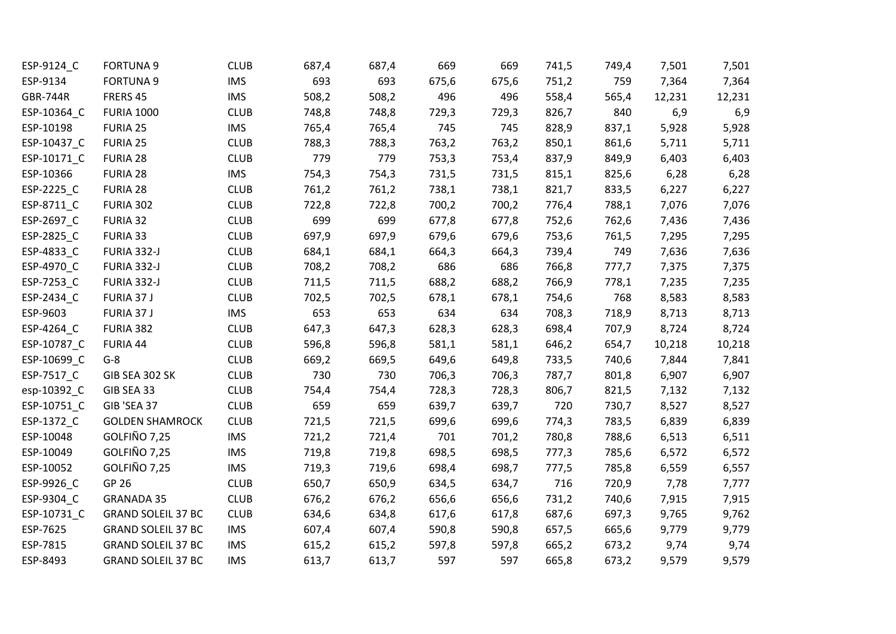| | | | | | | | | | | |
|---|---|---|---|---|---|---|---|---|---|---|
| ESP-9124_C | FORTUNA 9 | CLUB | 687,4 | 687,4 | 669 | 669 | 741,5 | 749,4 | 7,501 | 7,501 |
| ESP-9134 | FORTUNA 9 | IMS | 693 | 693 | 675,6 | 675,6 | 751,2 | 759 | 7,364 | 7,364 |
| GBR-744R | FRERS 45 | IMS | 508,2 | 508,2 | 496 | 496 | 558,4 | 565,4 | 12,231 | 12,231 |
| ESP-10364_C | FURIA 1000 | CLUB | 748,8 | 748,8 | 729,3 | 729,3 | 826,7 | 840 | 6,9 | 6,9 |
| ESP-10198 | FURIA 25 | IMS | 765,4 | 765,4 | 745 | 745 | 828,9 | 837,1 | 5,928 | 5,928 |
| ESP-10437_C | FURIA 25 | CLUB | 788,3 | 788,3 | 763,2 | 763,2 | 850,1 | 861,6 | 5,711 | 5,711 |
| ESP-10171_C | FURIA 28 | CLUB | 779 | 779 | 753,3 | 753,4 | 837,9 | 849,9 | 6,403 | 6,403 |
| ESP-10366 | FURIA 28 | IMS | 754,3 | 754,3 | 731,5 | 731,5 | 815,1 | 825,6 | 6,28 | 6,28 |
| ESP-2225_C | FURIA 28 | CLUB | 761,2 | 761,2 | 738,1 | 738,1 | 821,7 | 833,5 | 6,227 | 6,227 |
| ESP-8711_C | FURIA 302 | CLUB | 722,8 | 722,8 | 700,2 | 700,2 | 776,4 | 788,1 | 7,076 | 7,076 |
| ESP-2697_C | FURIA 32 | CLUB | 699 | 699 | 677,8 | 677,8 | 752,6 | 762,6 | 7,436 | 7,436 |
| ESP-2825_C | FURIA 33 | CLUB | 697,9 | 697,9 | 679,6 | 679,6 | 753,6 | 761,5 | 7,295 | 7,295 |
| ESP-4833_C | FURIA 332-J | CLUB | 684,1 | 684,1 | 664,3 | 664,3 | 739,4 | 749 | 7,636 | 7,636 |
| ESP-4970_C | FURIA 332-J | CLUB | 708,2 | 708,2 | 686 | 686 | 766,8 | 777,7 | 7,375 | 7,375 |
| ESP-7253_C | FURIA 332-J | CLUB | 711,5 | 711,5 | 688,2 | 688,2 | 766,9 | 778,1 | 7,235 | 7,235 |
| ESP-2434_C | FURIA 37 J | CLUB | 702,5 | 702,5 | 678,1 | 678,1 | 754,6 | 768 | 8,583 | 8,583 |
| ESP-9603 | FURIA 37 J | IMS | 653 | 653 | 634 | 634 | 708,3 | 718,9 | 8,713 | 8,713 |
| ESP-4264_C | FURIA 382 | CLUB | 647,3 | 647,3 | 628,3 | 628,3 | 698,4 | 707,9 | 8,724 | 8,724 |
| ESP-10787_C | FURIA 44 | CLUB | 596,8 | 596,8 | 581,1 | 581,1 | 646,2 | 654,7 | 10,218 | 10,218 |
| ESP-10699_C | G-8 | CLUB | 669,2 | 669,5 | 649,6 | 649,8 | 733,5 | 740,6 | 7,844 | 7,841 |
| ESP-7517_C | GIB SEA 302 SK | CLUB | 730 | 730 | 706,3 | 706,3 | 787,7 | 801,8 | 6,907 | 6,907 |
| esp-10392_C | GIB SEA 33 | CLUB | 754,4 | 754,4 | 728,3 | 728,3 | 806,7 | 821,5 | 7,132 | 7,132 |
| ESP-10751_C | GIB 'SEA 37 | CLUB | 659 | 659 | 639,7 | 639,7 | 720 | 730,7 | 8,527 | 8,527 |
| ESP-1372_C | GOLDEN SHAMROCK | CLUB | 721,5 | 721,5 | 699,6 | 699,6 | 774,3 | 783,5 | 6,839 | 6,839 |
| ESP-10048 | GOLFIÑO 7,25 | IMS | 721,2 | 721,4 | 701 | 701,2 | 780,8 | 788,6 | 6,513 | 6,511 |
| ESP-10049 | GOLFIÑO 7,25 | IMS | 719,8 | 719,8 | 698,5 | 698,5 | 777,3 | 785,6 | 6,572 | 6,572 |
| ESP-10052 | GOLFIÑO 7,25 | IMS | 719,3 | 719,6 | 698,4 | 698,7 | 777,5 | 785,8 | 6,559 | 6,557 |
| ESP-9926_C | GP 26 | CLUB | 650,7 | 650,9 | 634,5 | 634,7 | 716 | 720,9 | 7,78 | 7,777 |
| ESP-9304_C | GRANADA 35 | CLUB | 676,2 | 676,2 | 656,6 | 656,6 | 731,2 | 740,6 | 7,915 | 7,915 |
| ESP-10731_C | GRAND SOLEIL 37 BC | CLUB | 634,6 | 634,8 | 617,6 | 617,8 | 687,6 | 697,3 | 9,765 | 9,762 |
| ESP-7625 | GRAND SOLEIL 37 BC | IMS | 607,4 | 607,4 | 590,8 | 590,8 | 657,5 | 665,6 | 9,779 | 9,779 |
| ESP-7815 | GRAND SOLEIL 37 BC | IMS | 615,2 | 615,2 | 597,8 | 597,8 | 665,2 | 673,2 | 9,74 | 9,74 |
| ESP-8493 | GRAND SOLEIL 37 BC | IMS | 613,7 | 613,7 | 597 | 597 | 665,8 | 673,2 | 9,579 | 9,579 |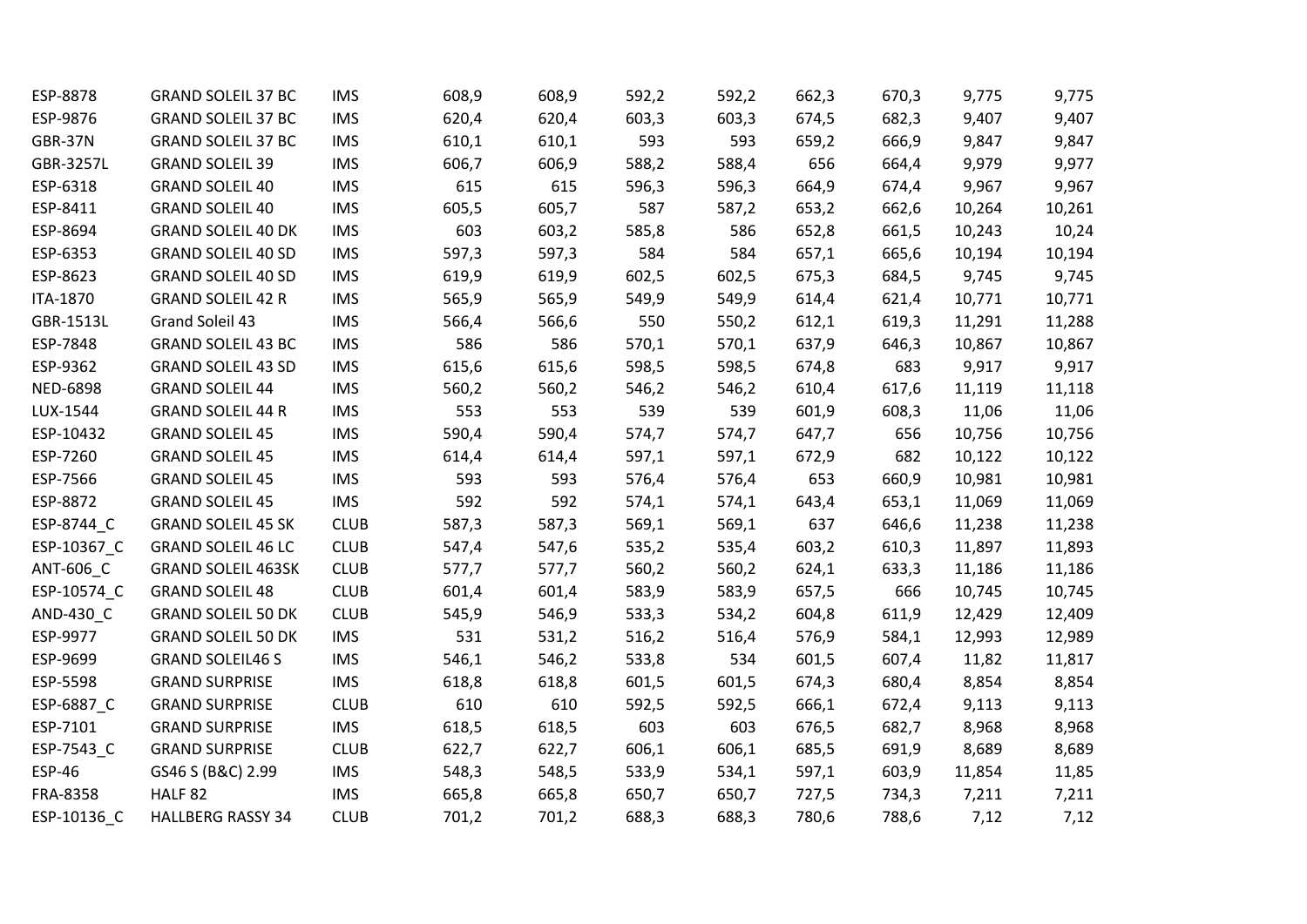| ESP-8878 | GRAND SOLEIL 37 BC | IMS | 608,9 | 608,9 | 592,2 | 592,2 | 662,3 | 670,3 | 9,775 | 9,775 |
|---|---|---|---|---|---|---|---|---|---|---|
| ESP-9876 | GRAND SOLEIL 37 BC | IMS | 620,4 | 620,4 | 603,3 | 603,3 | 674,5 | 682,3 | 9,407 | 9,407 |
| GBR-37N | GRAND SOLEIL 37 BC | IMS | 610,1 | 610,1 | 593 | 593 | 659,2 | 666,9 | 9,847 | 9,847 |
| GBR-3257L | GRAND SOLEIL 39 | IMS | 606,7 | 606,9 | 588,2 | 588,4 | 656 | 664,4 | 9,979 | 9,977 |
| ESP-6318 | GRAND SOLEIL 40 | IMS | 615 | 615 | 596,3 | 596,3 | 664,9 | 674,4 | 9,967 | 9,967 |
| ESP-8411 | GRAND SOLEIL 40 | IMS | 605,5 | 605,7 | 587 | 587,2 | 653,2 | 662,6 | 10,264 | 10,261 |
| ESP-8694 | GRAND SOLEIL 40 DK | IMS | 603 | 603,2 | 585,8 | 586 | 652,8 | 661,5 | 10,243 | 10,24 |
| ESP-6353 | GRAND SOLEIL 40 SD | IMS | 597,3 | 597,3 | 584 | 584 | 657,1 | 665,6 | 10,194 | 10,194 |
| ESP-8623 | GRAND SOLEIL 40 SD | IMS | 619,9 | 619,9 | 602,5 | 602,5 | 675,3 | 684,5 | 9,745 | 9,745 |
| ITA-1870 | GRAND SOLEIL 42 R | IMS | 565,9 | 565,9 | 549,9 | 549,9 | 614,4 | 621,4 | 10,771 | 10,771 |
| GBR-1513L | Grand Soleil 43 | IMS | 566,4 | 566,6 | 550 | 550,2 | 612,1 | 619,3 | 11,291 | 11,288 |
| ESP-7848 | GRAND SOLEIL 43 BC | IMS | 586 | 586 | 570,1 | 570,1 | 637,9 | 646,3 | 10,867 | 10,867 |
| ESP-9362 | GRAND SOLEIL 43 SD | IMS | 615,6 | 615,6 | 598,5 | 598,5 | 674,8 | 683 | 9,917 | 9,917 |
| NED-6898 | GRAND SOLEIL 44 | IMS | 560,2 | 560,2 | 546,2 | 546,2 | 610,4 | 617,6 | 11,119 | 11,118 |
| LUX-1544 | GRAND SOLEIL 44 R | IMS | 553 | 553 | 539 | 539 | 601,9 | 608,3 | 11,06 | 11,06 |
| ESP-10432 | GRAND SOLEIL 45 | IMS | 590,4 | 590,4 | 574,7 | 574,7 | 647,7 | 656 | 10,756 | 10,756 |
| ESP-7260 | GRAND SOLEIL 45 | IMS | 614,4 | 614,4 | 597,1 | 597,1 | 672,9 | 682 | 10,122 | 10,122 |
| ESP-7566 | GRAND SOLEIL 45 | IMS | 593 | 593 | 576,4 | 576,4 | 653 | 660,9 | 10,981 | 10,981 |
| ESP-8872 | GRAND SOLEIL 45 | IMS | 592 | 592 | 574,1 | 574,1 | 643,4 | 653,1 | 11,069 | 11,069 |
| ESP-8744_C | GRAND SOLEIL 45 SK | CLUB | 587,3 | 587,3 | 569,1 | 569,1 | 637 | 646,6 | 11,238 | 11,238 |
| ESP-10367_C | GRAND SOLEIL 46 LC | CLUB | 547,4 | 547,6 | 535,2 | 535,4 | 603,2 | 610,3 | 11,897 | 11,893 |
| ANT-606_C | GRAND SOLEIL 463SK | CLUB | 577,7 | 577,7 | 560,2 | 560,2 | 624,1 | 633,3 | 11,186 | 11,186 |
| ESP-10574_C | GRAND SOLEIL 48 | CLUB | 601,4 | 601,4 | 583,9 | 583,9 | 657,5 | 666 | 10,745 | 10,745 |
| AND-430_C | GRAND SOLEIL 50 DK | CLUB | 545,9 | 546,9 | 533,3 | 534,2 | 604,8 | 611,9 | 12,429 | 12,409 |
| ESP-9977 | GRAND SOLEIL 50 DK | IMS | 531 | 531,2 | 516,2 | 516,4 | 576,9 | 584,1 | 12,993 | 12,989 |
| ESP-9699 | GRAND SOLEIL46 S | IMS | 546,1 | 546,2 | 533,8 | 534 | 601,5 | 607,4 | 11,82 | 11,817 |
| ESP-5598 | GRAND SURPRISE | IMS | 618,8 | 618,8 | 601,5 | 601,5 | 674,3 | 680,4 | 8,854 | 8,854 |
| ESP-6887_C | GRAND SURPRISE | CLUB | 610 | 610 | 592,5 | 592,5 | 666,1 | 672,4 | 9,113 | 9,113 |
| ESP-7101 | GRAND SURPRISE | IMS | 618,5 | 618,5 | 603 | 603 | 676,5 | 682,7 | 8,968 | 8,968 |
| ESP-7543_C | GRAND SURPRISE | CLUB | 622,7 | 622,7 | 606,1 | 606,1 | 685,5 | 691,9 | 8,689 | 8,689 |
| ESP-46 | GS46 S (B&C) 2.99 | IMS | 548,3 | 548,5 | 533,9 | 534,1 | 597,1 | 603,9 | 11,854 | 11,85 |
| FRA-8358 | HALF 82 | IMS | 665,8 | 665,8 | 650,7 | 650,7 | 727,5 | 734,3 | 7,211 | 7,211 |
| ESP-10136_C | HALLBERG RASSY 34 | CLUB | 701,2 | 701,2 | 688,3 | 688,3 | 780,6 | 788,6 | 7,12 | 7,12 |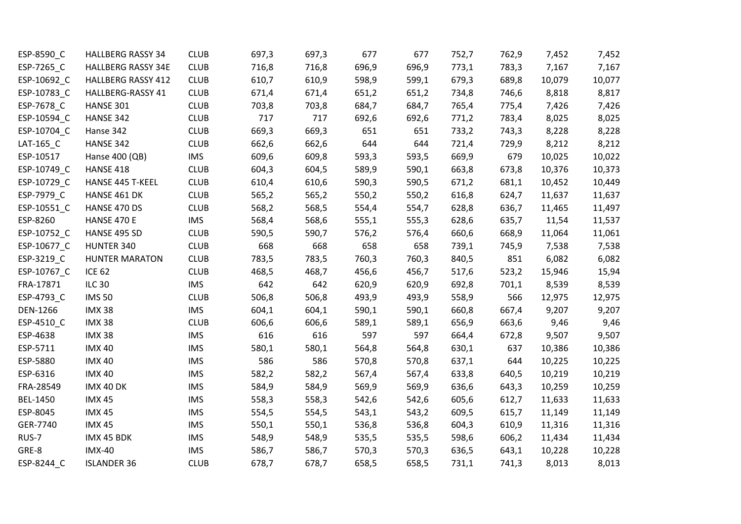| | | | | | | | | | | |
|---|---|---|---|---|---|---|---|---|---|---|
| ESP-8590_C | HALLBERG RASSY 34 | CLUB | 697,3 | 697,3 | 677 | 677 | 752,7 | 762,9 | 7,452 | 7,452 |
| ESP-7265_C | HALLBERG RASSY 34E | CLUB | 716,8 | 716,8 | 696,9 | 696,9 | 773,1 | 783,3 | 7,167 | 7,167 |
| ESP-10692_C | HALLBERG RASSY 412 | CLUB | 610,7 | 610,9 | 598,9 | 599,1 | 679,3 | 689,8 | 10,079 | 10,077 |
| ESP-10783_C | HALLBERG-RASSY 41 | CLUB | 671,4 | 671,4 | 651,2 | 651,2 | 734,8 | 746,6 | 8,818 | 8,817 |
| ESP-7678_C | HANSE 301 | CLUB | 703,8 | 703,8 | 684,7 | 684,7 | 765,4 | 775,4 | 7,426 | 7,426 |
| ESP-10594_C | HANSE 342 | CLUB | 717 | 717 | 692,6 | 692,6 | 771,2 | 783,4 | 8,025 | 8,025 |
| ESP-10704_C | Hanse 342 | CLUB | 669,3 | 669,3 | 651 | 651 | 733,2 | 743,3 | 8,228 | 8,228 |
| LAT-165_C | HANSE 342 | CLUB | 662,6 | 662,6 | 644 | 644 | 721,4 | 729,9 | 8,212 | 8,212 |
| ESP-10517 | Hanse 400 (QB) | IMS | 609,6 | 609,8 | 593,3 | 593,5 | 669,9 | 679 | 10,025 | 10,022 |
| ESP-10749_C | HANSE 418 | CLUB | 604,3 | 604,5 | 589,9 | 590,1 | 663,8 | 673,8 | 10,376 | 10,373 |
| ESP-10729_C | HANSE 445 T-KEEL | CLUB | 610,4 | 610,6 | 590,3 | 590,5 | 671,2 | 681,1 | 10,452 | 10,449 |
| ESP-7979_C | HANSE 461 DK | CLUB | 565,2 | 565,2 | 550,2 | 550,2 | 616,8 | 624,7 | 11,637 | 11,637 |
| ESP-10551_C | HANSE 470 DS | CLUB | 568,2 | 568,5 | 554,4 | 554,7 | 628,8 | 636,7 | 11,465 | 11,497 |
| ESP-8260 | HANSE 470 E | IMS | 568,4 | 568,6 | 555,1 | 555,3 | 628,6 | 635,7 | 11,54 | 11,537 |
| ESP-10752_C | HANSE 495 SD | CLUB | 590,5 | 590,7 | 576,2 | 576,4 | 660,6 | 668,9 | 11,064 | 11,061 |
| ESP-10677_C | HUNTER 340 | CLUB | 668 | 668 | 658 | 658 | 739,1 | 745,9 | 7,538 | 7,538 |
| ESP-3219_C | HUNTER MARATON | CLUB | 783,5 | 783,5 | 760,3 | 760,3 | 840,5 | 851 | 6,082 | 6,082 |
| ESP-10767_C | ICE 62 | CLUB | 468,5 | 468,7 | 456,6 | 456,7 | 517,6 | 523,2 | 15,946 | 15,94 |
| FRA-17871 | ILC 30 | IMS | 642 | 642 | 620,9 | 620,9 | 692,8 | 701,1 | 8,539 | 8,539 |
| ESP-4793_C | IMS 50 | CLUB | 506,8 | 506,8 | 493,9 | 493,9 | 558,9 | 566 | 12,975 | 12,975 |
| DEN-1266 | IMX 38 | IMS | 604,1 | 604,1 | 590,1 | 590,1 | 660,8 | 667,4 | 9,207 | 9,207 |
| ESP-4510_C | IMX 38 | CLUB | 606,6 | 606,6 | 589,1 | 589,1 | 656,9 | 663,6 | 9,46 | 9,46 |
| ESP-4638 | IMX 38 | IMS | 616 | 616 | 597 | 597 | 664,4 | 672,8 | 9,507 | 9,507 |
| ESP-5711 | IMX 40 | IMS | 580,1 | 580,1 | 564,8 | 564,8 | 630,1 | 637 | 10,386 | 10,386 |
| ESP-5880 | IMX 40 | IMS | 586 | 586 | 570,8 | 570,8 | 637,1 | 644 | 10,225 | 10,225 |
| ESP-6316 | IMX 40 | IMS | 582,2 | 582,2 | 567,4 | 567,4 | 633,8 | 640,5 | 10,219 | 10,219 |
| FRA-28549 | IMX 40 DK | IMS | 584,9 | 584,9 | 569,9 | 569,9 | 636,6 | 643,3 | 10,259 | 10,259 |
| BEL-1450 | IMX 45 | IMS | 558,3 | 558,3 | 542,6 | 542,6 | 605,6 | 612,7 | 11,633 | 11,633 |
| ESP-8045 | IMX 45 | IMS | 554,5 | 554,5 | 543,1 | 543,2 | 609,5 | 615,7 | 11,149 | 11,149 |
| GER-7740 | IMX 45 | IMS | 550,1 | 550,1 | 536,8 | 536,8 | 604,3 | 610,9 | 11,316 | 11,316 |
| RUS-7 | IMX 45 BDK | IMS | 548,9 | 548,9 | 535,5 | 535,5 | 598,6 | 606,2 | 11,434 | 11,434 |
| GRE-8 | IMX-40 | IMS | 586,7 | 586,7 | 570,3 | 570,3 | 636,5 | 643,1 | 10,228 | 10,228 |
| ESP-8244_C | ISLANDER 36 | CLUB | 678,7 | 678,7 | 658,5 | 658,5 | 731,1 | 741,3 | 8,013 | 8,013 |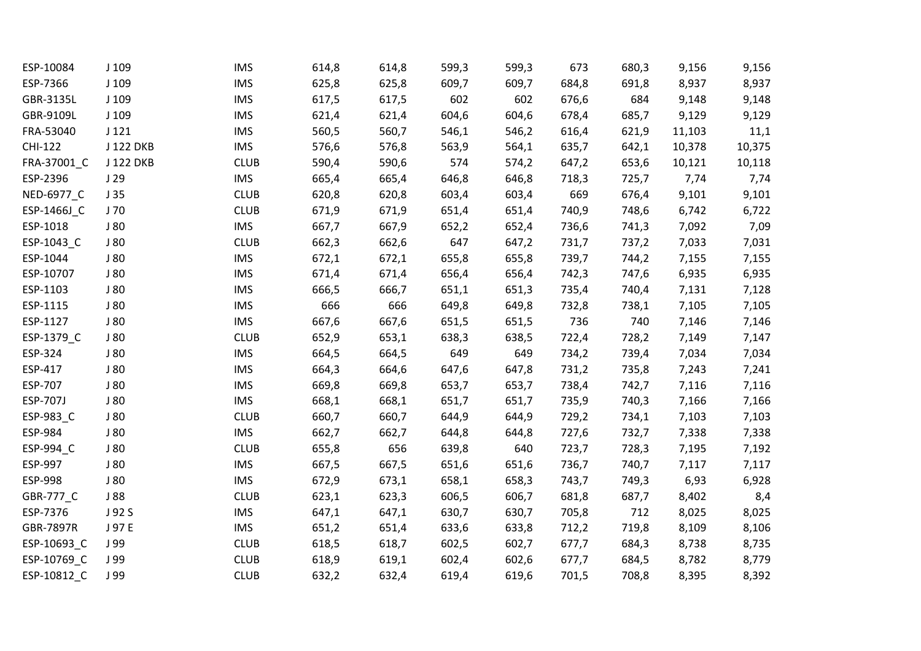| | | | | | | | | | | |
|---|---|---|---|---|---|---|---|---|---|---|
| ESP-10084 | J 109 | IMS | 614,8 | 614,8 | 599,3 | 599,3 | 673 | 680,3 | 9,156 | 9,156 |
| ESP-7366 | J 109 | IMS | 625,8 | 625,8 | 609,7 | 609,7 | 684,8 | 691,8 | 8,937 | 8,937 |
| GBR-3135L | J 109 | IMS | 617,5 | 617,5 | 602 | 602 | 676,6 | 684 | 9,148 | 9,148 |
| GBR-9109L | J 109 | IMS | 621,4 | 621,4 | 604,6 | 604,6 | 678,4 | 685,7 | 9,129 | 9,129 |
| FRA-53040 | J 121 | IMS | 560,5 | 560,7 | 546,1 | 546,2 | 616,4 | 621,9 | 11,103 | 11,1 |
| CHI-122 | J 122 DKB | IMS | 576,6 | 576,8 | 563,9 | 564,1 | 635,7 | 642,1 | 10,378 | 10,375 |
| FRA-37001_C | J 122 DKB | CLUB | 590,4 | 590,6 | 574 | 574,2 | 647,2 | 653,6 | 10,121 | 10,118 |
| ESP-2396 | J 29 | IMS | 665,4 | 665,4 | 646,8 | 646,8 | 718,3 | 725,7 | 7,74 | 7,74 |
| NED-6977_C | J 35 | CLUB | 620,8 | 620,8 | 603,4 | 603,4 | 669 | 676,4 | 9,101 | 9,101 |
| ESP-1466J_C | J 70 | CLUB | 671,9 | 671,9 | 651,4 | 651,4 | 740,9 | 748,6 | 6,742 | 6,722 |
| ESP-1018 | J 80 | IMS | 667,7 | 667,9 | 652,2 | 652,4 | 736,6 | 741,3 | 7,092 | 7,09 |
| ESP-1043_C | J 80 | CLUB | 662,3 | 662,6 | 647 | 647,2 | 731,7 | 737,2 | 7,033 | 7,031 |
| ESP-1044 | J 80 | IMS | 672,1 | 672,1 | 655,8 | 655,8 | 739,7 | 744,2 | 7,155 | 7,155 |
| ESP-10707 | J 80 | IMS | 671,4 | 671,4 | 656,4 | 656,4 | 742,3 | 747,6 | 6,935 | 6,935 |
| ESP-1103 | J 80 | IMS | 666,5 | 666,7 | 651,1 | 651,3 | 735,4 | 740,4 | 7,131 | 7,128 |
| ESP-1115 | J 80 | IMS | 666 | 666 | 649,8 | 649,8 | 732,8 | 738,1 | 7,105 | 7,105 |
| ESP-1127 | J 80 | IMS | 667,6 | 667,6 | 651,5 | 651,5 | 736 | 740 | 7,146 | 7,146 |
| ESP-1379_C | J 80 | CLUB | 652,9 | 653,1 | 638,3 | 638,5 | 722,4 | 728,2 | 7,149 | 7,147 |
| ESP-324 | J 80 | IMS | 664,5 | 664,5 | 649 | 649 | 734,2 | 739,4 | 7,034 | 7,034 |
| ESP-417 | J 80 | IMS | 664,3 | 664,6 | 647,6 | 647,8 | 731,2 | 735,8 | 7,243 | 7,241 |
| ESP-707 | J 80 | IMS | 669,8 | 669,8 | 653,7 | 653,7 | 738,4 | 742,7 | 7,116 | 7,116 |
| ESP-707J | J 80 | IMS | 668,1 | 668,1 | 651,7 | 651,7 | 735,9 | 740,3 | 7,166 | 7,166 |
| ESP-983_C | J 80 | CLUB | 660,7 | 660,7 | 644,9 | 644,9 | 729,2 | 734,1 | 7,103 | 7,103 |
| ESP-984 | J 80 | IMS | 662,7 | 662,7 | 644,8 | 644,8 | 727,6 | 732,7 | 7,338 | 7,338 |
| ESP-994_C | J 80 | CLUB | 655,8 | 656 | 639,8 | 640 | 723,7 | 728,3 | 7,195 | 7,192 |
| ESP-997 | J 80 | IMS | 667,5 | 667,5 | 651,6 | 651,6 | 736,7 | 740,7 | 7,117 | 7,117 |
| ESP-998 | J 80 | IMS | 672,9 | 673,1 | 658,1 | 658,3 | 743,7 | 749,3 | 6,93 | 6,928 |
| GBR-777_C | J 88 | CLUB | 623,1 | 623,3 | 606,5 | 606,7 | 681,8 | 687,7 | 8,402 | 8,4 |
| ESP-7376 | J 92 S | IMS | 647,1 | 647,1 | 630,7 | 630,7 | 705,8 | 712 | 8,025 | 8,025 |
| GBR-7897R | J 97 E | IMS | 651,2 | 651,4 | 633,6 | 633,8 | 712,2 | 719,8 | 8,109 | 8,106 |
| ESP-10693_C | J 99 | CLUB | 618,5 | 618,7 | 602,5 | 602,7 | 677,7 | 684,3 | 8,738 | 8,735 |
| ESP-10769_C | J 99 | CLUB | 618,9 | 619,1 | 602,4 | 602,6 | 677,7 | 684,5 | 8,782 | 8,779 |
| ESP-10812_C | J 99 | CLUB | 632,2 | 632,4 | 619,4 | 619,6 | 701,5 | 708,8 | 8,395 | 8,392 |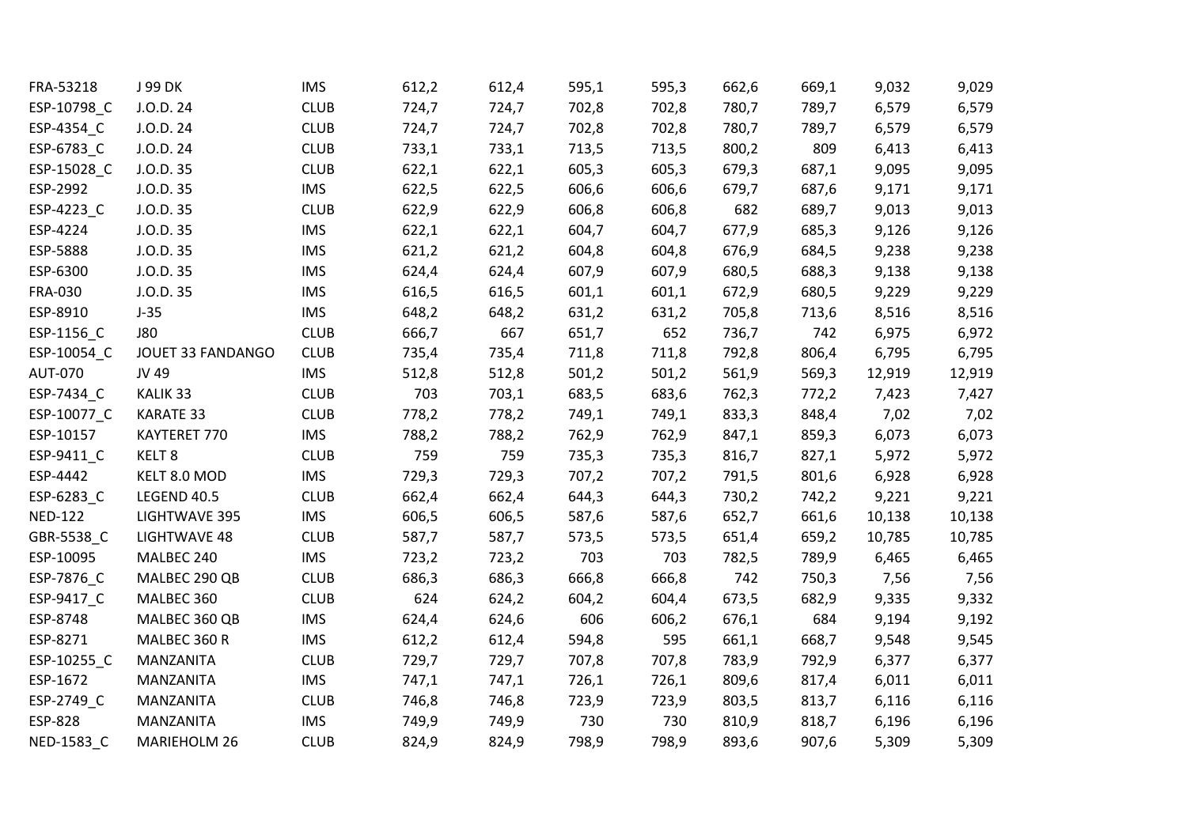| | | | | | | | | | | |
|---|---|---|---|---|---|---|---|---|---|---|
| FRA-53218 | J 99 DK | IMS | 612,2 | 612,4 | 595,1 | 595,3 | 662,6 | 669,1 | 9,032 | 9,029 |
| ESP-10798_C | J.O.D. 24 | CLUB | 724,7 | 724,7 | 702,8 | 702,8 | 780,7 | 789,7 | 6,579 | 6,579 |
| ESP-4354_C | J.O.D. 24 | CLUB | 724,7 | 724,7 | 702,8 | 702,8 | 780,7 | 789,7 | 6,579 | 6,579 |
| ESP-6783_C | J.O.D. 24 | CLUB | 733,1 | 733,1 | 713,5 | 713,5 | 800,2 | 809 | 6,413 | 6,413 |
| ESP-15028_C | J.O.D. 35 | CLUB | 622,1 | 622,1 | 605,3 | 605,3 | 679,3 | 687,1 | 9,095 | 9,095 |
| ESP-2992 | J.O.D. 35 | IMS | 622,5 | 622,5 | 606,6 | 606,6 | 679,7 | 687,6 | 9,171 | 9,171 |
| ESP-4223_C | J.O.D. 35 | CLUB | 622,9 | 622,9 | 606,8 | 606,8 | 682 | 689,7 | 9,013 | 9,013 |
| ESP-4224 | J.O.D. 35 | IMS | 622,1 | 622,1 | 604,7 | 604,7 | 677,9 | 685,3 | 9,126 | 9,126 |
| ESP-5888 | J.O.D. 35 | IMS | 621,2 | 621,2 | 604,8 | 604,8 | 676,9 | 684,5 | 9,238 | 9,238 |
| ESP-6300 | J.O.D. 35 | IMS | 624,4 | 624,4 | 607,9 | 607,9 | 680,5 | 688,3 | 9,138 | 9,138 |
| FRA-030 | J.O.D. 35 | IMS | 616,5 | 616,5 | 601,1 | 601,1 | 672,9 | 680,5 | 9,229 | 9,229 |
| ESP-8910 | J-35 | IMS | 648,2 | 648,2 | 631,2 | 631,2 | 705,8 | 713,6 | 8,516 | 8,516 |
| ESP-1156_C | J80 | CLUB | 666,7 | 667 | 651,7 | 652 | 736,7 | 742 | 6,975 | 6,972 |
| ESP-10054_C | JOUET 33 FANDANGO | CLUB | 735,4 | 735,4 | 711,8 | 711,8 | 792,8 | 806,4 | 6,795 | 6,795 |
| AUT-070 | JV 49 | IMS | 512,8 | 512,8 | 501,2 | 501,2 | 561,9 | 569,3 | 12,919 | 12,919 |
| ESP-7434_C | KALIK 33 | CLUB | 703 | 703,1 | 683,5 | 683,6 | 762,3 | 772,2 | 7,423 | 7,427 |
| ESP-10077_C | KARATE 33 | CLUB | 778,2 | 778,2 | 749,1 | 749,1 | 833,3 | 848,4 | 7,02 | 7,02 |
| ESP-10157 | KAYTERET 770 | IMS | 788,2 | 788,2 | 762,9 | 762,9 | 847,1 | 859,3 | 6,073 | 6,073 |
| ESP-9411_C | KELT 8 | CLUB | 759 | 759 | 735,3 | 735,3 | 816,7 | 827,1 | 5,972 | 5,972 |
| ESP-4442 | KELT 8.0 MOD | IMS | 729,3 | 729,3 | 707,2 | 707,2 | 791,5 | 801,6 | 6,928 | 6,928 |
| ESP-6283_C | LEGEND 40.5 | CLUB | 662,4 | 662,4 | 644,3 | 644,3 | 730,2 | 742,2 | 9,221 | 9,221 |
| NED-122 | LIGHTWAVE 395 | IMS | 606,5 | 606,5 | 587,6 | 587,6 | 652,7 | 661,6 | 10,138 | 10,138 |
| GBR-5538_C | LIGHTWAVE 48 | CLUB | 587,7 | 587,7 | 573,5 | 573,5 | 651,4 | 659,2 | 10,785 | 10,785 |
| ESP-10095 | MALBEC 240 | IMS | 723,2 | 723,2 | 703 | 703 | 782,5 | 789,9 | 6,465 | 6,465 |
| ESP-7876_C | MALBEC 290 QB | CLUB | 686,3 | 686,3 | 666,8 | 666,8 | 742 | 750,3 | 7,56 | 7,56 |
| ESP-9417_C | MALBEC 360 | CLUB | 624 | 624,2 | 604,2 | 604,4 | 673,5 | 682,9 | 9,335 | 9,332 |
| ESP-8748 | MALBEC 360 QB | IMS | 624,4 | 624,6 | 606 | 606,2 | 676,1 | 684 | 9,194 | 9,192 |
| ESP-8271 | MALBEC 360 R | IMS | 612,2 | 612,4 | 594,8 | 595 | 661,1 | 668,7 | 9,548 | 9,545 |
| ESP-10255_C | MANZANITA | CLUB | 729,7 | 729,7 | 707,8 | 707,8 | 783,9 | 792,9 | 6,377 | 6,377 |
| ESP-1672 | MANZANITA | IMS | 747,1 | 747,1 | 726,1 | 726,1 | 809,6 | 817,4 | 6,011 | 6,011 |
| ESP-2749_C | MANZANITA | CLUB | 746,8 | 746,8 | 723,9 | 723,9 | 803,5 | 813,7 | 6,116 | 6,116 |
| ESP-828 | MANZANITA | IMS | 749,9 | 749,9 | 730 | 730 | 810,9 | 818,7 | 6,196 | 6,196 |
| NED-1583_C | MARIEHOLM 26 | CLUB | 824,9 | 824,9 | 798,9 | 798,9 | 893,6 | 907,6 | 5,309 | 5,309 |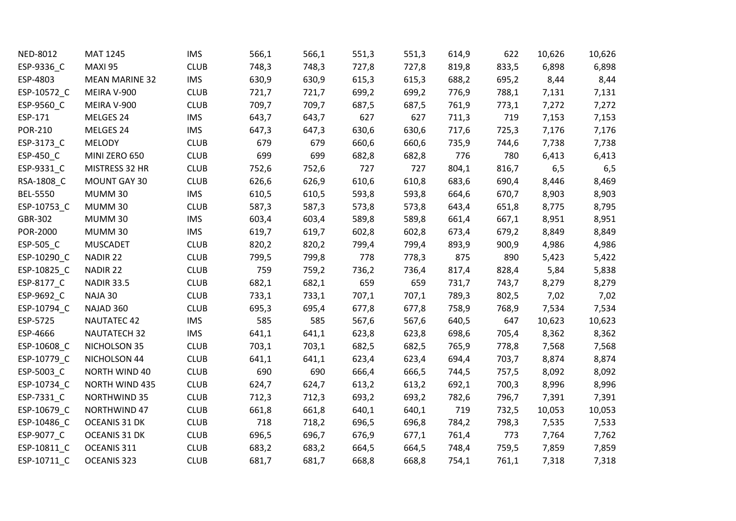| | | | | | | | | | | |
|---|---|---|---|---|---|---|---|---|---|---|
| NED-8012 | MAT 1245 | IMS | 566,1 | 566,1 | 551,3 | 551,3 | 614,9 | 622 | 10,626 | 10,626 |
| ESP-9336_C | MAXI 95 | CLUB | 748,3 | 748,3 | 727,8 | 727,8 | 819,8 | 833,5 | 6,898 | 6,898 |
| ESP-4803 | MEAN MARINE 32 | IMS | 630,9 | 630,9 | 615,3 | 615,3 | 688,2 | 695,2 | 8,44 | 8,44 |
| ESP-10572_C | MEIRA V-900 | CLUB | 721,7 | 721,7 | 699,2 | 699,2 | 776,9 | 788,1 | 7,131 | 7,131 |
| ESP-9560_C | MEIRA V-900 | CLUB | 709,7 | 709,7 | 687,5 | 687,5 | 761,9 | 773,1 | 7,272 | 7,272 |
| ESP-171 | MELGES 24 | IMS | 643,7 | 643,7 | 627 | 627 | 711,3 | 719 | 7,153 | 7,153 |
| POR-210 | MELGES 24 | IMS | 647,3 | 647,3 | 630,6 | 630,6 | 717,6 | 725,3 | 7,176 | 7,176 |
| ESP-3173_C | MELODY | CLUB | 679 | 679 | 660,6 | 660,6 | 735,9 | 744,6 | 7,738 | 7,738 |
| ESP-450_C | MINI ZERO 650 | CLUB | 699 | 699 | 682,8 | 682,8 | 776 | 780 | 6,413 | 6,413 |
| ESP-9331_C | MISTRESS 32 HR | CLUB | 752,6 | 752,6 | 727 | 727 | 804,1 | 816,7 | 6,5 | 6,5 |
| RSA-1808_C | MOUNT GAY 30 | CLUB | 626,6 | 626,9 | 610,6 | 610,8 | 683,6 | 690,4 | 8,446 | 8,469 |
| BEL-5550 | MUMM 30 | IMS | 610,5 | 610,5 | 593,8 | 593,8 | 664,6 | 670,7 | 8,903 | 8,903 |
| ESP-10753_C | MUMM 30 | CLUB | 587,3 | 587,3 | 573,8 | 573,8 | 643,4 | 651,8 | 8,775 | 8,795 |
| GBR-302 | MUMM 30 | IMS | 603,4 | 603,4 | 589,8 | 589,8 | 661,4 | 667,1 | 8,951 | 8,951 |
| POR-2000 | MUMM 30 | IMS | 619,7 | 619,7 | 602,8 | 602,8 | 673,4 | 679,2 | 8,849 | 8,849 |
| ESP-505_C | MUSCADET | CLUB | 820,2 | 820,2 | 799,4 | 799,4 | 893,9 | 900,9 | 4,986 | 4,986 |
| ESP-10290_C | NADIR 22 | CLUB | 799,5 | 799,8 | 778 | 778,3 | 875 | 890 | 5,423 | 5,422 |
| ESP-10825_C | NADIR 22 | CLUB | 759 | 759,2 | 736,2 | 736,4 | 817,4 | 828,4 | 5,84 | 5,838 |
| ESP-8177_C | NADIR 33.5 | CLUB | 682,1 | 682,1 | 659 | 659 | 731,7 | 743,7 | 8,279 | 8,279 |
| ESP-9692_C | NAJA 30 | CLUB | 733,1 | 733,1 | 707,1 | 707,1 | 789,3 | 802,5 | 7,02 | 7,02 |
| ESP-10794_C | NAJAD 360 | CLUB | 695,3 | 695,4 | 677,8 | 677,8 | 758,9 | 768,9 | 7,534 | 7,534 |
| ESP-5725 | NAUTATEC 42 | IMS | 585 | 585 | 567,6 | 567,6 | 640,5 | 647 | 10,623 | 10,623 |
| ESP-4666 | NAUTATECH 32 | IMS | 641,1 | 641,1 | 623,8 | 623,8 | 698,6 | 705,4 | 8,362 | 8,362 |
| ESP-10608_C | NICHOLSON 35 | CLUB | 703,1 | 703,1 | 682,5 | 682,5 | 765,9 | 778,8 | 7,568 | 7,568 |
| ESP-10779_C | NICHOLSON 44 | CLUB | 641,1 | 641,1 | 623,4 | 623,4 | 694,4 | 703,7 | 8,874 | 8,874 |
| ESP-5003_C | NORTH WIND 40 | CLUB | 690 | 690 | 666,4 | 666,5 | 744,5 | 757,5 | 8,092 | 8,092 |
| ESP-10734_C | NORTH WIND 435 | CLUB | 624,7 | 624,7 | 613,2 | 613,2 | 692,1 | 700,3 | 8,996 | 8,996 |
| ESP-7331_C | NORTHWIND 35 | CLUB | 712,3 | 712,3 | 693,2 | 693,2 | 782,6 | 796,7 | 7,391 | 7,391 |
| ESP-10679_C | NORTHWIND 47 | CLUB | 661,8 | 661,8 | 640,1 | 640,1 | 719 | 732,5 | 10,053 | 10,053 |
| ESP-10486_C | OCEANIS 31 DK | CLUB | 718 | 718,2 | 696,5 | 696,8 | 784,2 | 798,3 | 7,535 | 7,533 |
| ESP-9077_C | OCEANIS 31 DK | CLUB | 696,5 | 696,7 | 676,9 | 677,1 | 761,4 | 773 | 7,764 | 7,762 |
| ESP-10811_C | OCEANIS 311 | CLUB | 683,2 | 683,2 | 664,5 | 664,5 | 748,4 | 759,5 | 7,859 | 7,859 |
| ESP-10711_C | OCEANIS 323 | CLUB | 681,7 | 681,7 | 668,8 | 668,8 | 754,1 | 761,1 | 7,318 | 7,318 |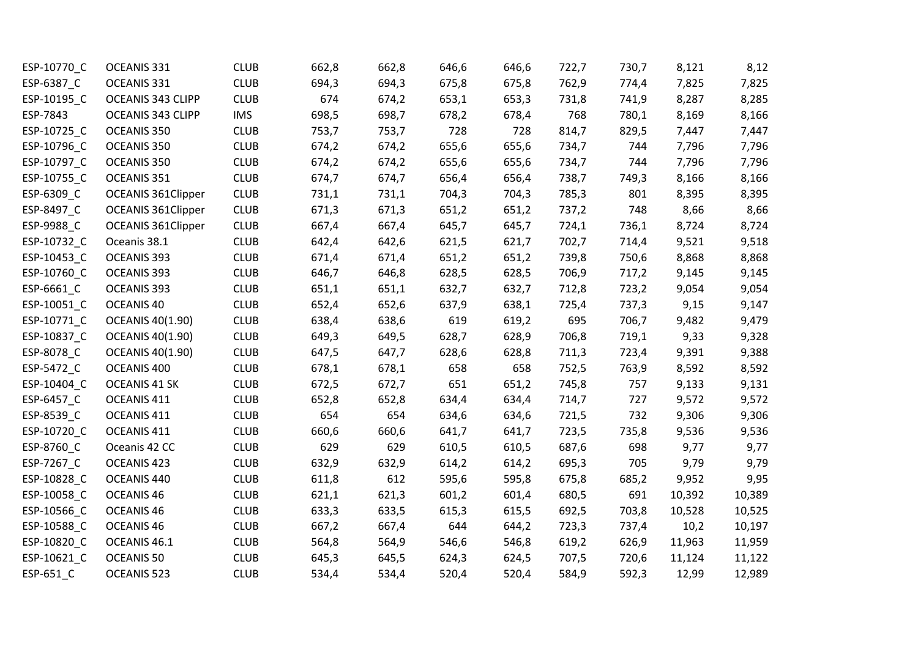| | | | | | | | | | | |
|---|---|---|---|---|---|---|---|---|---|---|
| ESP-10770_C | OCEANIS 331 | CLUB | 662,8 | 662,8 | 646,6 | 646,6 | 722,7 | 730,7 | 8,121 | 8,12 |
| ESP-6387_C | OCEANIS 331 | CLUB | 694,3 | 694,3 | 675,8 | 675,8 | 762,9 | 774,4 | 7,825 | 7,825 |
| ESP-10195_C | OCEANIS 343 CLIPP | CLUB | 674 | 674,2 | 653,1 | 653,3 | 731,8 | 741,9 | 8,287 | 8,285 |
| ESP-7843 | OCEANIS 343 CLIPP | IMS | 698,5 | 698,7 | 678,2 | 678,4 | 768 | 780,1 | 8,169 | 8,166 |
| ESP-10725_C | OCEANIS 350 | CLUB | 753,7 | 753,7 | 728 | 728 | 814,7 | 829,5 | 7,447 | 7,447 |
| ESP-10796_C | OCEANIS 350 | CLUB | 674,2 | 674,2 | 655,6 | 655,6 | 734,7 | 744 | 7,796 | 7,796 |
| ESP-10797_C | OCEANIS 350 | CLUB | 674,2 | 674,2 | 655,6 | 655,6 | 734,7 | 744 | 7,796 | 7,796 |
| ESP-10755_C | OCEANIS 351 | CLUB | 674,7 | 674,7 | 656,4 | 656,4 | 738,7 | 749,3 | 8,166 | 8,166 |
| ESP-6309_C | OCEANIS 361Clipper | CLUB | 731,1 | 731,1 | 704,3 | 704,3 | 785,3 | 801 | 8,395 | 8,395 |
| ESP-8497_C | OCEANIS 361Clipper | CLUB | 671,3 | 671,3 | 651,2 | 651,2 | 737,2 | 748 | 8,66 | 8,66 |
| ESP-9988_C | OCEANIS 361Clipper | CLUB | 667,4 | 667,4 | 645,7 | 645,7 | 724,1 | 736,1 | 8,724 | 8,724 |
| ESP-10732_C | Oceanis 38.1 | CLUB | 642,4 | 642,6 | 621,5 | 621,7 | 702,7 | 714,4 | 9,521 | 9,518 |
| ESP-10453_C | OCEANIS 393 | CLUB | 671,4 | 671,4 | 651,2 | 651,2 | 739,8 | 750,6 | 8,868 | 8,868 |
| ESP-10760_C | OCEANIS 393 | CLUB | 646,7 | 646,8 | 628,5 | 628,5 | 706,9 | 717,2 | 9,145 | 9,145 |
| ESP-6661_C | OCEANIS 393 | CLUB | 651,1 | 651,1 | 632,7 | 632,7 | 712,8 | 723,2 | 9,054 | 9,054 |
| ESP-10051_C | OCEANIS 40 | CLUB | 652,4 | 652,6 | 637,9 | 638,1 | 725,4 | 737,3 | 9,15 | 9,147 |
| ESP-10771_C | OCEANIS 40(1.90) | CLUB | 638,4 | 638,6 | 619 | 619,2 | 695 | 706,7 | 9,482 | 9,479 |
| ESP-10837_C | OCEANIS 40(1.90) | CLUB | 649,3 | 649,5 | 628,7 | 628,9 | 706,8 | 719,1 | 9,33 | 9,328 |
| ESP-8078_C | OCEANIS 40(1.90) | CLUB | 647,5 | 647,7 | 628,6 | 628,8 | 711,3 | 723,4 | 9,391 | 9,388 |
| ESP-5472_C | OCEANIS 400 | CLUB | 678,1 | 678,1 | 658 | 658 | 752,5 | 763,9 | 8,592 | 8,592 |
| ESP-10404_C | OCEANIS 41 SK | CLUB | 672,5 | 672,7 | 651 | 651,2 | 745,8 | 757 | 9,133 | 9,131 |
| ESP-6457_C | OCEANIS 411 | CLUB | 652,8 | 652,8 | 634,4 | 634,4 | 714,7 | 727 | 9,572 | 9,572 |
| ESP-8539_C | OCEANIS 411 | CLUB | 654 | 654 | 634,6 | 634,6 | 721,5 | 732 | 9,306 | 9,306 |
| ESP-10720_C | OCEANIS 411 | CLUB | 660,6 | 660,6 | 641,7 | 641,7 | 723,5 | 735,8 | 9,536 | 9,536 |
| ESP-8760_C | Oceanis 42 CC | CLUB | 629 | 629 | 610,5 | 610,5 | 687,6 | 698 | 9,77 | 9,77 |
| ESP-7267_C | OCEANIS 423 | CLUB | 632,9 | 632,9 | 614,2 | 614,2 | 695,3 | 705 | 9,79 | 9,79 |
| ESP-10828_C | OCEANIS 440 | CLUB | 611,8 | 612 | 595,6 | 595,8 | 675,8 | 685,2 | 9,952 | 9,95 |
| ESP-10058_C | OCEANIS 46 | CLUB | 621,1 | 621,3 | 601,2 | 601,4 | 680,5 | 691 | 10,392 | 10,389 |
| ESP-10566_C | OCEANIS 46 | CLUB | 633,3 | 633,5 | 615,3 | 615,5 | 692,5 | 703,8 | 10,528 | 10,525 |
| ESP-10588_C | OCEANIS 46 | CLUB | 667,2 | 667,4 | 644 | 644,2 | 723,3 | 737,4 | 10,2 | 10,197 |
| ESP-10820_C | OCEANIS 46.1 | CLUB | 564,8 | 564,9 | 546,6 | 546,8 | 619,2 | 626,9 | 11,963 | 11,959 |
| ESP-10621_C | OCEANIS 50 | CLUB | 645,3 | 645,5 | 624,3 | 624,5 | 707,5 | 720,6 | 11,124 | 11,122 |
| ESP-651_C | OCEANIS 523 | CLUB | 534,4 | 534,4 | 520,4 | 520,4 | 584,9 | 592,3 | 12,99 | 12,989 |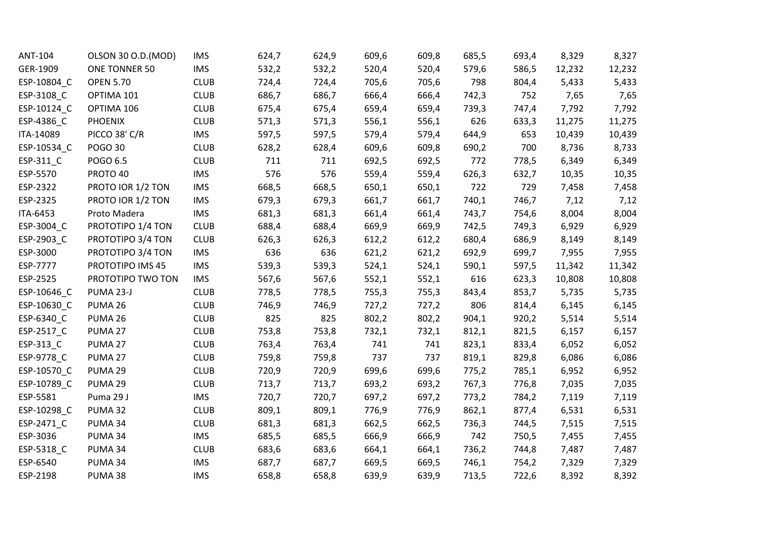| | | | | | | | | | | |
|---|---|---|---|---|---|---|---|---|---|---|
| ANT-104 | OLSON 30 O.D.(MOD) | IMS | 624,7 | 624,9 | 609,6 | 609,8 | 685,5 | 693,4 | 8,329 | 8,327 |
| GER-1909 | ONE TONNER 50 | IMS | 532,2 | 532,2 | 520,4 | 520,4 | 579,6 | 586,5 | 12,232 | 12,232 |
| ESP-10804_C | OPEN 5.70 | CLUB | 724,4 | 724,4 | 705,6 | 705,6 | 798 | 804,4 | 5,433 | 5,433 |
| ESP-3108_C | OPTIMA 101 | CLUB | 686,7 | 686,7 | 666,4 | 666,4 | 742,3 | 752 | 7,65 | 7,65 |
| ESP-10124_C | OPTIMA 106 | CLUB | 675,4 | 675,4 | 659,4 | 659,4 | 739,3 | 747,4 | 7,792 | 7,792 |
| ESP-4386_C | PHOENIX | CLUB | 571,3 | 571,3 | 556,1 | 556,1 | 626 | 633,3 | 11,275 | 11,275 |
| ITA-14089 | PICCO 38' C/R | IMS | 597,5 | 597,5 | 579,4 | 579,4 | 644,9 | 653 | 10,439 | 10,439 |
| ESP-10534_C | POGO 30 | CLUB | 628,2 | 628,4 | 609,6 | 609,8 | 690,2 | 700 | 8,736 | 8,733 |
| ESP-311_C | POGO 6.5 | CLUB | 711 | 711 | 692,5 | 692,5 | 772 | 778,5 | 6,349 | 6,349 |
| ESP-5570 | PROTO 40 | IMS | 576 | 576 | 559,4 | 559,4 | 626,3 | 632,7 | 10,35 | 10,35 |
| ESP-2322 | PROTO IOR 1/2 TON | IMS | 668,5 | 668,5 | 650,1 | 650,1 | 722 | 729 | 7,458 | 7,458 |
| ESP-2325 | PROTO IOR 1/2 TON | IMS | 679,3 | 679,3 | 661,7 | 661,7 | 740,1 | 746,7 | 7,12 | 7,12 |
| ITA-6453 | Proto Madera | IMS | 681,3 | 681,3 | 661,4 | 661,4 | 743,7 | 754,6 | 8,004 | 8,004 |
| ESP-3004_C | PROTOTIPO 1/4 TON | CLUB | 688,4 | 688,4 | 669,9 | 669,9 | 742,5 | 749,3 | 6,929 | 6,929 |
| ESP-2903_C | PROTOTIPO 3/4 TON | CLUB | 626,3 | 626,3 | 612,2 | 612,2 | 680,4 | 686,9 | 8,149 | 8,149 |
| ESP-3000 | PROTOTIPO 3/4 TON | IMS | 636 | 636 | 621,2 | 621,2 | 692,9 | 699,7 | 7,955 | 7,955 |
| ESP-7777 | PROTOTIPO IMS 45 | IMS | 539,3 | 539,3 | 524,1 | 524,1 | 590,1 | 597,5 | 11,342 | 11,342 |
| ESP-2525 | PROTOTIPO TWO TON | IMS | 567,6 | 567,6 | 552,1 | 552,1 | 616 | 623,3 | 10,808 | 10,808 |
| ESP-10646_C | PUMA 23-J | CLUB | 778,5 | 778,5 | 755,3 | 755,3 | 843,4 | 853,7 | 5,735 | 5,735 |
| ESP-10630_C | PUMA 26 | CLUB | 746,9 | 746,9 | 727,2 | 727,2 | 806 | 814,4 | 6,145 | 6,145 |
| ESP-6340_C | PUMA 26 | CLUB | 825 | 825 | 802,2 | 802,2 | 904,1 | 920,2 | 5,514 | 5,514 |
| ESP-2517_C | PUMA 27 | CLUB | 753,8 | 753,8 | 732,1 | 732,1 | 812,1 | 821,5 | 6,157 | 6,157 |
| ESP-313_C | PUMA 27 | CLUB | 763,4 | 763,4 | 741 | 741 | 823,1 | 833,4 | 6,052 | 6,052 |
| ESP-9778_C | PUMA 27 | CLUB | 759,8 | 759,8 | 737 | 737 | 819,1 | 829,8 | 6,086 | 6,086 |
| ESP-10570_C | PUMA 29 | CLUB | 720,9 | 720,9 | 699,6 | 699,6 | 775,2 | 785,1 | 6,952 | 6,952 |
| ESP-10789_C | PUMA 29 | CLUB | 713,7 | 713,7 | 693,2 | 693,2 | 767,3 | 776,8 | 7,035 | 7,035 |
| ESP-5581 | Puma 29 J | IMS | 720,7 | 720,7 | 697,2 | 697,2 | 773,2 | 784,2 | 7,119 | 7,119 |
| ESP-10298_C | PUMA 32 | CLUB | 809,1 | 809,1 | 776,9 | 776,9 | 862,1 | 877,4 | 6,531 | 6,531 |
| ESP-2471_C | PUMA 34 | CLUB | 681,3 | 681,3 | 662,5 | 662,5 | 736,3 | 744,5 | 7,515 | 7,515 |
| ESP-3036 | PUMA 34 | IMS | 685,5 | 685,5 | 666,9 | 666,9 | 742 | 750,5 | 7,455 | 7,455 |
| ESP-5318_C | PUMA 34 | CLUB | 683,6 | 683,6 | 664,1 | 664,1 | 736,2 | 744,8 | 7,487 | 7,487 |
| ESP-6540 | PUMA 34 | IMS | 687,7 | 687,7 | 669,5 | 669,5 | 746,1 | 754,2 | 7,329 | 7,329 |
| ESP-2198 | PUMA 38 | IMS | 658,8 | 658,8 | 639,9 | 639,9 | 713,5 | 722,6 | 8,392 | 8,392 |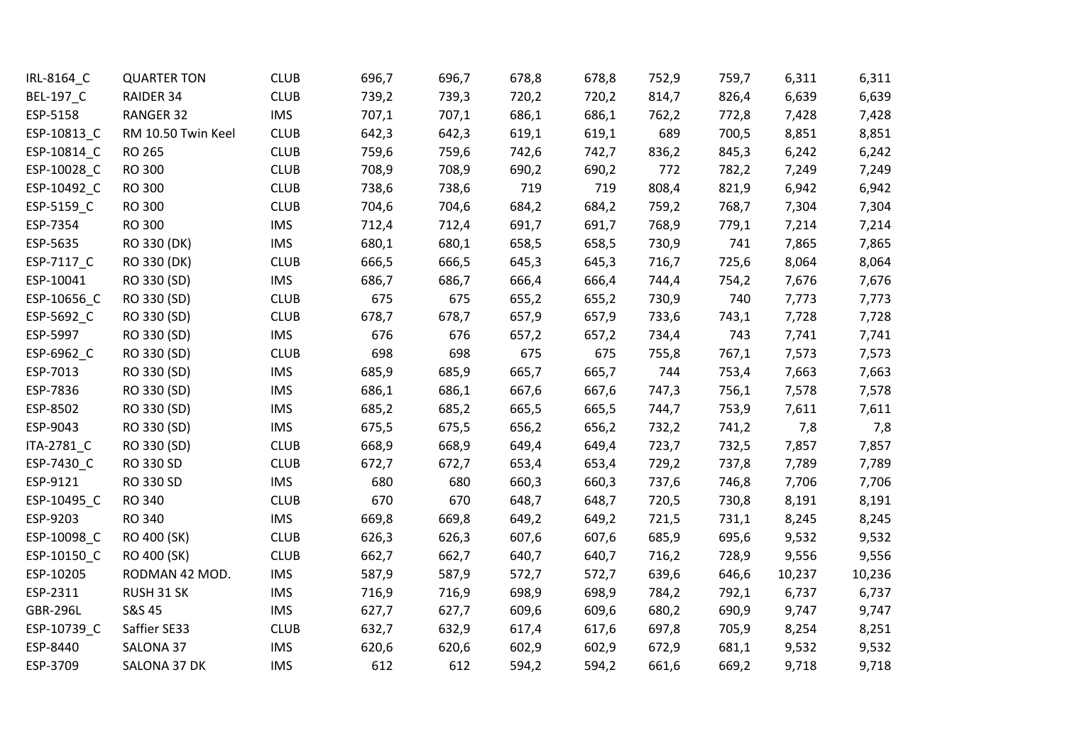| IRL-8164_C | QUARTER TON | CLUB | 696,7 | 696,7 | 678,8 | 678,8 | 752,9 | 759,7 | 6,311 | 6,311 |
|---|---|---|---|---|---|---|---|---|---|---|
| BEL-197_C | RAIDER 34 | CLUB | 739,2 | 739,3 | 720,2 | 720,2 | 814,7 | 826,4 | 6,639 | 6,639 |
| ESP-5158 | RANGER 32 | IMS | 707,1 | 707,1 | 686,1 | 686,1 | 762,2 | 772,8 | 7,428 | 7,428 |
| ESP-10813_C | RM 10.50 Twin Keel | CLUB | 642,3 | 642,3 | 619,1 | 619,1 | 689 | 700,5 | 8,851 | 8,851 |
| ESP-10814_C | RO 265 | CLUB | 759,6 | 759,6 | 742,6 | 742,7 | 836,2 | 845,3 | 6,242 | 6,242 |
| ESP-10028_C | RO 300 | CLUB | 708,9 | 708,9 | 690,2 | 690,2 | 772 | 782,2 | 7,249 | 7,249 |
| ESP-10492_C | RO 300 | CLUB | 738,6 | 738,6 | 719 | 719 | 808,4 | 821,9 | 6,942 | 6,942 |
| ESP-5159_C | RO 300 | CLUB | 704,6 | 704,6 | 684,2 | 684,2 | 759,2 | 768,7 | 7,304 | 7,304 |
| ESP-7354 | RO 300 | IMS | 712,4 | 712,4 | 691,7 | 691,7 | 768,9 | 779,1 | 7,214 | 7,214 |
| ESP-5635 | RO 330 (DK) | IMS | 680,1 | 680,1 | 658,5 | 658,5 | 730,9 | 741 | 7,865 | 7,865 |
| ESP-7117_C | RO 330 (DK) | CLUB | 666,5 | 666,5 | 645,3 | 645,3 | 716,7 | 725,6 | 8,064 | 8,064 |
| ESP-10041 | RO 330 (SD) | IMS | 686,7 | 686,7 | 666,4 | 666,4 | 744,4 | 754,2 | 7,676 | 7,676 |
| ESP-10656_C | RO 330 (SD) | CLUB | 675 | 675 | 655,2 | 655,2 | 730,9 | 740 | 7,773 | 7,773 |
| ESP-5692_C | RO 330 (SD) | CLUB | 678,7 | 678,7 | 657,9 | 657,9 | 733,6 | 743,1 | 7,728 | 7,728 |
| ESP-5997 | RO 330 (SD) | IMS | 676 | 676 | 657,2 | 657,2 | 734,4 | 743 | 7,741 | 7,741 |
| ESP-6962_C | RO 330 (SD) | CLUB | 698 | 698 | 675 | 675 | 755,8 | 767,1 | 7,573 | 7,573 |
| ESP-7013 | RO 330 (SD) | IMS | 685,9 | 685,9 | 665,7 | 665,7 | 744 | 753,4 | 7,663 | 7,663 |
| ESP-7836 | RO 330 (SD) | IMS | 686,1 | 686,1 | 667,6 | 667,6 | 747,3 | 756,1 | 7,578 | 7,578 |
| ESP-8502 | RO 330 (SD) | IMS | 685,2 | 685,2 | 665,5 | 665,5 | 744,7 | 753,9 | 7,611 | 7,611 |
| ESP-9043 | RO 330 (SD) | IMS | 675,5 | 675,5 | 656,2 | 656,2 | 732,2 | 741,2 | 7,8 | 7,8 |
| ITA-2781_C | RO 330 (SD) | CLUB | 668,9 | 668,9 | 649,4 | 649,4 | 723,7 | 732,5 | 7,857 | 7,857 |
| ESP-7430_C | RO 330 SD | CLUB | 672,7 | 672,7 | 653,4 | 653,4 | 729,2 | 737,8 | 7,789 | 7,789 |
| ESP-9121 | RO 330 SD | IMS | 680 | 680 | 660,3 | 660,3 | 737,6 | 746,8 | 7,706 | 7,706 |
| ESP-10495_C | RO 340 | CLUB | 670 | 670 | 648,7 | 648,7 | 720,5 | 730,8 | 8,191 | 8,191 |
| ESP-9203 | RO 340 | IMS | 669,8 | 669,8 | 649,2 | 649,2 | 721,5 | 731,1 | 8,245 | 8,245 |
| ESP-10098_C | RO 400 (SK) | CLUB | 626,3 | 626,3 | 607,6 | 607,6 | 685,9 | 695,6 | 9,532 | 9,532 |
| ESP-10150_C | RO 400 (SK) | CLUB | 662,7 | 662,7 | 640,7 | 640,7 | 716,2 | 728,9 | 9,556 | 9,556 |
| ESP-10205 | RODMAN 42 MOD. | IMS | 587,9 | 587,9 | 572,7 | 572,7 | 639,6 | 646,6 | 10,237 | 10,236 |
| ESP-2311 | RUSH 31 SK | IMS | 716,9 | 716,9 | 698,9 | 698,9 | 784,2 | 792,1 | 6,737 | 6,737 |
| GBR-296L | S&S 45 | IMS | 627,7 | 627,7 | 609,6 | 609,6 | 680,2 | 690,9 | 9,747 | 9,747 |
| ESP-10739_C | Saffier SE33 | CLUB | 632,7 | 632,9 | 617,4 | 617,6 | 697,8 | 705,9 | 8,254 | 8,251 |
| ESP-8440 | SALONA 37 | IMS | 620,6 | 620,6 | 602,9 | 602,9 | 672,9 | 681,1 | 9,532 | 9,532 |
| ESP-3709 | SALONA 37 DK | IMS | 612 | 612 | 594,2 | 594,2 | 661,6 | 669,2 | 9,718 | 9,718 |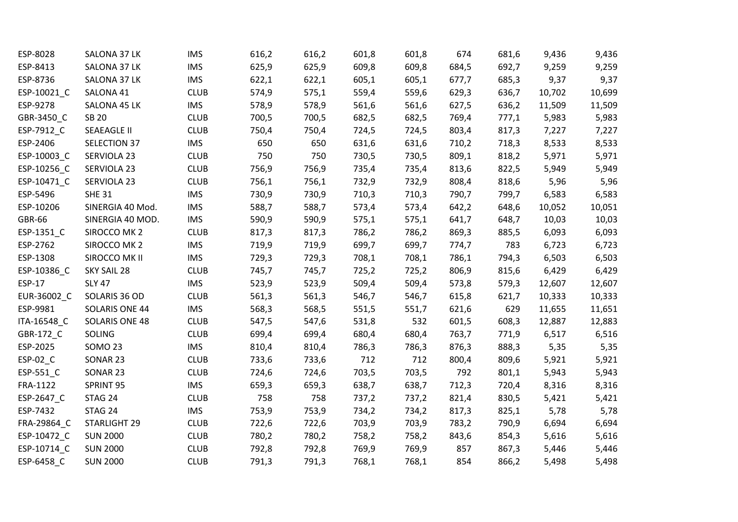| ESP-8028 | SALONA 37 LK | IMS | 616,2 | 616,2 | 601,8 | 601,8 | 674 | 681,6 | 9,436 | 9,436 |
|---|---|---|---|---|---|---|---|---|---|---|
| ESP-8413 | SALONA 37 LK | IMS | 625,9 | 625,9 | 609,8 | 609,8 | 684,5 | 692,7 | 9,259 | 9,259 |
| ESP-8736 | SALONA 37 LK | IMS | 622,1 | 622,1 | 605,1 | 605,1 | 677,7 | 685,3 | 9,37 | 9,37 |
| ESP-10021_C | SALONA 41 | CLUB | 574,9 | 575,1 | 559,4 | 559,6 | 629,3 | 636,7 | 10,702 | 10,699 |
| ESP-9278 | SALONA 45 LK | IMS | 578,9 | 578,9 | 561,6 | 561,6 | 627,5 | 636,2 | 11,509 | 11,509 |
| GBR-3450_C | SB 20 | CLUB | 700,5 | 700,5 | 682,5 | 682,5 | 769,4 | 777,1 | 5,983 | 5,983 |
| ESP-7912_C | SEAEAGLE II | CLUB | 750,4 | 750,4 | 724,5 | 724,5 | 803,4 | 817,3 | 7,227 | 7,227 |
| ESP-2406 | SELECTION 37 | IMS | 650 | 650 | 631,6 | 631,6 | 710,2 | 718,3 | 8,533 | 8,533 |
| ESP-10003_C | SERVIOLA 23 | CLUB | 750 | 750 | 730,5 | 730,5 | 809,1 | 818,2 | 5,971 | 5,971 |
| ESP-10256_C | SERVIOLA 23 | CLUB | 756,9 | 756,9 | 735,4 | 735,4 | 813,6 | 822,5 | 5,949 | 5,949 |
| ESP-10471_C | SERVIOLA 23 | CLUB | 756,1 | 756,1 | 732,9 | 732,9 | 808,4 | 818,6 | 5,96 | 5,96 |
| ESP-5496 | SHE 31 | IMS | 730,9 | 730,9 | 710,3 | 710,3 | 790,7 | 799,7 | 6,583 | 6,583 |
| ESP-10206 | SINERGIA 40 Mod. | IMS | 588,7 | 588,7 | 573,4 | 573,4 | 642,2 | 648,6 | 10,052 | 10,051 |
| GBR-66 | SINERGIA 40 MOD. | IMS | 590,9 | 590,9 | 575,1 | 575,1 | 641,7 | 648,7 | 10,03 | 10,03 |
| ESP-1351_C | SIROCCO MK 2 | CLUB | 817,3 | 817,3 | 786,2 | 786,2 | 869,3 | 885,5 | 6,093 | 6,093 |
| ESP-2762 | SIROCCO MK 2 | IMS | 719,9 | 719,9 | 699,7 | 699,7 | 774,7 | 783 | 6,723 | 6,723 |
| ESP-1308 | SIROCCO MK II | IMS | 729,3 | 729,3 | 708,1 | 708,1 | 786,1 | 794,3 | 6,503 | 6,503 |
| ESP-10386_C | SKY SAIL 28 | CLUB | 745,7 | 745,7 | 725,2 | 725,2 | 806,9 | 815,6 | 6,429 | 6,429 |
| ESP-17 | SLY 47 | IMS | 523,9 | 523,9 | 509,4 | 509,4 | 573,8 | 579,3 | 12,607 | 12,607 |
| EUR-36002_C | SOLARIS 36 OD | CLUB | 561,3 | 561,3 | 546,7 | 546,7 | 615,8 | 621,7 | 10,333 | 10,333 |
| ESP-9981 | SOLARIS ONE 44 | IMS | 568,3 | 568,5 | 551,5 | 551,7 | 621,6 | 629 | 11,655 | 11,651 |
| ITA-16548_C | SOLARIS ONE 48 | CLUB | 547,5 | 547,6 | 531,8 | 532 | 601,5 | 608,3 | 12,887 | 12,883 |
| GBR-172_C | SOLING | CLUB | 699,4 | 699,4 | 680,4 | 680,4 | 763,7 | 771,9 | 6,517 | 6,516 |
| ESP-2025 | SOMO 23 | IMS | 810,4 | 810,4 | 786,3 | 786,3 | 876,3 | 888,3 | 5,35 | 5,35 |
| ESP-02_C | SONAR 23 | CLUB | 733,6 | 733,6 | 712 | 712 | 800,4 | 809,6 | 5,921 | 5,921 |
| ESP-551_C | SONAR 23 | CLUB | 724,6 | 724,6 | 703,5 | 703,5 | 792 | 801,1 | 5,943 | 5,943 |
| FRA-1122 | SPRINT 95 | IMS | 659,3 | 659,3 | 638,7 | 638,7 | 712,3 | 720,4 | 8,316 | 8,316 |
| ESP-2647_C | STAG 24 | CLUB | 758 | 758 | 737,2 | 737,2 | 821,4 | 830,5 | 5,421 | 5,421 |
| ESP-7432 | STAG 24 | IMS | 753,9 | 753,9 | 734,2 | 734,2 | 817,3 | 825,1 | 5,78 | 5,78 |
| FRA-29864_C | STARLIGHT 29 | CLUB | 722,6 | 722,6 | 703,9 | 703,9 | 783,2 | 790,9 | 6,694 | 6,694 |
| ESP-10472_C | SUN 2000 | CLUB | 780,2 | 780,2 | 758,2 | 758,2 | 843,6 | 854,3 | 5,616 | 5,616 |
| ESP-10714_C | SUN 2000 | CLUB | 792,8 | 792,8 | 769,9 | 769,9 | 857 | 867,3 | 5,446 | 5,446 |
| ESP-6458_C | SUN 2000 | CLUB | 791,3 | 791,3 | 768,1 | 768,1 | 854 | 866,2 | 5,498 | 5,498 |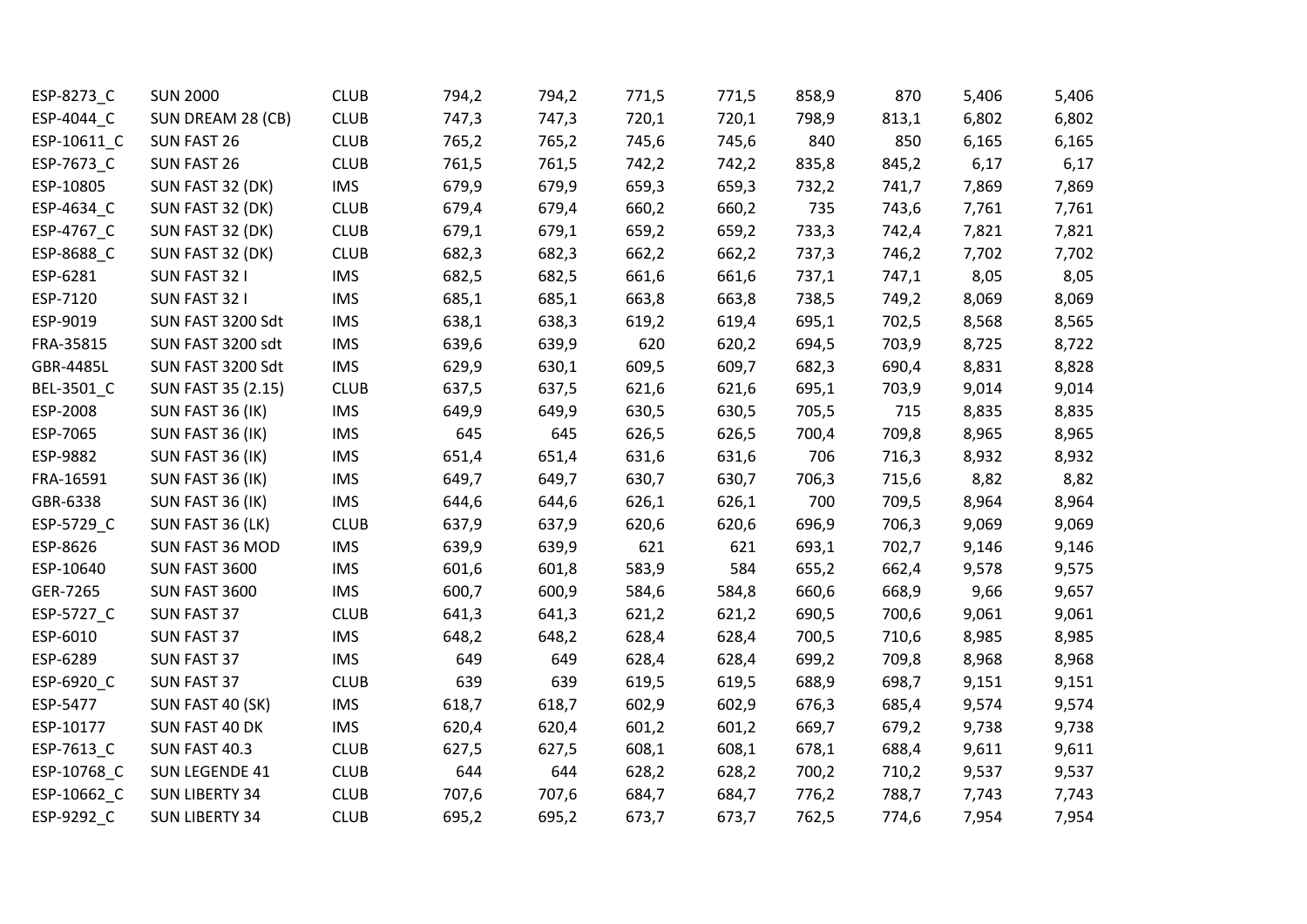| | | | | | | | | | | |
|---|---|---|---|---|---|---|---|---|---|---|
| ESP-8273_C | SUN 2000 | CLUB | 794,2 | 794,2 | 771,5 | 771,5 | 858,9 | 870 | 5,406 | 5,406 |
| ESP-4044_C | SUN DREAM 28 (CB) | CLUB | 747,3 | 747,3 | 720,1 | 720,1 | 798,9 | 813,1 | 6,802 | 6,802 |
| ESP-10611_C | SUN FAST 26 | CLUB | 765,2 | 765,2 | 745,6 | 745,6 | 840 | 850 | 6,165 | 6,165 |
| ESP-7673_C | SUN FAST 26 | CLUB | 761,5 | 761,5 | 742,2 | 742,2 | 835,8 | 845,2 | 6,17 | 6,17 |
| ESP-10805 | SUN FAST 32 (DK) | IMS | 679,9 | 679,9 | 659,3 | 659,3 | 732,2 | 741,7 | 7,869 | 7,869 |
| ESP-4634_C | SUN FAST 32 (DK) | CLUB | 679,4 | 679,4 | 660,2 | 660,2 | 735 | 743,6 | 7,761 | 7,761 |
| ESP-4767_C | SUN FAST 32 (DK) | CLUB | 679,1 | 679,1 | 659,2 | 659,2 | 733,3 | 742,4 | 7,821 | 7,821 |
| ESP-8688_C | SUN FAST 32 (DK) | CLUB | 682,3 | 682,3 | 662,2 | 662,2 | 737,3 | 746,2 | 7,702 | 7,702 |
| ESP-6281 | SUN FAST 32 I | IMS | 682,5 | 682,5 | 661,6 | 661,6 | 737,1 | 747,1 | 8,05 | 8,05 |
| ESP-7120 | SUN FAST 32 I | IMS | 685,1 | 685,1 | 663,8 | 663,8 | 738,5 | 749,2 | 8,069 | 8,069 |
| ESP-9019 | SUN FAST 3200 Sdt | IMS | 638,1 | 638,3 | 619,2 | 619,4 | 695,1 | 702,5 | 8,568 | 8,565 |
| FRA-35815 | SUN FAST 3200 sdt | IMS | 639,6 | 639,9 | 620 | 620,2 | 694,5 | 703,9 | 8,725 | 8,722 |
| GBR-4485L | SUN FAST 3200 Sdt | IMS | 629,9 | 630,1 | 609,5 | 609,7 | 682,3 | 690,4 | 8,831 | 8,828 |
| BEL-3501_C | SUN FAST 35 (2.15) | CLUB | 637,5 | 637,5 | 621,6 | 621,6 | 695,1 | 703,9 | 9,014 | 9,014 |
| ESP-2008 | SUN FAST 36 (IK) | IMS | 649,9 | 649,9 | 630,5 | 630,5 | 705,5 | 715 | 8,835 | 8,835 |
| ESP-7065 | SUN FAST 36 (IK) | IMS | 645 | 645 | 626,5 | 626,5 | 700,4 | 709,8 | 8,965 | 8,965 |
| ESP-9882 | SUN FAST 36 (IK) | IMS | 651,4 | 651,4 | 631,6 | 631,6 | 706 | 716,3 | 8,932 | 8,932 |
| FRA-16591 | SUN FAST 36 (IK) | IMS | 649,7 | 649,7 | 630,7 | 630,7 | 706,3 | 715,6 | 8,82 | 8,82 |
| GBR-6338 | SUN FAST 36 (IK) | IMS | 644,6 | 644,6 | 626,1 | 626,1 | 700 | 709,5 | 8,964 | 8,964 |
| ESP-5729_C | SUN FAST 36 (LK) | CLUB | 637,9 | 637,9 | 620,6 | 620,6 | 696,9 | 706,3 | 9,069 | 9,069 |
| ESP-8626 | SUN FAST 36 MOD | IMS | 639,9 | 639,9 | 621 | 621 | 693,1 | 702,7 | 9,146 | 9,146 |
| ESP-10640 | SUN FAST 3600 | IMS | 601,6 | 601,8 | 583,9 | 584 | 655,2 | 662,4 | 9,578 | 9,575 |
| GER-7265 | SUN FAST 3600 | IMS | 600,7 | 600,9 | 584,6 | 584,8 | 660,6 | 668,9 | 9,66 | 9,657 |
| ESP-5727_C | SUN FAST 37 | CLUB | 641,3 | 641,3 | 621,2 | 621,2 | 690,5 | 700,6 | 9,061 | 9,061 |
| ESP-6010 | SUN FAST 37 | IMS | 648,2 | 648,2 | 628,4 | 628,4 | 700,5 | 710,6 | 8,985 | 8,985 |
| ESP-6289 | SUN FAST 37 | IMS | 649 | 649 | 628,4 | 628,4 | 699,2 | 709,8 | 8,968 | 8,968 |
| ESP-6920_C | SUN FAST 37 | CLUB | 639 | 639 | 619,5 | 619,5 | 688,9 | 698,7 | 9,151 | 9,151 |
| ESP-5477 | SUN FAST 40 (SK) | IMS | 618,7 | 618,7 | 602,9 | 602,9 | 676,3 | 685,4 | 9,574 | 9,574 |
| ESP-10177 | SUN FAST 40 DK | IMS | 620,4 | 620,4 | 601,2 | 601,2 | 669,7 | 679,2 | 9,738 | 9,738 |
| ESP-7613_C | SUN FAST 40.3 | CLUB | 627,5 | 627,5 | 608,1 | 608,1 | 678,1 | 688,4 | 9,611 | 9,611 |
| ESP-10768_C | SUN LEGENDE 41 | CLUB | 644 | 644 | 628,2 | 628,2 | 700,2 | 710,2 | 9,537 | 9,537 |
| ESP-10662_C | SUN LIBERTY 34 | CLUB | 707,6 | 707,6 | 684,7 | 684,7 | 776,2 | 788,7 | 7,743 | 7,743 |
| ESP-9292_C | SUN LIBERTY 34 | CLUB | 695,2 | 695,2 | 673,7 | 673,7 | 762,5 | 774,6 | 7,954 | 7,954 |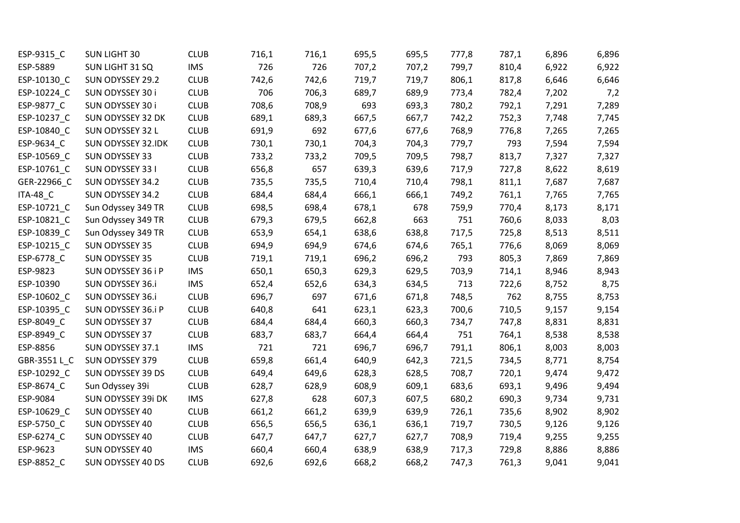| | | | | | | | | | | |
|---|---|---|---|---|---|---|---|---|---|---|
| ESP-9315_C | SUN LIGHT 30 | CLUB | 716,1 | 716,1 | 695,5 | 695,5 | 777,8 | 787,1 | 6,896 | 6,896 |
| ESP-5889 | SUN LIGHT 31 SQ | IMS | 726 | 726 | 707,2 | 707,2 | 799,7 | 810,4 | 6,922 | 6,922 |
| ESP-10130_C | SUN ODYSSEY 29.2 | CLUB | 742,6 | 742,6 | 719,7 | 719,7 | 806,1 | 817,8 | 6,646 | 6,646 |
| ESP-10224_C | SUN ODYSSEY 30 i | CLUB | 706 | 706,3 | 689,7 | 689,9 | 773,4 | 782,4 | 7,202 | 7,2 |
| ESP-9877_C | SUN ODYSSEY 30 i | CLUB | 708,6 | 708,9 | 693 | 693,3 | 780,2 | 792,1 | 7,291 | 7,289 |
| ESP-10237_C | SUN ODYSSEY 32 DK | CLUB | 689,1 | 689,3 | 667,5 | 667,7 | 742,2 | 752,3 | 7,748 | 7,745 |
| ESP-10840_C | SUN ODYSSEY 32 L | CLUB | 691,9 | 692 | 677,6 | 677,6 | 768,9 | 776,8 | 7,265 | 7,265 |
| ESP-9634_C | SUN ODYSSEY 32.IDK | CLUB | 730,1 | 730,1 | 704,3 | 704,3 | 779,7 | 793 | 7,594 | 7,594 |
| ESP-10569_C | SUN ODYSSEY 33 | CLUB | 733,2 | 733,2 | 709,5 | 709,5 | 798,7 | 813,7 | 7,327 | 7,327 |
| ESP-10761_C | SUN ODYSSEY 33 I | CLUB | 656,8 | 657 | 639,3 | 639,6 | 717,9 | 727,8 | 8,622 | 8,619 |
| GER-22966_C | SUN ODYSSEY 34.2 | CLUB | 735,5 | 735,5 | 710,4 | 710,4 | 798,1 | 811,1 | 7,687 | 7,687 |
| ITA-48_C | SUN ODYSSEY 34.2 | CLUB | 684,4 | 684,4 | 666,1 | 666,1 | 749,2 | 761,1 | 7,765 | 7,765 |
| ESP-10721_C | Sun Odyssey 349 TR | CLUB | 698,5 | 698,4 | 678,1 | 678 | 759,9 | 770,4 | 8,173 | 8,171 |
| ESP-10821_C | Sun Odyssey 349 TR | CLUB | 679,3 | 679,5 | 662,8 | 663 | 751 | 760,6 | 8,033 | 8,03 |
| ESP-10839_C | Sun Odyssey 349 TR | CLUB | 653,9 | 654,1 | 638,6 | 638,8 | 717,5 | 725,8 | 8,513 | 8,511 |
| ESP-10215_C | SUN ODYSSEY 35 | CLUB | 694,9 | 694,9 | 674,6 | 674,6 | 765,1 | 776,6 | 8,069 | 8,069 |
| ESP-6778_C | SUN ODYSSEY 35 | CLUB | 719,1 | 719,1 | 696,2 | 696,2 | 793 | 805,3 | 7,869 | 7,869 |
| ESP-9823 | SUN ODYSSEY 36 i P | IMS | 650,1 | 650,3 | 629,3 | 629,5 | 703,9 | 714,1 | 8,946 | 8,943 |
| ESP-10390 | SUN ODYSSEY 36.i | IMS | 652,4 | 652,6 | 634,3 | 634,5 | 713 | 722,6 | 8,752 | 8,75 |
| ESP-10602_C | SUN ODYSSEY 36.i | CLUB | 696,7 | 697 | 671,6 | 671,8 | 748,5 | 762 | 8,755 | 8,753 |
| ESP-10395_C | SUN ODYSSEY 36.i P | CLUB | 640,8 | 641 | 623,1 | 623,3 | 700,6 | 710,5 | 9,157 | 9,154 |
| ESP-8049_C | SUN ODYSSEY 37 | CLUB | 684,4 | 684,4 | 660,3 | 660,3 | 734,7 | 747,8 | 8,831 | 8,831 |
| ESP-8949_C | SUN ODYSSEY 37 | CLUB | 683,7 | 683,7 | 664,4 | 664,4 | 751 | 764,1 | 8,538 | 8,538 |
| ESP-8856 | SUN ODYSSEY 37.1 | IMS | 721 | 721 | 696,7 | 696,7 | 791,1 | 806,1 | 8,003 | 8,003 |
| GBR-3551 L_C | SUN ODYSSEY 379 | CLUB | 659,8 | 661,4 | 640,9 | 642,3 | 721,5 | 734,5 | 8,771 | 8,754 |
| ESP-10292_C | SUN ODYSSEY 39 DS | CLUB | 649,4 | 649,6 | 628,3 | 628,5 | 708,7 | 720,1 | 9,474 | 9,472 |
| ESP-8674_C | Sun Odyssey 39i | CLUB | 628,7 | 628,9 | 608,9 | 609,1 | 683,6 | 693,1 | 9,496 | 9,494 |
| ESP-9084 | SUN ODYSSEY 39i DK | IMS | 627,8 | 628 | 607,3 | 607,5 | 680,2 | 690,3 | 9,734 | 9,731 |
| ESP-10629_C | SUN ODYSSEY 40 | CLUB | 661,2 | 661,2 | 639,9 | 639,9 | 726,1 | 735,6 | 8,902 | 8,902 |
| ESP-5750_C | SUN ODYSSEY 40 | CLUB | 656,5 | 656,5 | 636,1 | 636,1 | 719,7 | 730,5 | 9,126 | 9,126 |
| ESP-6274_C | SUN ODYSSEY 40 | CLUB | 647,7 | 647,7 | 627,7 | 627,7 | 708,9 | 719,4 | 9,255 | 9,255 |
| ESP-9623 | SUN ODYSSEY 40 | IMS | 660,4 | 660,4 | 638,9 | 638,9 | 717,3 | 729,8 | 8,886 | 8,886 |
| ESP-8852_C | SUN ODYSSEY 40 DS | CLUB | 692,6 | 692,6 | 668,2 | 668,2 | 747,3 | 761,3 | 9,041 | 9,041 |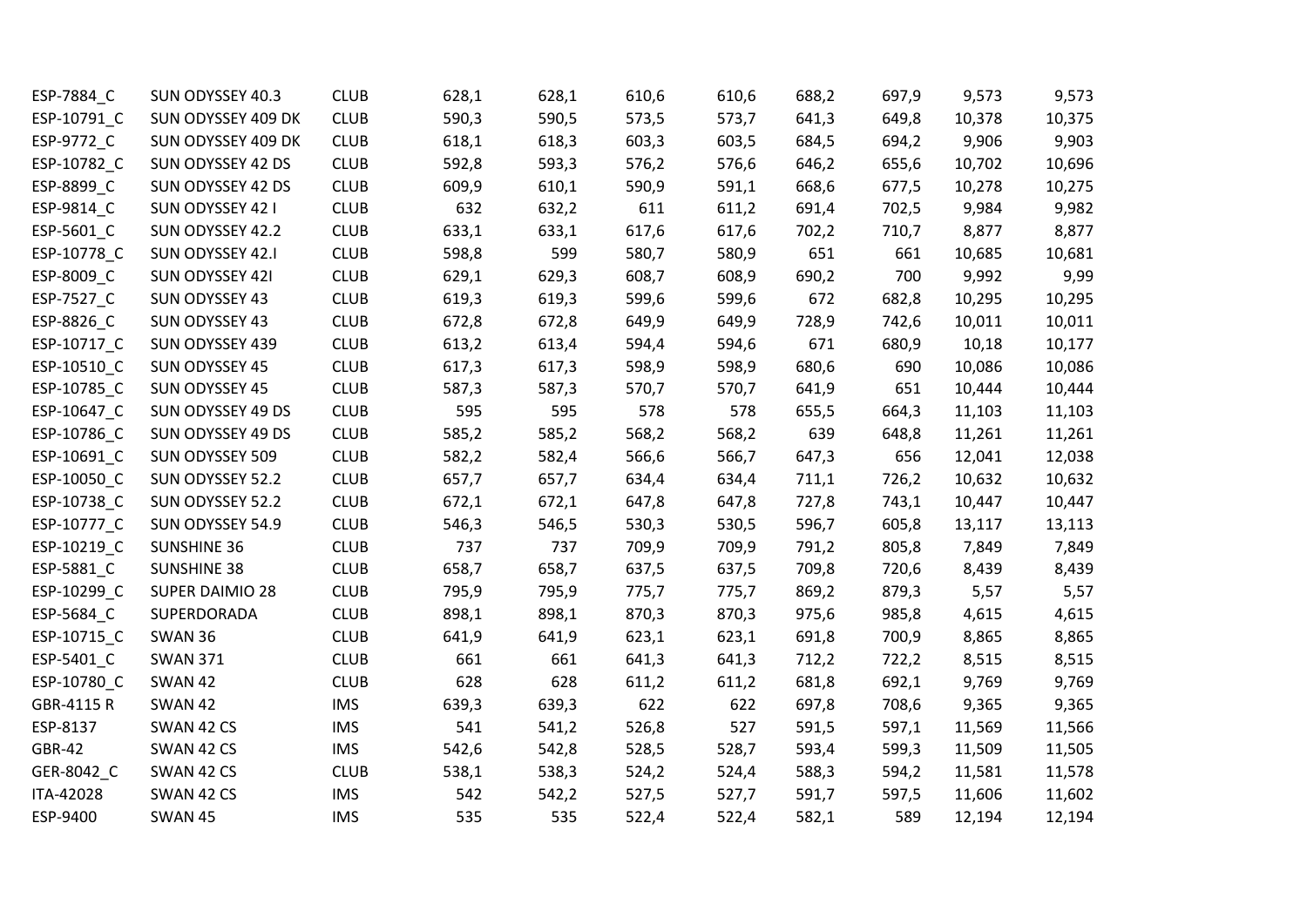| | | | | | | | | | | |
|---|---|---|---|---|---|---|---|---|---|---|
| ESP-7884_C | SUN ODYSSEY 40.3 | CLUB | 628,1 | 628,1 | 610,6 | 610,6 | 688,2 | 697,9 | 9,573 | 9,573 |
| ESP-10791_C | SUN ODYSSEY 409 DK | CLUB | 590,3 | 590,5 | 573,5 | 573,7 | 641,3 | 649,8 | 10,378 | 10,375 |
| ESP-9772_C | SUN ODYSSEY 409 DK | CLUB | 618,1 | 618,3 | 603,3 | 603,5 | 684,5 | 694,2 | 9,906 | 9,903 |
| ESP-10782_C | SUN ODYSSEY 42 DS | CLUB | 592,8 | 593,3 | 576,2 | 576,6 | 646,2 | 655,6 | 10,702 | 10,696 |
| ESP-8899_C | SUN ODYSSEY 42 DS | CLUB | 609,9 | 610,1 | 590,9 | 591,1 | 668,6 | 677,5 | 10,278 | 10,275 |
| ESP-9814_C | SUN ODYSSEY 42 I | CLUB | 632 | 632,2 | 611 | 611,2 | 691,4 | 702,5 | 9,984 | 9,982 |
| ESP-5601_C | SUN ODYSSEY 42.2 | CLUB | 633,1 | 633,1 | 617,6 | 617,6 | 702,2 | 710,7 | 8,877 | 8,877 |
| ESP-10778_C | SUN ODYSSEY 42.I | CLUB | 598,8 | 599 | 580,7 | 580,9 | 651 | 661 | 10,685 | 10,681 |
| ESP-8009_C | SUN ODYSSEY 42I | CLUB | 629,1 | 629,3 | 608,7 | 608,9 | 690,2 | 700 | 9,992 | 9,99 |
| ESP-7527_C | SUN ODYSSEY 43 | CLUB | 619,3 | 619,3 | 599,6 | 599,6 | 672 | 682,8 | 10,295 | 10,295 |
| ESP-8826_C | SUN ODYSSEY 43 | CLUB | 672,8 | 672,8 | 649,9 | 649,9 | 728,9 | 742,6 | 10,011 | 10,011 |
| ESP-10717_C | SUN ODYSSEY 439 | CLUB | 613,2 | 613,4 | 594,4 | 594,6 | 671 | 680,9 | 10,18 | 10,177 |
| ESP-10510_C | SUN ODYSSEY 45 | CLUB | 617,3 | 617,3 | 598,9 | 598,9 | 680,6 | 690 | 10,086 | 10,086 |
| ESP-10785_C | SUN ODYSSEY 45 | CLUB | 587,3 | 587,3 | 570,7 | 570,7 | 641,9 | 651 | 10,444 | 10,444 |
| ESP-10647_C | SUN ODYSSEY 49 DS | CLUB | 595 | 595 | 578 | 578 | 655,5 | 664,3 | 11,103 | 11,103 |
| ESP-10786_C | SUN ODYSSEY 49 DS | CLUB | 585,2 | 585,2 | 568,2 | 568,2 | 639 | 648,8 | 11,261 | 11,261 |
| ESP-10691_C | SUN ODYSSEY 509 | CLUB | 582,2 | 582,4 | 566,6 | 566,7 | 647,3 | 656 | 12,041 | 12,038 |
| ESP-10050_C | SUN ODYSSEY 52.2 | CLUB | 657,7 | 657,7 | 634,4 | 634,4 | 711,1 | 726,2 | 10,632 | 10,632 |
| ESP-10738_C | SUN ODYSSEY 52.2 | CLUB | 672,1 | 672,1 | 647,8 | 647,8 | 727,8 | 743,1 | 10,447 | 10,447 |
| ESP-10777_C | SUN ODYSSEY 54.9 | CLUB | 546,3 | 546,5 | 530,3 | 530,5 | 596,7 | 605,8 | 13,117 | 13,113 |
| ESP-10219_C | SUNSHINE 36 | CLUB | 737 | 737 | 709,9 | 709,9 | 791,2 | 805,8 | 7,849 | 7,849 |
| ESP-5881_C | SUNSHINE 38 | CLUB | 658,7 | 658,7 | 637,5 | 637,5 | 709,8 | 720,6 | 8,439 | 8,439 |
| ESP-10299_C | SUPER DAIMIO 28 | CLUB | 795,9 | 795,9 | 775,7 | 775,7 | 869,2 | 879,3 | 5,57 | 5,57 |
| ESP-5684_C | SUPERDORADA | CLUB | 898,1 | 898,1 | 870,3 | 870,3 | 975,6 | 985,8 | 4,615 | 4,615 |
| ESP-10715_C | SWAN 36 | CLUB | 641,9 | 641,9 | 623,1 | 623,1 | 691,8 | 700,9 | 8,865 | 8,865 |
| ESP-5401_C | SWAN 371 | CLUB | 661 | 661 | 641,3 | 641,3 | 712,2 | 722,2 | 8,515 | 8,515 |
| ESP-10780_C | SWAN 42 | CLUB | 628 | 628 | 611,2 | 611,2 | 681,8 | 692,1 | 9,769 | 9,769 |
| GBR-4115 R | SWAN 42 | IMS | 639,3 | 639,3 | 622 | 622 | 697,8 | 708,6 | 9,365 | 9,365 |
| ESP-8137 | SWAN 42 CS | IMS | 541 | 541,2 | 526,8 | 527 | 591,5 | 597,1 | 11,569 | 11,566 |
| GBR-42 | SWAN 42 CS | IMS | 542,6 | 542,8 | 528,5 | 528,7 | 593,4 | 599,3 | 11,509 | 11,505 |
| GER-8042_C | SWAN 42 CS | CLUB | 538,1 | 538,3 | 524,2 | 524,4 | 588,3 | 594,2 | 11,581 | 11,578 |
| ITA-42028 | SWAN 42 CS | IMS | 542 | 542,2 | 527,5 | 527,7 | 591,7 | 597,5 | 11,606 | 11,602 |
| ESP-9400 | SWAN 45 | IMS | 535 | 535 | 522,4 | 522,4 | 582,1 | 589 | 12,194 | 12,194 |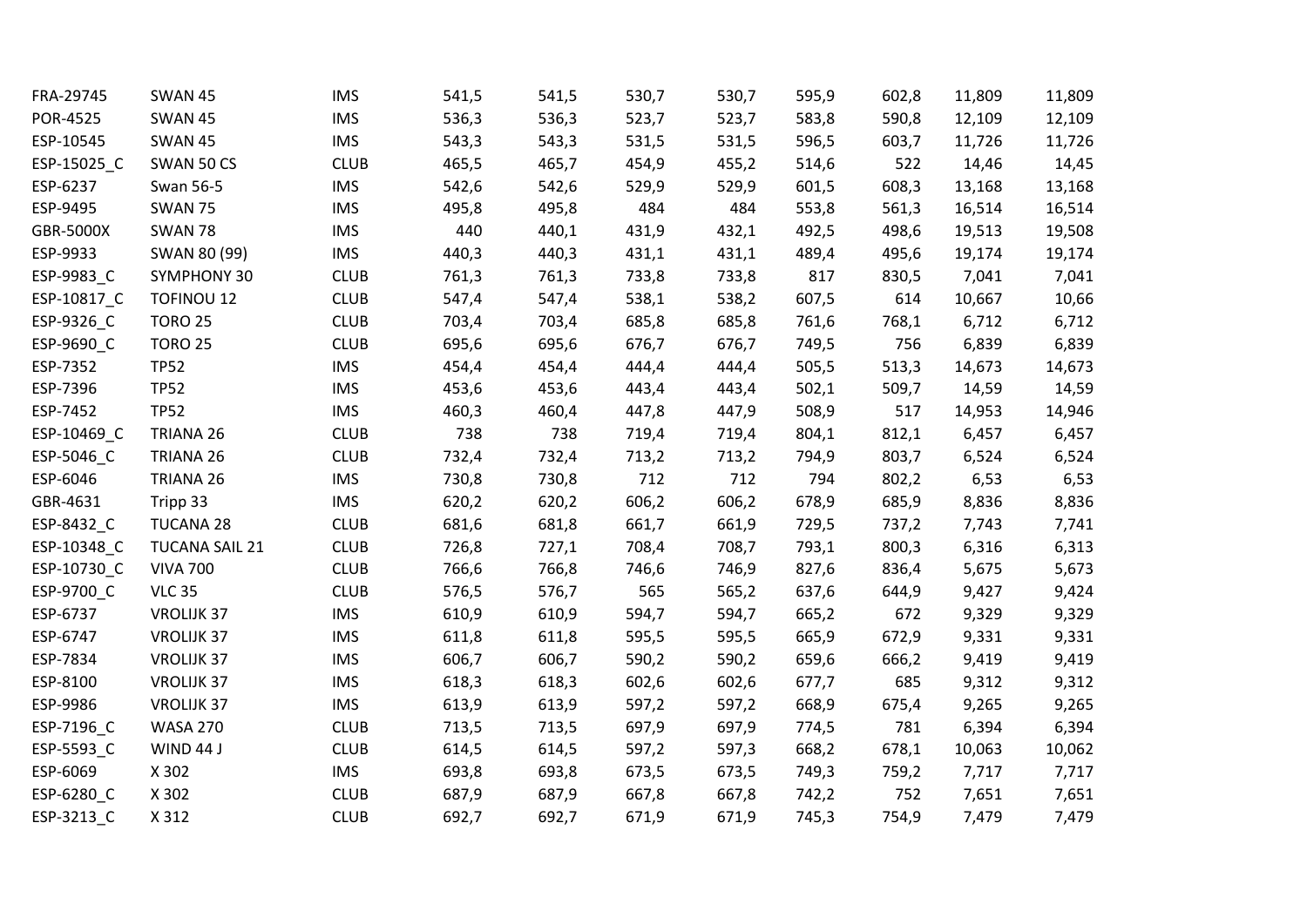| | | | | | | | | | | |
|---|---|---|---|---|---|---|---|---|---|---|
| FRA-29745 | SWAN 45 | IMS | 541,5 | 541,5 | 530,7 | 530,7 | 595,9 | 602,8 | 11,809 | 11,809 |
| POR-4525 | SWAN 45 | IMS | 536,3 | 536,3 | 523,7 | 523,7 | 583,8 | 590,8 | 12,109 | 12,109 |
| ESP-10545 | SWAN 45 | IMS | 543,3 | 543,3 | 531,5 | 531,5 | 596,5 | 603,7 | 11,726 | 11,726 |
| ESP-15025_C | SWAN 50 CS | CLUB | 465,5 | 465,7 | 454,9 | 455,2 | 514,6 | 522 | 14,46 | 14,45 |
| ESP-6237 | Swan 56-5 | IMS | 542,6 | 542,6 | 529,9 | 529,9 | 601,5 | 608,3 | 13,168 | 13,168 |
| ESP-9495 | SWAN 75 | IMS | 495,8 | 495,8 | 484 | 484 | 553,8 | 561,3 | 16,514 | 16,514 |
| GBR-5000X | SWAN 78 | IMS | 440 | 440,1 | 431,9 | 432,1 | 492,5 | 498,6 | 19,513 | 19,508 |
| ESP-9933 | SWAN 80 (99) | IMS | 440,3 | 440,3 | 431,1 | 431,1 | 489,4 | 495,6 | 19,174 | 19,174 |
| ESP-9983_C | SYMPHONY 30 | CLUB | 761,3 | 761,3 | 733,8 | 733,8 | 817 | 830,5 | 7,041 | 7,041 |
| ESP-10817_C | TOFINOU 12 | CLUB | 547,4 | 547,4 | 538,1 | 538,2 | 607,5 | 614 | 10,667 | 10,66 |
| ESP-9326_C | TORO 25 | CLUB | 703,4 | 703,4 | 685,8 | 685,8 | 761,6 | 768,1 | 6,712 | 6,712 |
| ESP-9690_C | TORO 25 | CLUB | 695,6 | 695,6 | 676,7 | 676,7 | 749,5 | 756 | 6,839 | 6,839 |
| ESP-7352 | TP52 | IMS | 454,4 | 454,4 | 444,4 | 444,4 | 505,5 | 513,3 | 14,673 | 14,673 |
| ESP-7396 | TP52 | IMS | 453,6 | 453,6 | 443,4 | 443,4 | 502,1 | 509,7 | 14,59 | 14,59 |
| ESP-7452 | TP52 | IMS | 460,3 | 460,4 | 447,8 | 447,9 | 508,9 | 517 | 14,953 | 14,946 |
| ESP-10469_C | TRIANA 26 | CLUB | 738 | 738 | 719,4 | 719,4 | 804,1 | 812,1 | 6,457 | 6,457 |
| ESP-5046_C | TRIANA 26 | CLUB | 732,4 | 732,4 | 713,2 | 713,2 | 794,9 | 803,7 | 6,524 | 6,524 |
| ESP-6046 | TRIANA 26 | IMS | 730,8 | 730,8 | 712 | 712 | 794 | 802,2 | 6,53 | 6,53 |
| GBR-4631 | Tripp 33 | IMS | 620,2 | 620,2 | 606,2 | 606,2 | 678,9 | 685,9 | 8,836 | 8,836 |
| ESP-8432_C | TUCANA 28 | CLUB | 681,6 | 681,8 | 661,7 | 661,9 | 729,5 | 737,2 | 7,743 | 7,741 |
| ESP-10348_C | TUCANA SAIL 21 | CLUB | 726,8 | 727,1 | 708,4 | 708,7 | 793,1 | 800,3 | 6,316 | 6,313 |
| ESP-10730_C | VIVA 700 | CLUB | 766,6 | 766,8 | 746,6 | 746,9 | 827,6 | 836,4 | 5,675 | 5,673 |
| ESP-9700_C | VLC 35 | CLUB | 576,5 | 576,7 | 565 | 565,2 | 637,6 | 644,9 | 9,427 | 9,424 |
| ESP-6737 | VROLIJK 37 | IMS | 610,9 | 610,9 | 594,7 | 594,7 | 665,2 | 672 | 9,329 | 9,329 |
| ESP-6747 | VROLIJK 37 | IMS | 611,8 | 611,8 | 595,5 | 595,5 | 665,9 | 672,9 | 9,331 | 9,331 |
| ESP-7834 | VROLIJK 37 | IMS | 606,7 | 606,7 | 590,2 | 590,2 | 659,6 | 666,2 | 9,419 | 9,419 |
| ESP-8100 | VROLIJK 37 | IMS | 618,3 | 618,3 | 602,6 | 602,6 | 677,7 | 685 | 9,312 | 9,312 |
| ESP-9986 | VROLIJK 37 | IMS | 613,9 | 613,9 | 597,2 | 597,2 | 668,9 | 675,4 | 9,265 | 9,265 |
| ESP-7196_C | WASA 270 | CLUB | 713,5 | 713,5 | 697,9 | 697,9 | 774,5 | 781 | 6,394 | 6,394 |
| ESP-5593_C | WIND 44 J | CLUB | 614,5 | 614,5 | 597,2 | 597,3 | 668,2 | 678,1 | 10,063 | 10,062 |
| ESP-6069 | X 302 | IMS | 693,8 | 693,8 | 673,5 | 673,5 | 749,3 | 759,2 | 7,717 | 7,717 |
| ESP-6280_C | X 302 | CLUB | 687,9 | 687,9 | 667,8 | 667,8 | 742,2 | 752 | 7,651 | 7,651 |
| ESP-3213_C | X 312 | CLUB | 692,7 | 692,7 | 671,9 | 671,9 | 745,3 | 754,9 | 7,479 | 7,479 |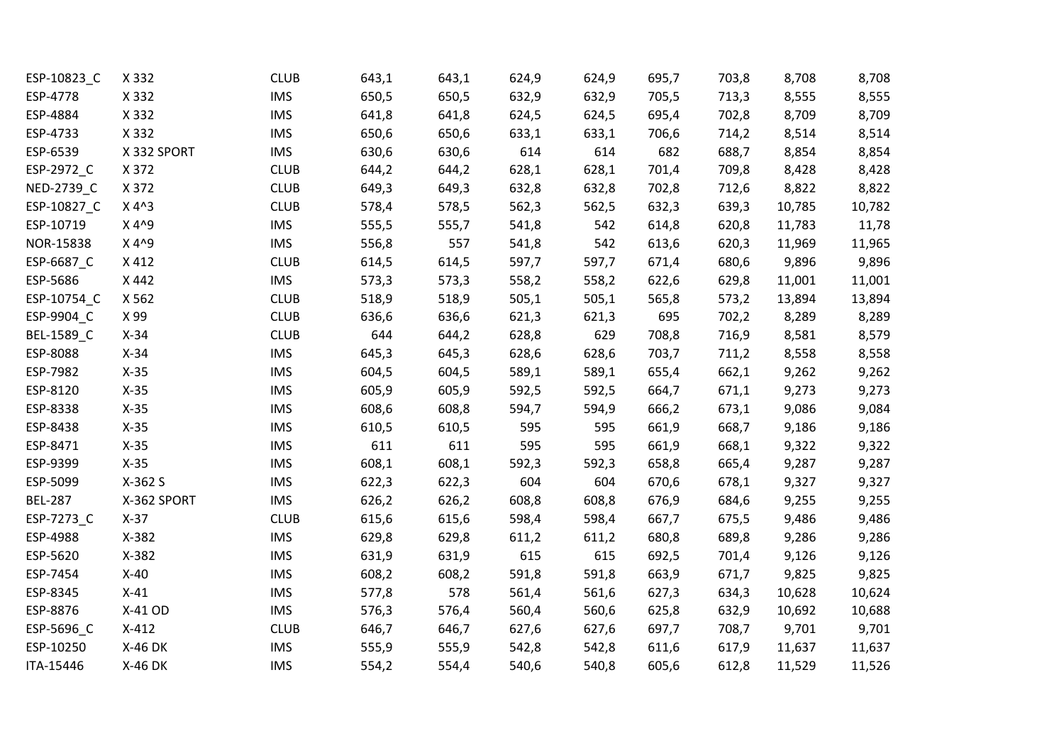| | | | | | | | | | | |
|---|---|---|---|---|---|---|---|---|---|---|
| ESP-10823_C | X 332 | CLUB | 643,1 | 643,1 | 624,9 | 624,9 | 695,7 | 703,8 | 8,708 | 8,708 |
| ESP-4778 | X 332 | IMS | 650,5 | 650,5 | 632,9 | 632,9 | 705,5 | 713,3 | 8,555 | 8,555 |
| ESP-4884 | X 332 | IMS | 641,8 | 641,8 | 624,5 | 624,5 | 695,4 | 702,8 | 8,709 | 8,709 |
| ESP-4733 | X 332 | IMS | 650,6 | 650,6 | 633,1 | 633,1 | 706,6 | 714,2 | 8,514 | 8,514 |
| ESP-6539 | X 332 SPORT | IMS | 630,6 | 630,6 | 614 | 614 | 682 | 688,7 | 8,854 | 8,854 |
| ESP-2972_C | X 372 | CLUB | 644,2 | 644,2 | 628,1 | 628,1 | 701,4 | 709,8 | 8,428 | 8,428 |
| NED-2739_C | X 372 | CLUB | 649,3 | 649,3 | 632,8 | 632,8 | 702,8 | 712,6 | 8,822 | 8,822 |
| ESP-10827_C | X 4^3 | CLUB | 578,4 | 578,5 | 562,3 | 562,5 | 632,3 | 639,3 | 10,785 | 10,782 |
| ESP-10719 | X 4^9 | IMS | 555,5 | 555,7 | 541,8 | 542 | 614,8 | 620,8 | 11,783 | 11,78 |
| NOR-15838 | X 4^9 | IMS | 556,8 | 557 | 541,8 | 542 | 613,6 | 620,3 | 11,969 | 11,965 |
| ESP-6687_C | X 412 | CLUB | 614,5 | 614,5 | 597,7 | 597,7 | 671,4 | 680,6 | 9,896 | 9,896 |
| ESP-5686 | X 442 | IMS | 573,3 | 573,3 | 558,2 | 558,2 | 622,6 | 629,8 | 11,001 | 11,001 |
| ESP-10754_C | X 562 | CLUB | 518,9 | 518,9 | 505,1 | 505,1 | 565,8 | 573,2 | 13,894 | 13,894 |
| ESP-9904_C | X 99 | CLUB | 636,6 | 636,6 | 621,3 | 621,3 | 695 | 702,2 | 8,289 | 8,289 |
| BEL-1589_C | X-34 | CLUB | 644 | 644,2 | 628,8 | 629 | 708,8 | 716,9 | 8,581 | 8,579 |
| ESP-8088 | X-34 | IMS | 645,3 | 645,3 | 628,6 | 628,6 | 703,7 | 711,2 | 8,558 | 8,558 |
| ESP-7982 | X-35 | IMS | 604,5 | 604,5 | 589,1 | 589,1 | 655,4 | 662,1 | 9,262 | 9,262 |
| ESP-8120 | X-35 | IMS | 605,9 | 605,9 | 592,5 | 592,5 | 664,7 | 671,1 | 9,273 | 9,273 |
| ESP-8338 | X-35 | IMS | 608,6 | 608,8 | 594,7 | 594,9 | 666,2 | 673,1 | 9,086 | 9,084 |
| ESP-8438 | X-35 | IMS | 610,5 | 610,5 | 595 | 595 | 661,9 | 668,7 | 9,186 | 9,186 |
| ESP-8471 | X-35 | IMS | 611 | 611 | 595 | 595 | 661,9 | 668,1 | 9,322 | 9,322 |
| ESP-9399 | X-35 | IMS | 608,1 | 608,1 | 592,3 | 592,3 | 658,8 | 665,4 | 9,287 | 9,287 |
| ESP-5099 | X-362 S | IMS | 622,3 | 622,3 | 604 | 604 | 670,6 | 678,1 | 9,327 | 9,327 |
| BEL-287 | X-362 SPORT | IMS | 626,2 | 626,2 | 608,8 | 608,8 | 676,9 | 684,6 | 9,255 | 9,255 |
| ESP-7273_C | X-37 | CLUB | 615,6 | 615,6 | 598,4 | 598,4 | 667,7 | 675,5 | 9,486 | 9,486 |
| ESP-4988 | X-382 | IMS | 629,8 | 629,8 | 611,2 | 611,2 | 680,8 | 689,8 | 9,286 | 9,286 |
| ESP-5620 | X-382 | IMS | 631,9 | 631,9 | 615 | 615 | 692,5 | 701,4 | 9,126 | 9,126 |
| ESP-7454 | X-40 | IMS | 608,2 | 608,2 | 591,8 | 591,8 | 663,9 | 671,7 | 9,825 | 9,825 |
| ESP-8345 | X-41 | IMS | 577,8 | 578 | 561,4 | 561,6 | 627,3 | 634,3 | 10,628 | 10,624 |
| ESP-8876 | X-41 OD | IMS | 576,3 | 576,4 | 560,4 | 560,6 | 625,8 | 632,9 | 10,692 | 10,688 |
| ESP-5696_C | X-412 | CLUB | 646,7 | 646,7 | 627,6 | 627,6 | 697,7 | 708,7 | 9,701 | 9,701 |
| ESP-10250 | X-46 DK | IMS | 555,9 | 555,9 | 542,8 | 542,8 | 611,6 | 617,9 | 11,637 | 11,637 |
| ITA-15446 | X-46 DK | IMS | 554,2 | 554,4 | 540,6 | 540,8 | 605,6 | 612,8 | 11,529 | 11,526 |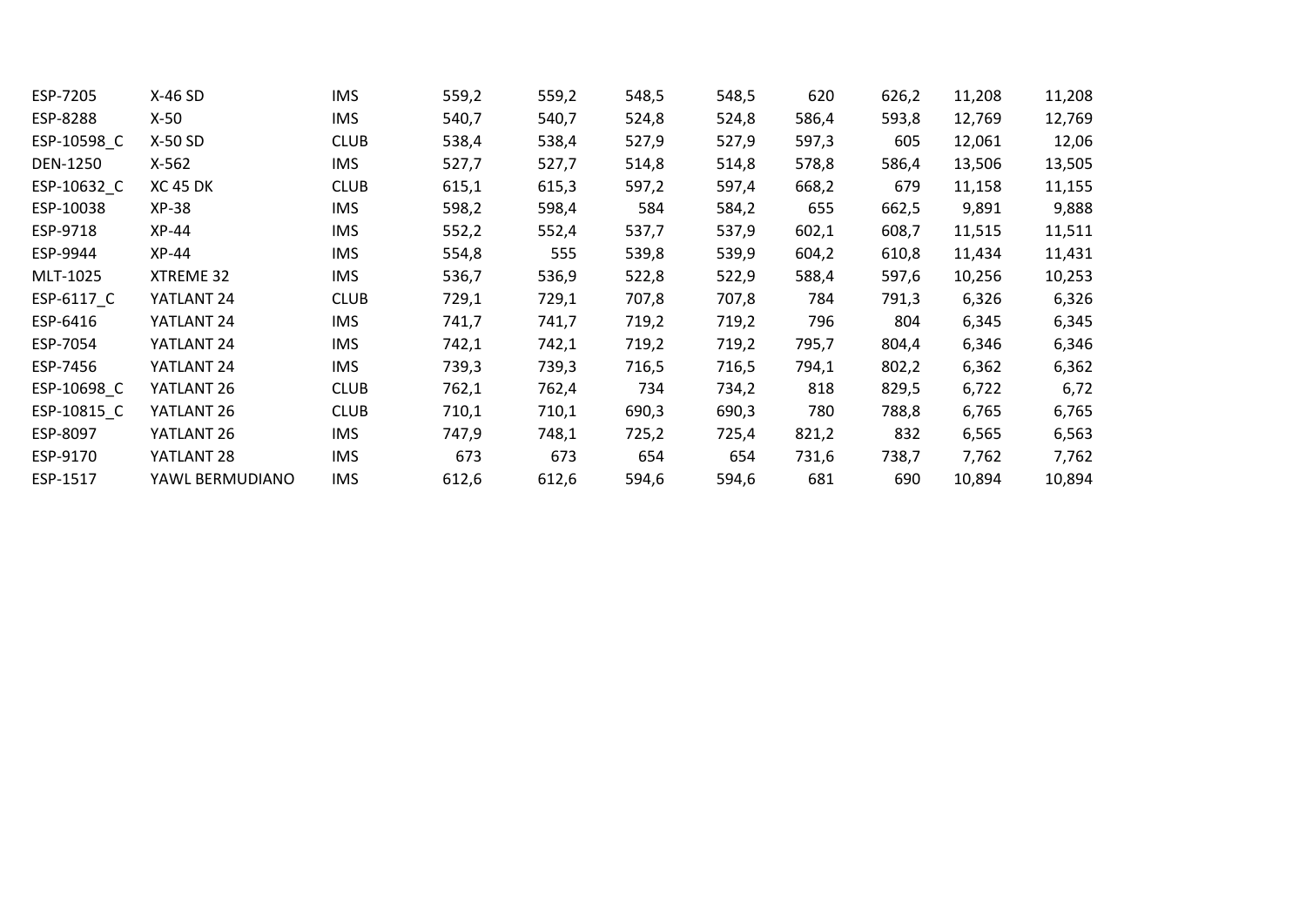| | | | | | | | | | | |
|---|---|---|---|---|---|---|---|---|---|---|
| ESP-7205 | X-46 SD | IMS | 559,2 | 559,2 | 548,5 | 548,5 | 620 | 626,2 | 11,208 | 11,208 |
| ESP-8288 | X-50 | IMS | 540,7 | 540,7 | 524,8 | 524,8 | 586,4 | 593,8 | 12,769 | 12,769 |
| ESP-10598_C | X-50 SD | CLUB | 538,4 | 538,4 | 527,9 | 527,9 | 597,3 | 605 | 12,061 | 12,06 |
| DEN-1250 | X-562 | IMS | 527,7 | 527,7 | 514,8 | 514,8 | 578,8 | 586,4 | 13,506 | 13,505 |
| ESP-10632_C | XC 45 DK | CLUB | 615,1 | 615,3 | 597,2 | 597,4 | 668,2 | 679 | 11,158 | 11,155 |
| ESP-10038 | XP-38 | IMS | 598,2 | 598,4 | 584 | 584,2 | 655 | 662,5 | 9,891 | 9,888 |
| ESP-9718 | XP-44 | IMS | 552,2 | 552,4 | 537,7 | 537,9 | 602,1 | 608,7 | 11,515 | 11,511 |
| ESP-9944 | XP-44 | IMS | 554,8 | 555 | 539,8 | 539,9 | 604,2 | 610,8 | 11,434 | 11,431 |
| MLT-1025 | XTREME 32 | IMS | 536,7 | 536,9 | 522,8 | 522,9 | 588,4 | 597,6 | 10,256 | 10,253 |
| ESP-6117_C | YATLANT 24 | CLUB | 729,1 | 729,1 | 707,8 | 707,8 | 784 | 791,3 | 6,326 | 6,326 |
| ESP-6416 | YATLANT 24 | IMS | 741,7 | 741,7 | 719,2 | 719,2 | 796 | 804 | 6,345 | 6,345 |
| ESP-7054 | YATLANT 24 | IMS | 742,1 | 742,1 | 719,2 | 719,2 | 795,7 | 804,4 | 6,346 | 6,346 |
| ESP-7456 | YATLANT 24 | IMS | 739,3 | 739,3 | 716,5 | 716,5 | 794,1 | 802,2 | 6,362 | 6,362 |
| ESP-10698_C | YATLANT 26 | CLUB | 762,1 | 762,4 | 734 | 734,2 | 818 | 829,5 | 6,722 | 6,72 |
| ESP-10815_C | YATLANT 26 | CLUB | 710,1 | 710,1 | 690,3 | 690,3 | 780 | 788,8 | 6,765 | 6,765 |
| ESP-8097 | YATLANT 26 | IMS | 747,9 | 748,1 | 725,2 | 725,4 | 821,2 | 832 | 6,565 | 6,563 |
| ESP-9170 | YATLANT 28 | IMS | 673 | 673 | 654 | 654 | 731,6 | 738,7 | 7,762 | 7,762 |
| ESP-1517 | YAWL BERMUDIANO | IMS | 612,6 | 612,6 | 594,6 | 594,6 | 681 | 690 | 10,894 | 10,894 |